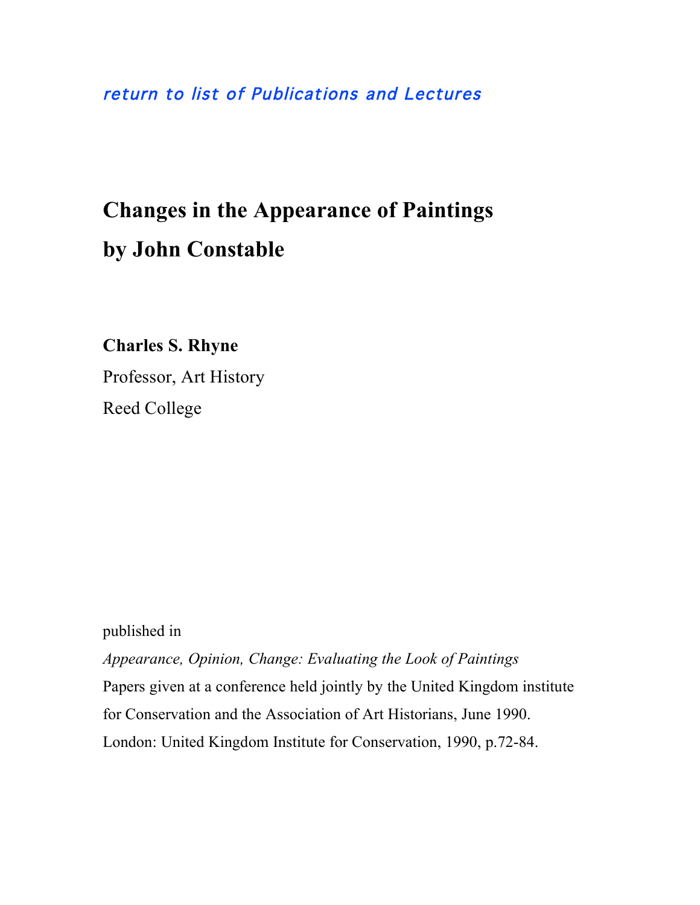*return to list of Publications and Lectures*

# Changes in the Appearance of Paintings by John Constable

**Charles S. Rhyne**

Professor, Art History

Reed College

published in

*Appearance, Opinion, Change: Evaluating the Look of Paintings*

Papers given at a conference held jointly by the United Kingdom institute for Conservation and the Association of Art Historians, June 1990.

London: United Kingdom Institute for Conservation, 1990, p.72-84.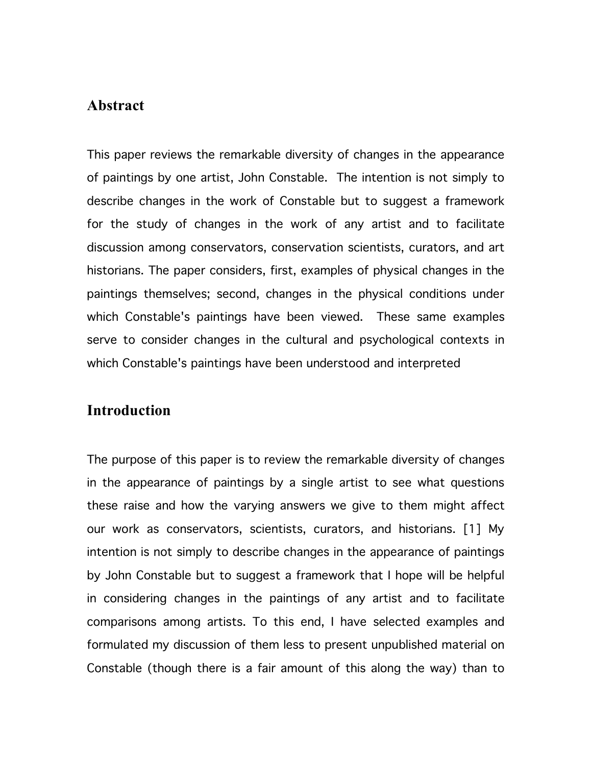## Abstract

This paper reviews the remarkable diversity of changes in the appearance of paintings by one artist, John Constable. The intention is not simply to describe changes in the work of Constable but to suggest a framework for the study of changes in the work of any artist and to facilitate discussion among conservators, conservation scientists, curators, and art historians. The paper considers, first, examples of physical changes in the paintings themselves; second, changes in the physical conditions under which Constable's paintings have been viewed. These same examples serve to consider changes in the cultural and psychological contexts in which Constable's paintings have been understood and interpreted

## Introduction

The purpose of this paper is to review the remarkable diversity of changes in the appearance of paintings by a single artist to see what questions these raise and how the varying answers we give to them might affect our work as conservators, scientists, curators, and historians. [1] My intention is not simply to describe changes in the appearance of paintings by John Constable but to suggest a framework that I hope will be helpful in considering changes in the paintings of any artist and to facilitate comparisons among artists. To this end, I have selected examples and formulated my discussion of them less to present unpublished material on Constable (though there is a fair amount of this along the way) than to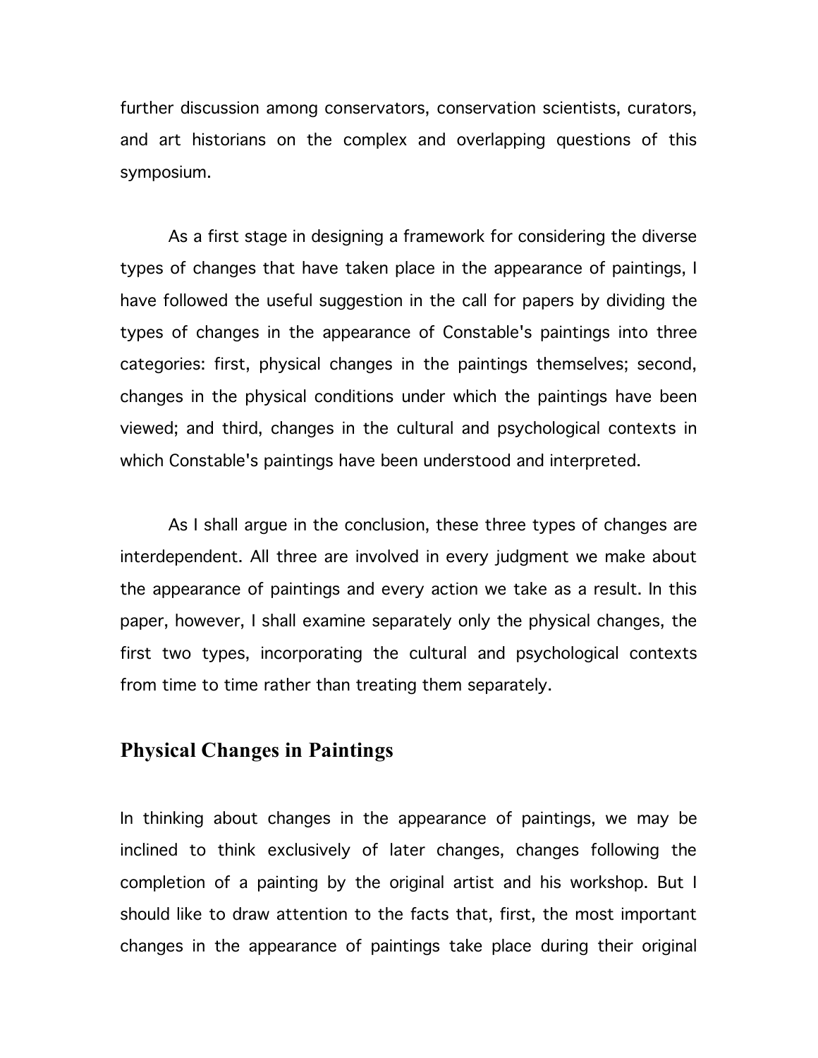further discussion among conservators, conservation scientists, curators, and art historians on the complex and overlapping questions of this symposium.

As a first stage in designing a framework for considering the diverse types of changes that have taken place in the appearance of paintings, I have followed the useful suggestion in the call for papers by dividing the types of changes in the appearance of Constable's paintings into three categories: first, physical changes in the paintings themselves; second, changes in the physical conditions under which the paintings have been viewed; and third, changes in the cultural and psychological contexts in which Constable's paintings have been understood and interpreted.

As I shall argue in the conclusion, these three types of changes are interdependent. All three are involved in every judgment we make about the appearance of paintings and every action we take as a result. In this paper, however, I shall examine separately only the physical changes, the first two types, incorporating the cultural and psychological contexts from time to time rather than treating them separately.

## Physical Changes in Paintings

In thinking about changes in the appearance of paintings, we may be inclined to think exclusively of later changes, changes following the completion of a painting by the original artist and his workshop. But I should like to draw attention to the facts that, first, the most important changes in the appearance of paintings take place during their original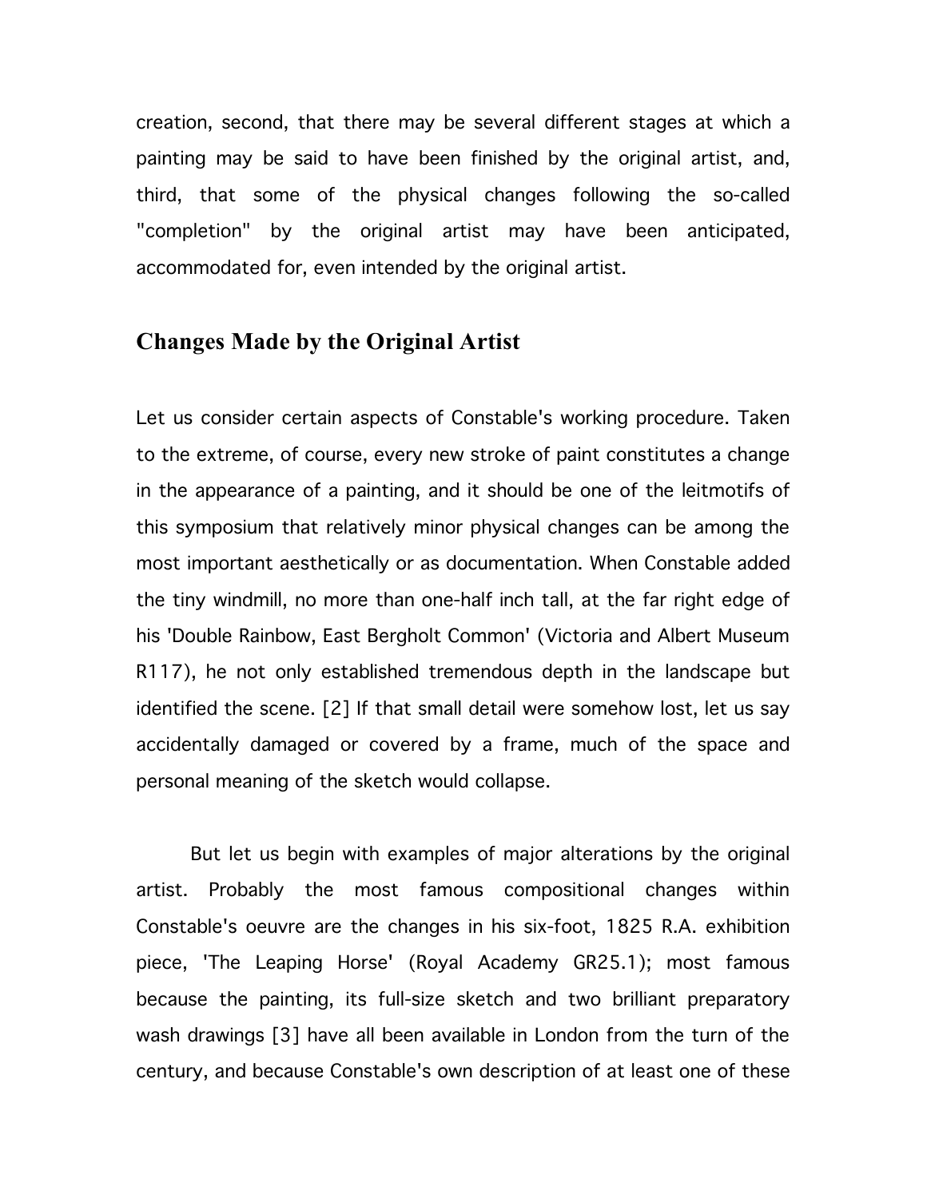creation, second, that there may be several different stages at which a painting may be said to have been finished by the original artist, and, third, that some of the physical changes following the so-called "completion" by the original artist may have been anticipated, accommodated for, even intended by the original artist.

## Changes Made by the Original Artist

Let us consider certain aspects of Constable's working procedure. Taken to the extreme, of course, every new stroke of paint constitutes a change in the appearance of a painting, and it should be one of the leitmotifs of this symposium that relatively minor physical changes can be among the most important aesthetically or as documentation. When Constable added the tiny windmill, no more than one-half inch tall, at the far right edge of his 'Double Rainbow, East Bergholt Common' (Victoria and Albert Museum R117), he not only established tremendous depth in the landscape but identified the scene. [2] If that small detail were somehow lost, let us say accidentally damaged or covered by a frame, much of the space and personal meaning of the sketch would collapse.

But let us begin with examples of major alterations by the original artist. Probably the most famous compositional changes within Constable's oeuvre are the changes in his six-foot, 1825 R.A. exhibition piece, 'The Leaping Horse' (Royal Academy GR25.1); most famous because the painting, its full-size sketch and two brilliant preparatory wash drawings [3] have all been available in London from the turn of the century, and because Constable's own description of at least one of these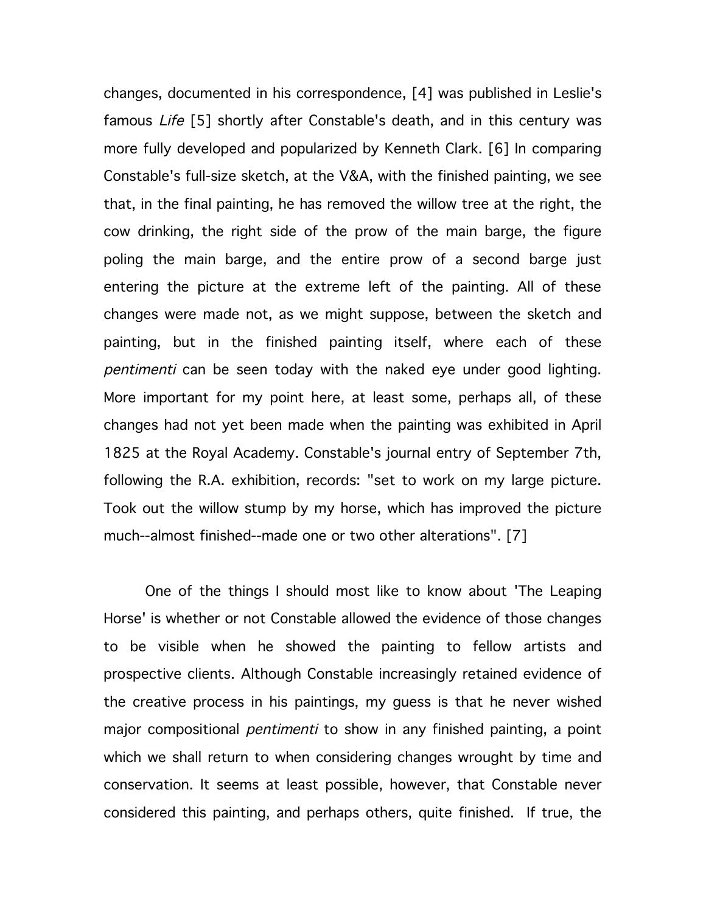changes, documented in his correspondence, [4] was published in Leslie's famous *Life* [5] shortly after Constable's death, and in this century was more fully developed and popularized by Kenneth Clark. [6] In comparing Constable's full-size sketch, at the V&A, with the finished painting, we see that, in the final painting, he has removed the willow tree at the right, the cow drinking, the right side of the prow of the main barge, the figure poling the main barge, and the entire prow of a second barge just entering the picture at the extreme left of the painting. All of these changes were made not, as we might suppose, between the sketch and painting, but in the finished painting itself, where each of these *pentimenti* can be seen today with the naked eye under good lighting. More important for my point here, at least some, perhaps all, of these changes had not yet been made when the painting was exhibited in April 1825 at the Royal Academy. Constable's journal entry of September 7th, following the R.A. exhibition, records: "set to work on my large picture. Took out the willow stump by my horse, which has improved the picture much--almost finished--made one or two other alterations". [7]

One of the things I should most like to know about 'The Leaping Horse' is whether or not Constable allowed the evidence of those changes to be visible when he showed the painting to fellow artists and prospective clients. Although Constable increasingly retained evidence of the creative process in his paintings, my guess is that he never wished major compositional *pentimenti* to show in any finished painting, a point which we shall return to when considering changes wrought by time and conservation. It seems at least possible, however, that Constable never considered this painting, and perhaps others, quite finished. If true, the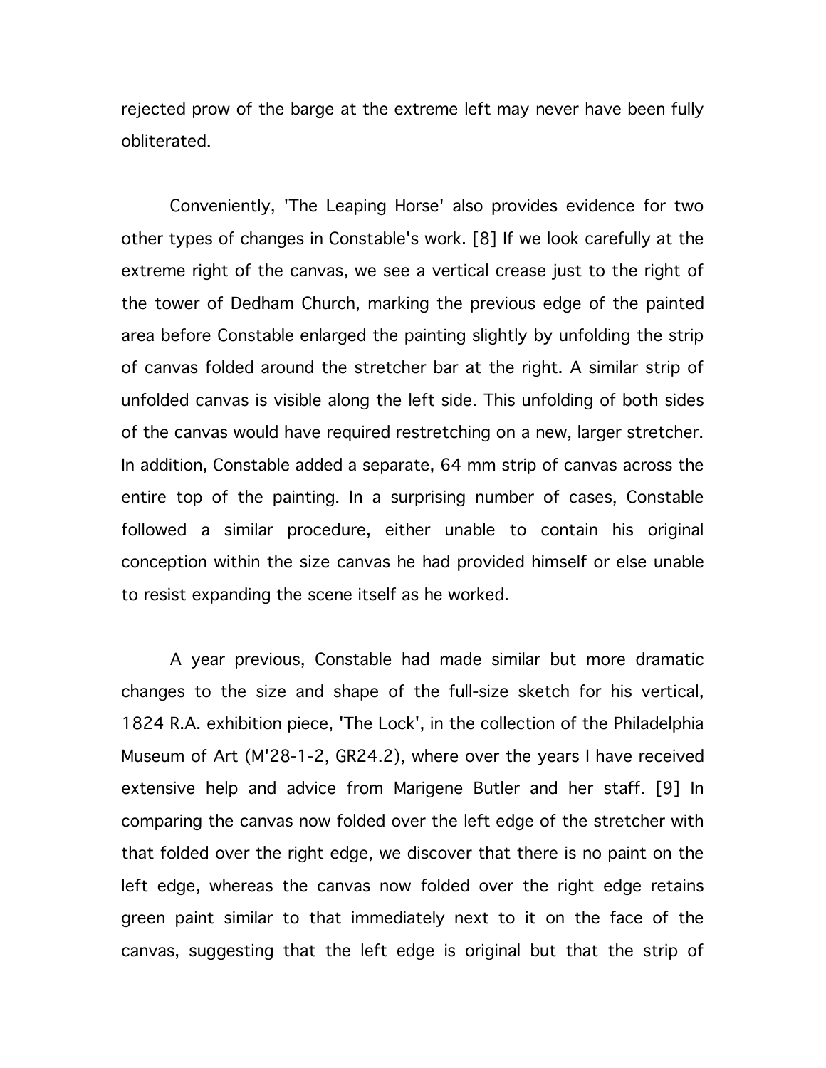rejected prow of the barge at the extreme left may never have been fully obliterated.

Conveniently, 'The Leaping Horse' also provides evidence for two other types of changes in Constable's work. [8] If we look carefully at the extreme right of the canvas, we see a vertical crease just to the right of the tower of Dedham Church, marking the previous edge of the painted area before Constable enlarged the painting slightly by unfolding the strip of canvas folded around the stretcher bar at the right. A similar strip of unfolded canvas is visible along the left side. This unfolding of both sides of the canvas would have required restretching on a new, larger stretcher. In addition, Constable added a separate, 64 mm strip of canvas across the entire top of the painting. In a surprising number of cases, Constable followed a similar procedure, either unable to contain his original conception within the size canvas he had provided himself or else unable to resist expanding the scene itself as he worked.

A year previous, Constable had made similar but more dramatic changes to the size and shape of the full-size sketch for his vertical, 1824 R.A. exhibition piece, 'The Lock', in the collection of the Philadelphia Museum of Art (M'28-1-2, GR24.2), where over the years I have received extensive help and advice from Marigene Butler and her staff. [9] In comparing the canvas now folded over the left edge of the stretcher with that folded over the right edge, we discover that there is no paint on the left edge, whereas the canvas now folded over the right edge retains green paint similar to that immediately next to it on the face of the canvas, suggesting that the left edge is original but that the strip of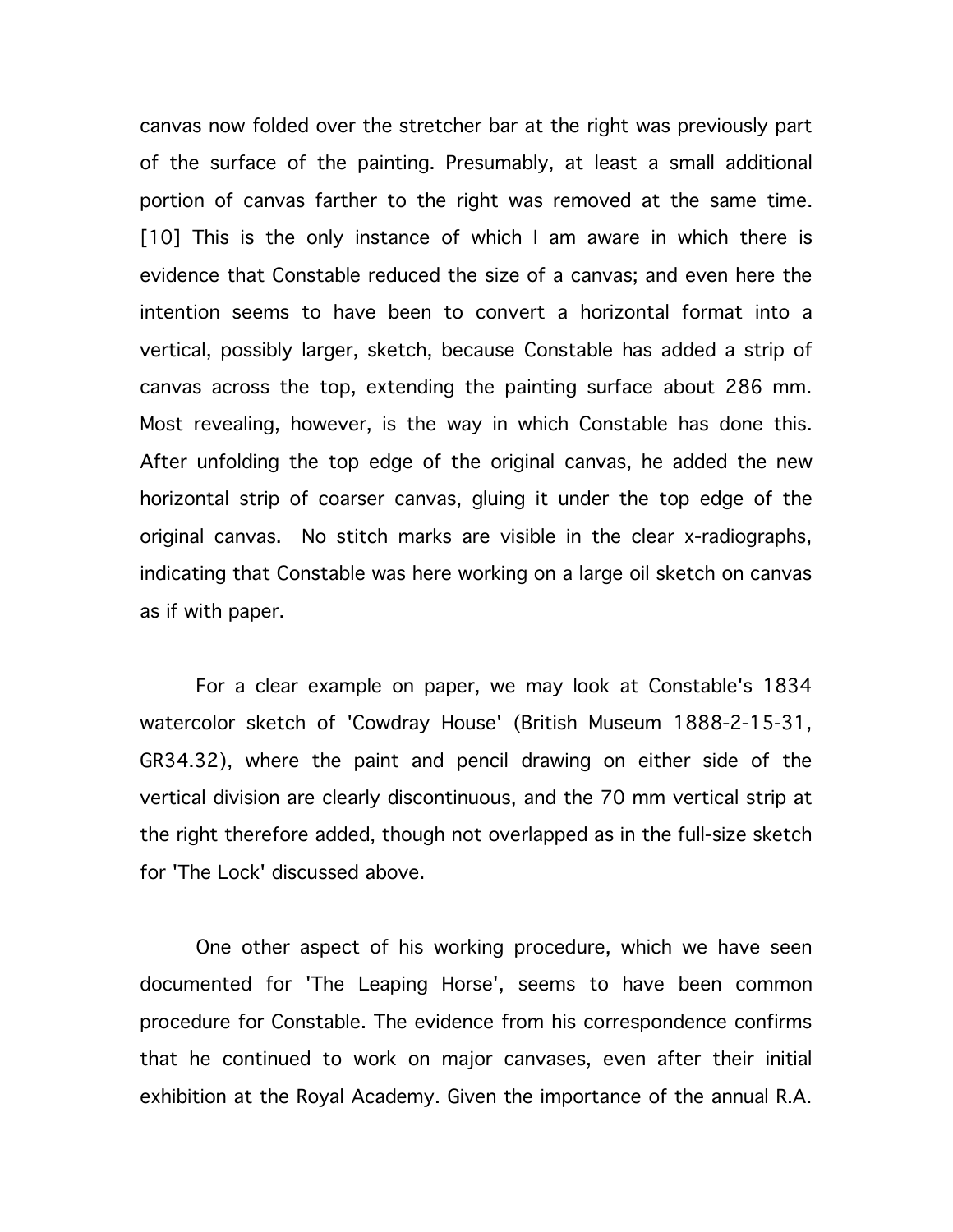canvas now folded over the stretcher bar at the right was previously part of the surface of the painting. Presumably, at least a small additional portion of canvas farther to the right was removed at the same time. [10] This is the only instance of which I am aware in which there is evidence that Constable reduced the size of a canvas; and even here the intention seems to have been to convert a horizontal format into a vertical, possibly larger, sketch, because Constable has added a strip of canvas across the top, extending the painting surface about 286 mm. Most revealing, however, is the way in which Constable has done this. After unfolding the top edge of the original canvas, he added the new horizontal strip of coarser canvas, gluing it under the top edge of the original canvas. No stitch marks are visible in the clear x-radiographs, indicating that Constable was here working on a large oil sketch on canvas as if with paper.

For a clear example on paper, we may look at Constable's 1834 watercolor sketch of 'Cowdray House' (British Museum 1888-2-15-31, GR34.32), where the paint and pencil drawing on either side of the vertical division are clearly discontinuous, and the 70 mm vertical strip at the right therefore added, though not overlapped as in the full-size sketch for 'The Lock' discussed above.

One other aspect of his working procedure, which we have seen documented for 'The Leaping Horse', seems to have been common procedure for Constable. The evidence from his correspondence confirms that he continued to work on major canvases, even after their initial exhibition at the Royal Academy. Given the importance of the annual R.A.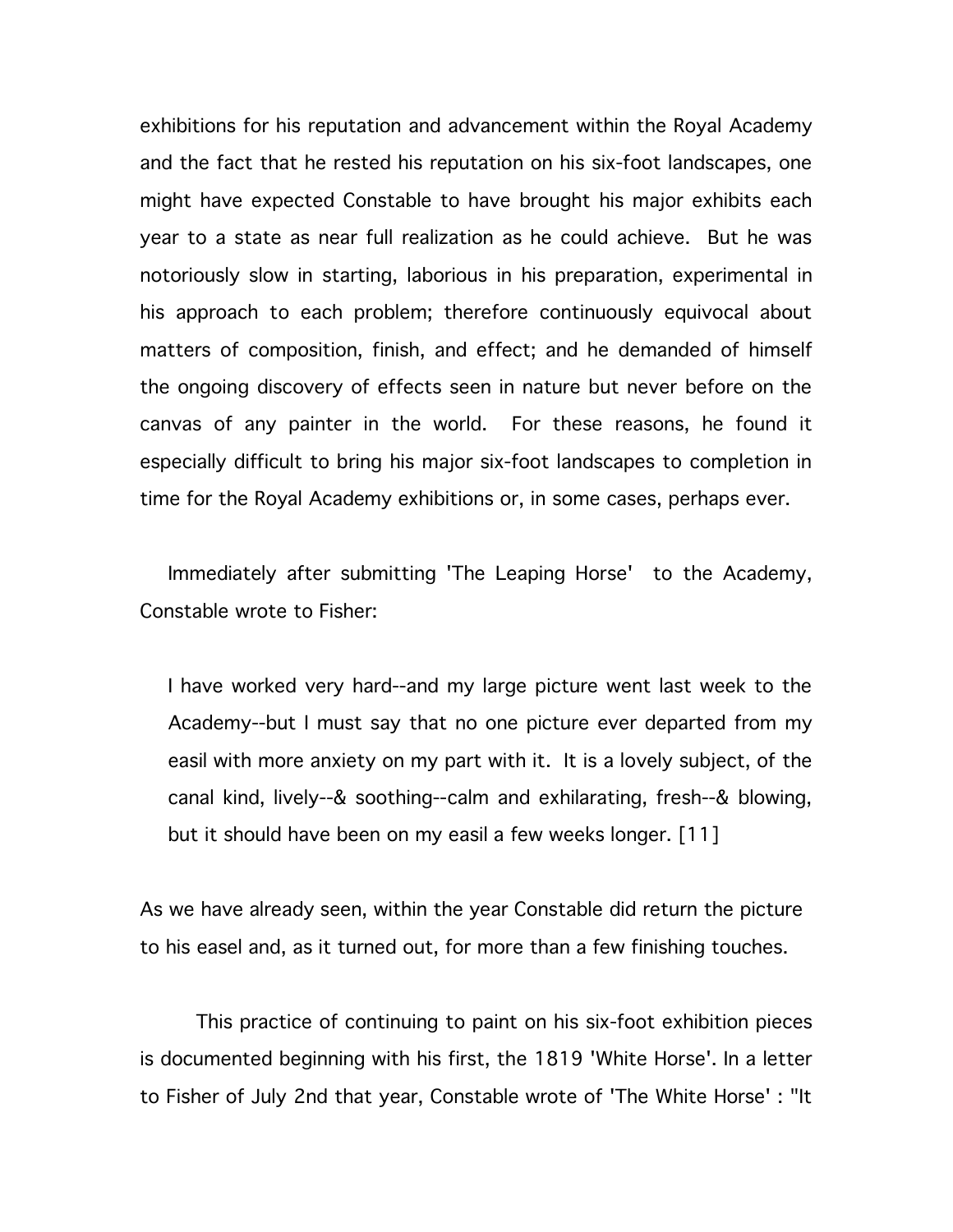exhibitions for his reputation and advancement within the Royal Academy and the fact that he rested his reputation on his six-foot landscapes, one might have expected Constable to have brought his major exhibits each year to a state as near full realization as he could achieve. But he was notoriously slow in starting, laborious in his preparation, experimental in his approach to each problem; therefore continuously equivocal about matters of composition, finish, and effect; and he demanded of himself the ongoing discovery of effects seen in nature but never before on the canvas of any painter in the world. For these reasons, he found it especially difficult to bring his major six-foot landscapes to completion in time for the Royal Academy exhibitions or, in some cases, perhaps ever.

Immediately after submitting 'The Leaping Horse' to the Academy, Constable wrote to Fisher:

> I have worked very hard--and my large picture went last week to the Academy--but I must say that no one picture ever departed from my easil with more anxiety on my part with it. It is a lovely subject, of the canal kind, lively--& soothing--calm and exhilarating, fresh--& blowing, but it should have been on my easil a few weeks longer. [11]

As we have already seen, within the year Constable did return the picture to his easel and, as it turned out, for more than a few finishing touches.

This practice of continuing to paint on his six-foot exhibition pieces is documented beginning with his first, the 1819 'White Horse'. In a letter to Fisher of July 2nd that year, Constable wrote of 'The White Horse' : "It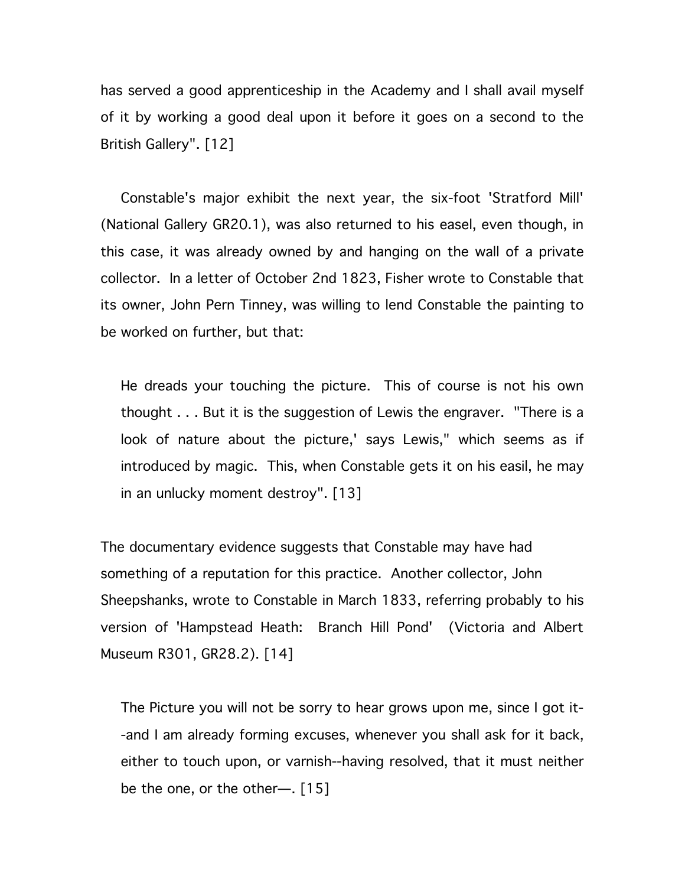has served a good apprenticeship in the Academy and I shall avail myself of it by working a good deal upon it before it goes on a second to the British Gallery". [12]

Constable's major exhibit the next year, the six-foot 'Stratford Mill' (National Gallery GR20.1), was also returned to his easel, even though, in this case, it was already owned by and hanging on the wall of a private collector. In a letter of October 2nd 1823, Fisher wrote to Constable that its owner, John Pern Tinney, was willing to lend Constable the painting to be worked on further, but that:

> He dreads your touching the picture. This of course is not his own thought . . . But it is the suggestion of Lewis the engraver. "There is a look of nature about the picture,' says Lewis," which seems as if introduced by magic. This, when Constable gets it on his easil, he may in an unlucky moment destroy". [13]

The documentary evidence suggests that Constable may have had something of a reputation for this practice. Another collector, John Sheepshanks, wrote to Constable in March 1833, referring probably to his version of 'Hampstead Heath: Branch Hill Pond' (Victoria and Albert Museum R301, GR28.2). [14]

> The Picture you will not be sorry to hear grows upon me, since I got it--and I am already forming excuses, whenever you shall ask for it back, either to touch upon, or varnish--having resolved, that it must neither be the one, or the other—. [15]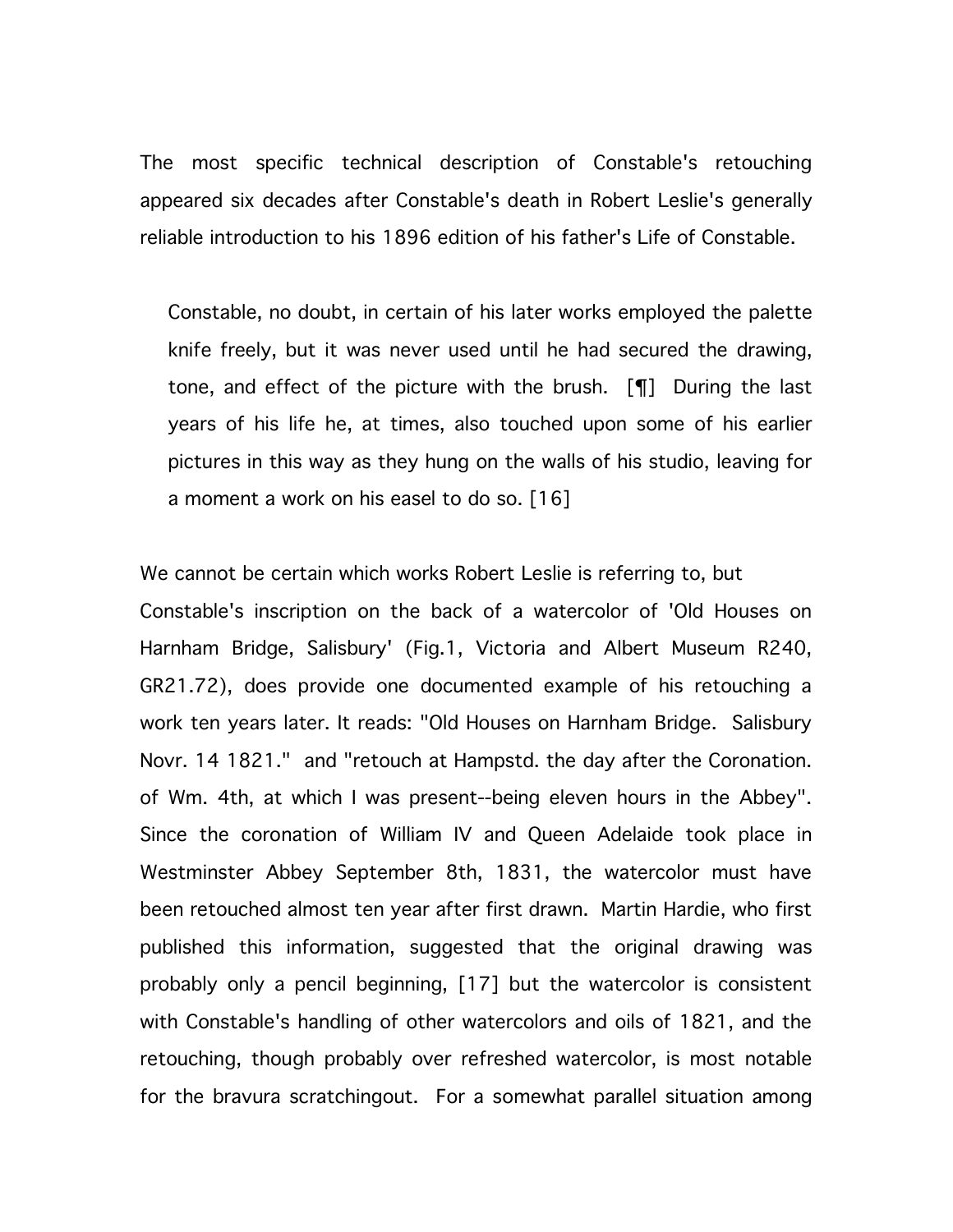The most specific technical description of Constable's retouching appeared six decades after Constable's death in Robert Leslie's generally reliable introduction to his 1896 edition of his father's Life of Constable.

> Constable, no doubt, in certain of his later works employed the palette knife freely, but it was never used until he had secured the drawing, tone, and effect of the picture with the brush. [¶] During the last years of his life he, at times, also touched upon some of his earlier pictures in this way as they hung on the walls of his studio, leaving for a moment a work on his easel to do so. [16]

We cannot be certain which works Robert Leslie is referring to, but Constable's inscription on the back of a watercolor of 'Old Houses on Harnham Bridge, Salisbury' (Fig.1, Victoria and Albert Museum R240, GR21.72), does provide one documented example of his retouching a work ten years later. It reads: "Old Houses on Harnham Bridge. Salisbury Novr. 14 1821." and "retouch at Hampstd. the day after the Coronation. of Wm. 4th, at which I was present--being eleven hours in the Abbey". Since the coronation of William IV and Queen Adelaide took place in Westminster Abbey September 8th, 1831, the watercolor must have been retouched almost ten year after first drawn. Martin Hardie, who first published this information, suggested that the original drawing was probably only a pencil beginning, [17] but the watercolor is consistent with Constable's handling of other watercolors and oils of 1821, and the retouching, though probably over refreshed watercolor, is most notable for the bravura scratchingout. For a somewhat parallel situation among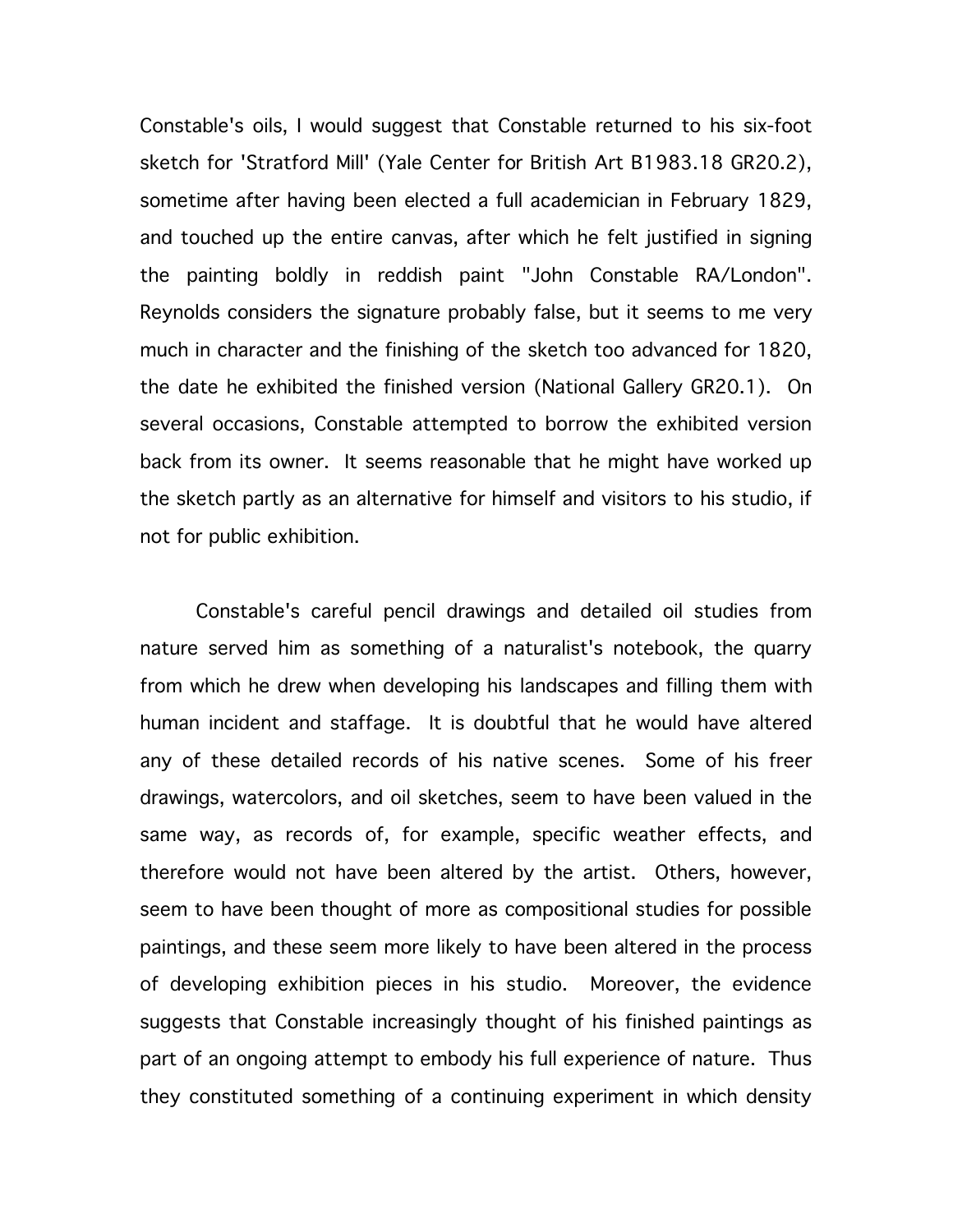Constable's oils, I would suggest that Constable returned to his six-foot sketch for 'Stratford Mill' (Yale Center for British Art B1983.18 GR20.2), sometime after having been elected a full academician in February 1829, and touched up the entire canvas, after which he felt justified in signing the painting boldly in reddish paint "John Constable RA/London". Reynolds considers the signature probably false, but it seems to me very much in character and the finishing of the sketch too advanced for 1820, the date he exhibited the finished version (National Gallery GR20.1). On several occasions, Constable attempted to borrow the exhibited version back from its owner. It seems reasonable that he might have worked up the sketch partly as an alternative for himself and visitors to his studio, if not for public exhibition.

Constable's careful pencil drawings and detailed oil studies from nature served him as something of a naturalist's notebook, the quarry from which he drew when developing his landscapes and filling them with human incident and staffage. It is doubtful that he would have altered any of these detailed records of his native scenes. Some of his freer drawings, watercolors, and oil sketches, seem to have been valued in the same way, as records of, for example, specific weather effects, and therefore would not have been altered by the artist. Others, however, seem to have been thought of more as compositional studies for possible paintings, and these seem more likely to have been altered in the process of developing exhibition pieces in his studio. Moreover, the evidence suggests that Constable increasingly thought of his finished paintings as part of an ongoing attempt to embody his full experience of nature. Thus they constituted something of a continuing experiment in which density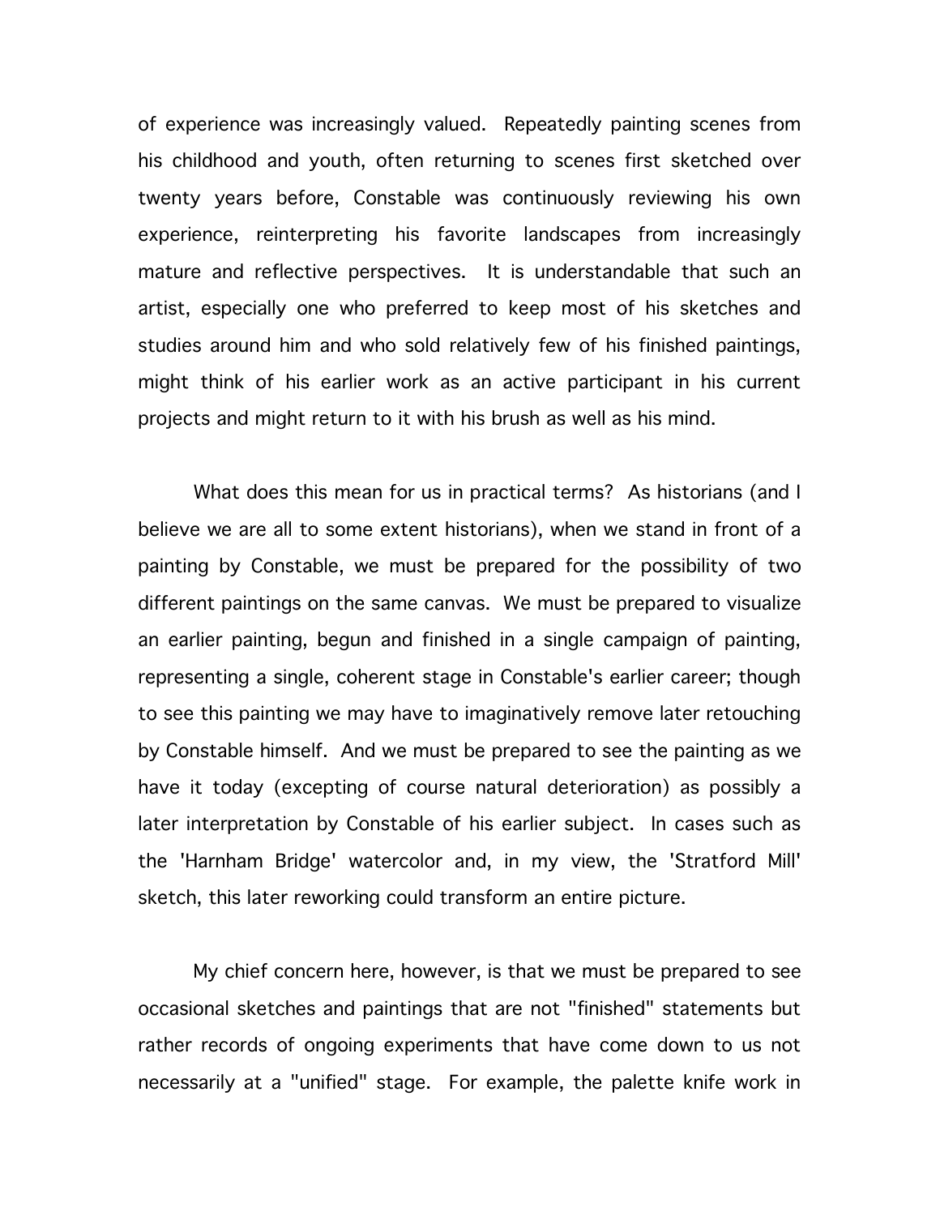of experience was increasingly valued. Repeatedly painting scenes from his childhood and youth, often returning to scenes first sketched over twenty years before, Constable was continuously reviewing his own experience, reinterpreting his favorite landscapes from increasingly mature and reflective perspectives. It is understandable that such an artist, especially one who preferred to keep most of his sketches and studies around him and who sold relatively few of his finished paintings, might think of his earlier work as an active participant in his current projects and might return to it with his brush as well as his mind.

What does this mean for us in practical terms? As historians (and I believe we are all to some extent historians), when we stand in front of a painting by Constable, we must be prepared for the possibility of two different paintings on the same canvas. We must be prepared to visualize an earlier painting, begun and finished in a single campaign of painting, representing a single, coherent stage in Constable's earlier career; though to see this painting we may have to imaginatively remove later retouching by Constable himself. And we must be prepared to see the painting as we have it today (excepting of course natural deterioration) as possibly a later interpretation by Constable of his earlier subject. In cases such as the 'Harnham Bridge' watercolor and, in my view, the 'Stratford Mill' sketch, this later reworking could transform an entire picture.

My chief concern here, however, is that we must be prepared to see occasional sketches and paintings that are not "finished" statements but rather records of ongoing experiments that have come down to us not necessarily at a "unified" stage. For example, the palette knife work in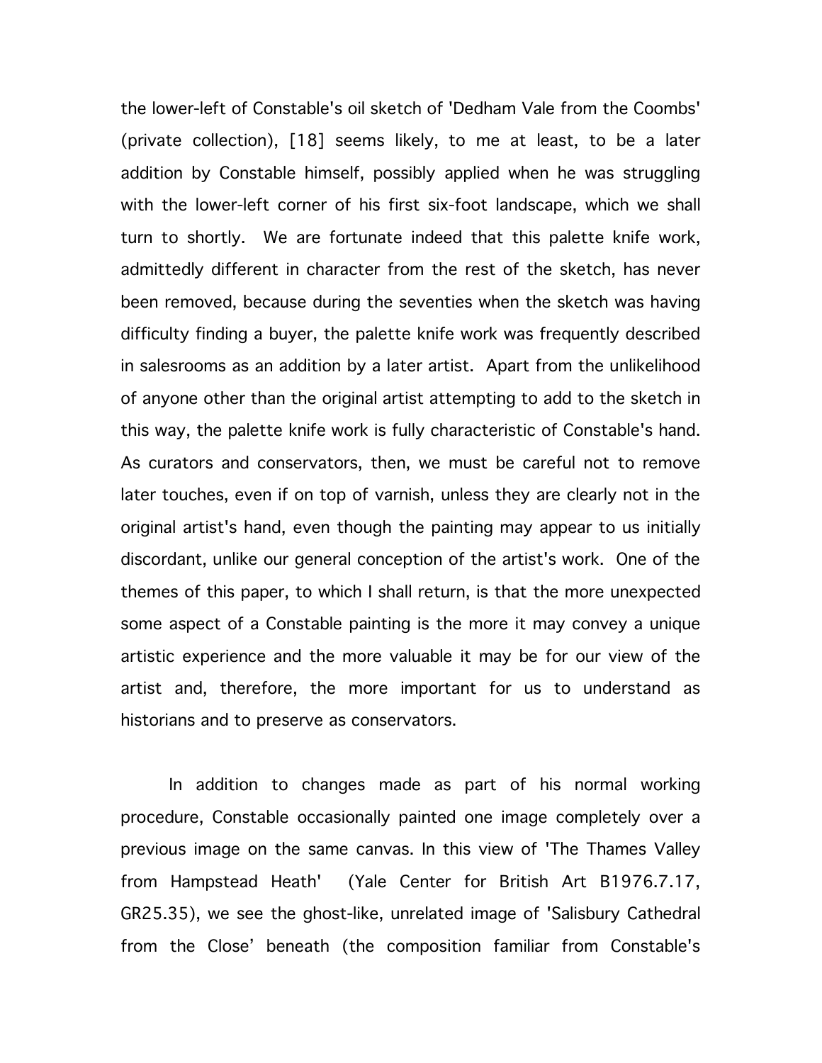the lower-left of Constable's oil sketch of 'Dedham Vale from the Coombs' (private collection), [18] seems likely, to me at least, to be a later addition by Constable himself, possibly applied when he was struggling with the lower-left corner of his first six-foot landscape, which we shall turn to shortly. We are fortunate indeed that this palette knife work, admittedly different in character from the rest of the sketch, has never been removed, because during the seventies when the sketch was having difficulty finding a buyer, the palette knife work was frequently described in salesrooms as an addition by a later artist. Apart from the unlikelihood of anyone other than the original artist attempting to add to the sketch in this way, the palette knife work is fully characteristic of Constable's hand. As curators and conservators, then, we must be careful not to remove later touches, even if on top of varnish, unless they are clearly not in the original artist's hand, even though the painting may appear to us initially discordant, unlike our general conception of the artist's work. One of the themes of this paper, to which I shall return, is that the more unexpected some aspect of a Constable painting is the more it may convey a unique artistic experience and the more valuable it may be for our view of the artist and, therefore, the more important for us to understand as historians and to preserve as conservators.

In addition to changes made as part of his normal working procedure, Constable occasionally painted one image completely over a previous image on the same canvas. In this view of 'The Thames Valley from Hampstead Heath' (Yale Center for British Art B1976.7.17, GR25.35), we see the ghost-like, unrelated image of 'Salisbury Cathedral from the Close' beneath (the composition familiar from Constable's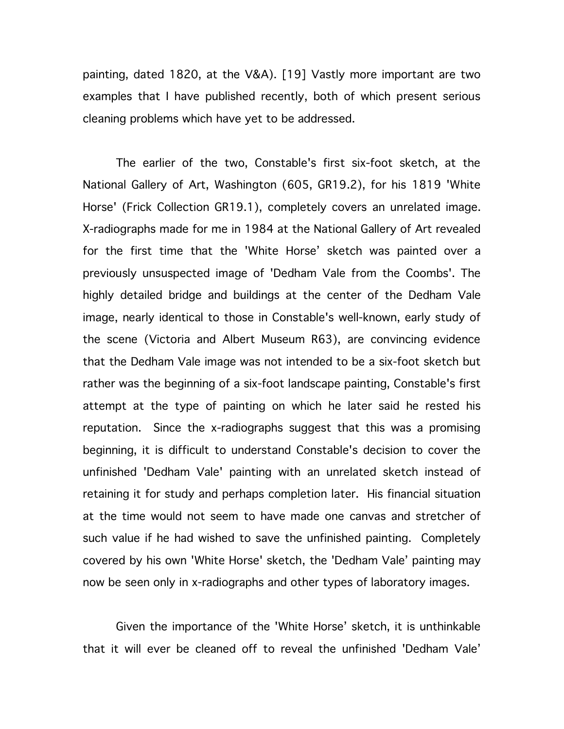painting, dated 1820, at the V&A). [19] Vastly more important are two examples that I have published recently, both of which present serious cleaning problems which have yet to be addressed.

The earlier of the two, Constable's first six-foot sketch, at the National Gallery of Art, Washington (605, GR19.2), for his 1819 'White Horse' (Frick Collection GR19.1), completely covers an unrelated image. X-radiographs made for me in 1984 at the National Gallery of Art revealed for the first time that the 'White Horse' sketch was painted over a previously unsuspected image of 'Dedham Vale from the Coombs'. The highly detailed bridge and buildings at the center of the Dedham Vale image, nearly identical to those in Constable's well-known, early study of the scene (Victoria and Albert Museum R63), are convincing evidence that the Dedham Vale image was not intended to be a six-foot sketch but rather was the beginning of a six-foot landscape painting, Constable's first attempt at the type of painting on which he later said he rested his reputation. Since the x-radiographs suggest that this was a promising beginning, it is difficult to understand Constable's decision to cover the unfinished 'Dedham Vale' painting with an unrelated sketch instead of retaining it for study and perhaps completion later. His financial situation at the time would not seem to have made one canvas and stretcher of such value if he had wished to save the unfinished painting. Completely covered by his own 'White Horse' sketch, the 'Dedham Vale' painting may now be seen only in x-radiographs and other types of laboratory images.

Given the importance of the 'White Horse' sketch, it is unthinkable that it will ever be cleaned off to reveal the unfinished 'Dedham Vale'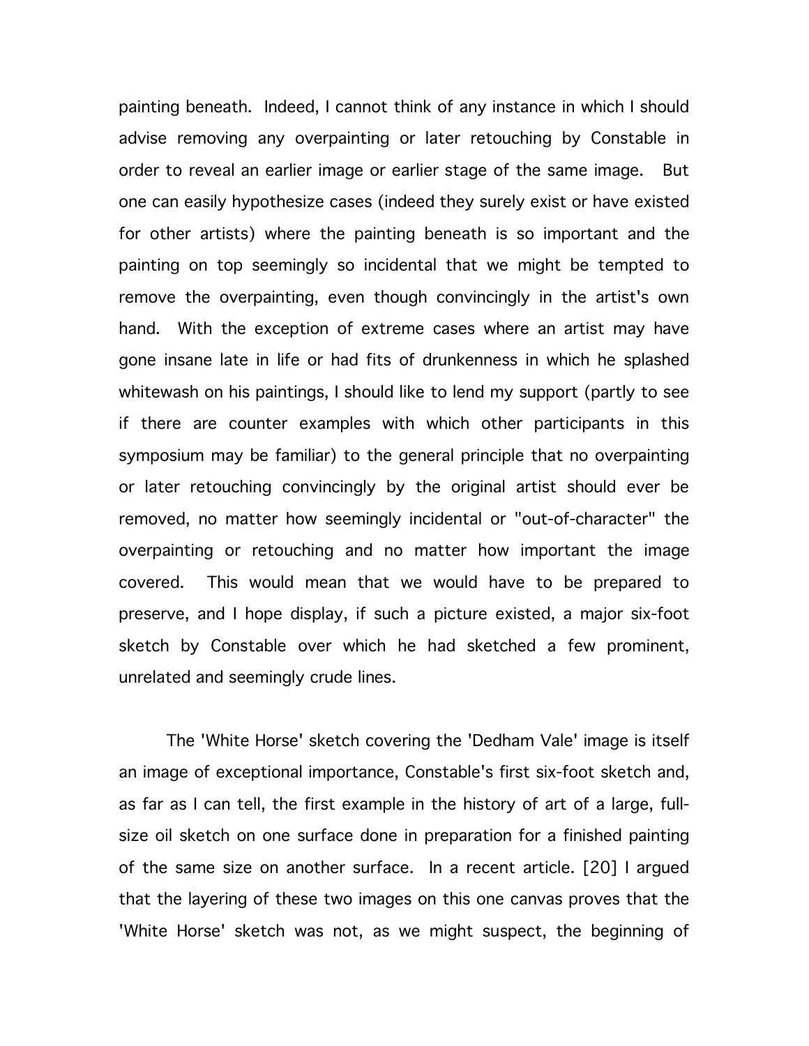painting beneath. Indeed, I cannot think of any instance in which I should advise removing any overpainting or later retouching by Constable in order to reveal an earlier image or earlier stage of the same image. But one can easily hypothesize cases (indeed they surely exist or have existed for other artists) where the painting beneath is so important and the painting on top seemingly so incidental that we might be tempted to remove the overpainting, even though convincingly in the artist's own hand. With the exception of extreme cases where an artist may have gone insane late in life or had fits of drunkenness in which he splashed whitewash on his paintings, I should like to lend my support (partly to see if there are counter examples with which other participants in this symposium may be familiar) to the general principle that no overpainting or later retouching convincingly by the original artist should ever be removed, no matter how seemingly incidental or "out-of-character" the overpainting or retouching and no matter how important the image covered. This would mean that we would have to be prepared to preserve, and I hope display, if such a picture existed, a major six-foot sketch by Constable over which he had sketched a few prominent, unrelated and seemingly crude lines.

The 'White Horse' sketch covering the 'Dedham Vale' image is itself an image of exceptional importance, Constable's first six-foot sketch and, as far as I can tell, the first example in the history of art of a large, full-size oil sketch on one surface done in preparation for a finished painting of the same size on another surface. In a recent article. [20] I argued that the layering of these two images on this one canvas proves that the 'White Horse' sketch was not, as we might suspect, the beginning of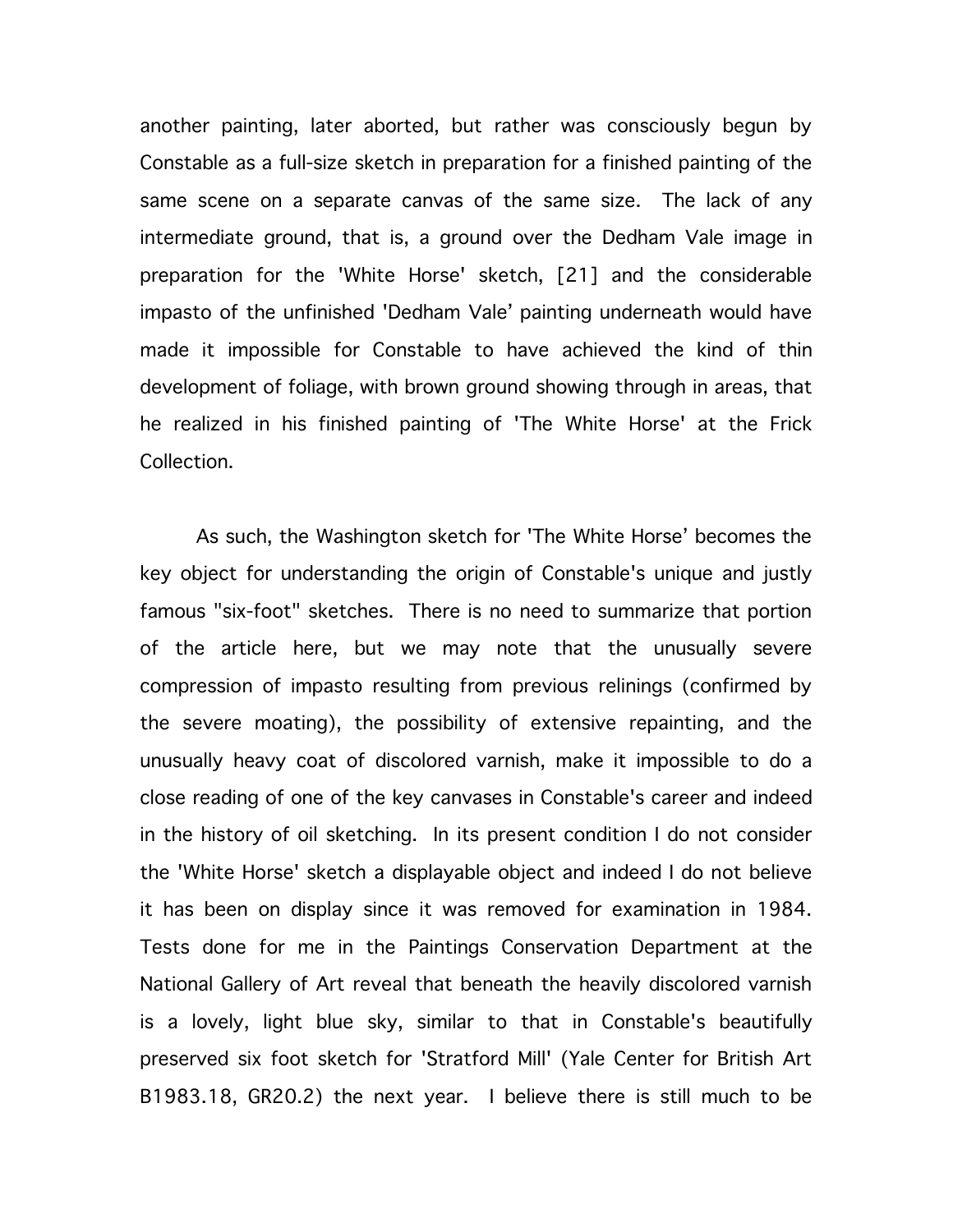another painting, later aborted, but rather was consciously begun by Constable as a full-size sketch in preparation for a finished painting of the same scene on a separate canvas of the same size. The lack of any intermediate ground, that is, a ground over the Dedham Vale image in preparation for the 'White Horse' sketch, [21] and the considerable impasto of the unfinished 'Dedham Vale' painting underneath would have made it impossible for Constable to have achieved the kind of thin development of foliage, with brown ground showing through in areas, that he realized in his finished painting of 'The White Horse' at the Frick Collection.

As such, the Washington sketch for 'The White Horse' becomes the key object for understanding the origin of Constable's unique and justly famous "six-foot" sketches. There is no need to summarize that portion of the article here, but we may note that the unusually severe compression of impasto resulting from previous relinings (confirmed by the severe moating), the possibility of extensive repainting, and the unusually heavy coat of discolored varnish, make it impossible to do a close reading of one of the key canvases in Constable's career and indeed in the history of oil sketching. In its present condition I do not consider the 'White Horse' sketch a displayable object and indeed I do not believe it has been on display since it was removed for examination in 1984. Tests done for me in the Paintings Conservation Department at the National Gallery of Art reveal that beneath the heavily discolored varnish is a lovely, light blue sky, similar to that in Constable's beautifully preserved six foot sketch for 'Stratford Mill' (Yale Center for British Art B1983.18, GR20.2) the next year. I believe there is still much to be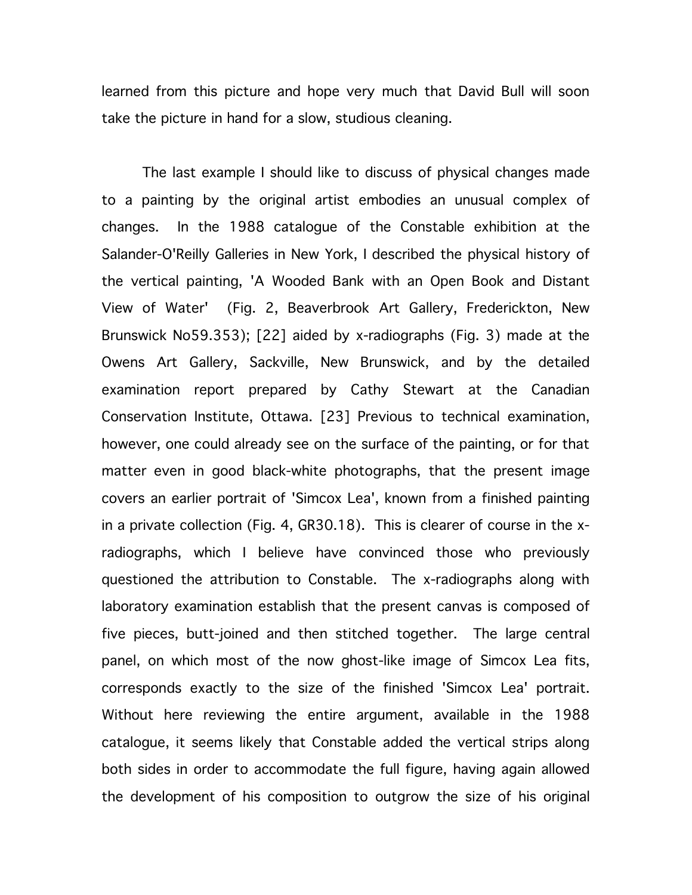learned from this picture and hope very much that David Bull will soon take the picture in hand for a slow, studious cleaning.

The last example I should like to discuss of physical changes made to a painting by the original artist embodies an unusual complex of changes. In the 1988 catalogue of the Constable exhibition at the Salander-O'Reilly Galleries in New York, I described the physical history of the vertical painting, 'A Wooded Bank with an Open Book and Distant View of Water' (Fig. 2, Beaverbrook Art Gallery, Frederickton, New Brunswick No59.353); [22] aided by x-radiographs (Fig. 3) made at the Owens Art Gallery, Sackville, New Brunswick, and by the detailed examination report prepared by Cathy Stewart at the Canadian Conservation Institute, Ottawa. [23] Previous to technical examination, however, one could already see on the surface of the painting, or for that matter even in good black-white photographs, that the present image covers an earlier portrait of 'Simcox Lea', known from a finished painting in a private collection (Fig. 4, GR30.18). This is clearer of course in the x-radiographs, which I believe have convinced those who previously questioned the attribution to Constable. The x-radiographs along with laboratory examination establish that the present canvas is composed of five pieces, butt-joined and then stitched together. The large central panel, on which most of the now ghost-like image of Simcox Lea fits, corresponds exactly to the size of the finished 'Simcox Lea' portrait. Without here reviewing the entire argument, available in the 1988 catalogue, it seems likely that Constable added the vertical strips along both sides in order to accommodate the full figure, having again allowed the development of his composition to outgrow the size of his original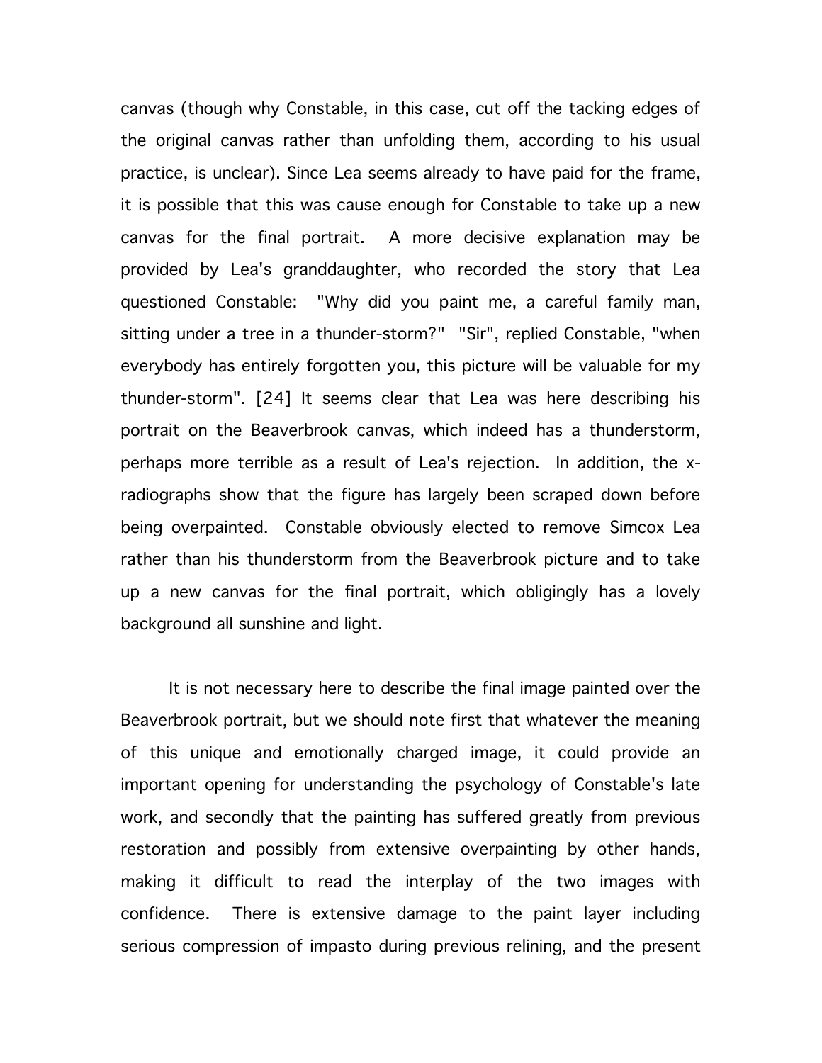canvas (though why Constable, in this case, cut off the tacking edges of the original canvas rather than unfolding them, according to his usual practice, is unclear). Since Lea seems already to have paid for the frame, it is possible that this was cause enough for Constable to take up a new canvas for the final portrait. A more decisive explanation may be provided by Lea's granddaughter, who recorded the story that Lea questioned Constable: "Why did you paint me, a careful family man, sitting under a tree in a thunder-storm?" "Sir", replied Constable, "when everybody has entirely forgotten you, this picture will be valuable for my thunder-storm". [24] It seems clear that Lea was here describing his portrait on the Beaverbrook canvas, which indeed has a thunderstorm, perhaps more terrible as a result of Lea's rejection. In addition, the x-radiographs show that the figure has largely been scraped down before being overpainted. Constable obviously elected to remove Simcox Lea rather than his thunderstorm from the Beaverbrook picture and to take up a new canvas for the final portrait, which obligingly has a lovely background all sunshine and light.

It is not necessary here to describe the final image painted over the Beaverbrook portrait, but we should note first that whatever the meaning of this unique and emotionally charged image, it could provide an important opening for understanding the psychology of Constable's late work, and secondly that the painting has suffered greatly from previous restoration and possibly from extensive overpainting by other hands, making it difficult to read the interplay of the two images with confidence. There is extensive damage to the paint layer including serious compression of impasto during previous relining, and the present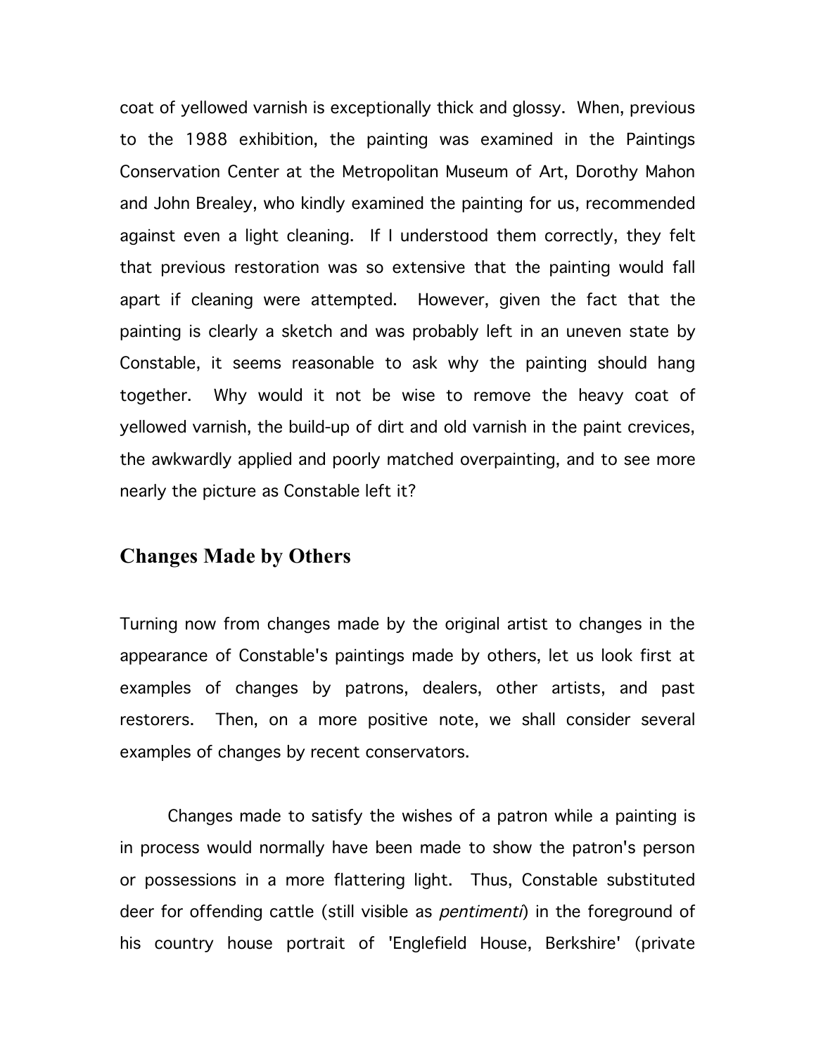coat of yellowed varnish is exceptionally thick and glossy. When, previous to the 1988 exhibition, the painting was examined in the Paintings Conservation Center at the Metropolitan Museum of Art, Dorothy Mahon and John Brealey, who kindly examined the painting for us, recommended against even a light cleaning. If I understood them correctly, they felt that previous restoration was so extensive that the painting would fall apart if cleaning were attempted. However, given the fact that the painting is clearly a sketch and was probably left in an uneven state by Constable, it seems reasonable to ask why the painting should hang together. Why would it not be wise to remove the heavy coat of yellowed varnish, the build-up of dirt and old varnish in the paint crevices, the awkwardly applied and poorly matched overpainting, and to see more nearly the picture as Constable left it?

## Changes Made by Others

Turning now from changes made by the original artist to changes in the appearance of Constable's paintings made by others, let us look first at examples of changes by patrons, dealers, other artists, and past restorers. Then, on a more positive note, we shall consider several examples of changes by recent conservators.

Changes made to satisfy the wishes of a patron while a painting is in process would normally have been made to show the patron's person or possessions in a more flattering light. Thus, Constable substituted deer for offending cattle (still visible as *pentimenti*) in the foreground of his country house portrait of 'Englefield House, Berkshire' (private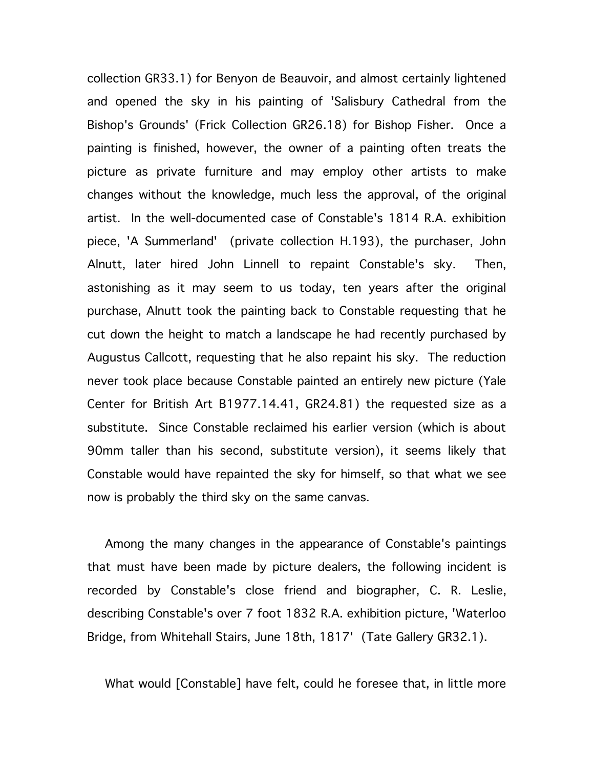collection GR33.1) for Benyon de Beauvoir, and almost certainly lightened and opened the sky in his painting of 'Salisbury Cathedral from the Bishop's Grounds' (Frick Collection GR26.18) for Bishop Fisher. Once a painting is finished, however, the owner of a painting often treats the picture as private furniture and may employ other artists to make changes without the knowledge, much less the approval, of the original artist. In the well-documented case of Constable's 1814 R.A. exhibition piece, 'A Summerland' (private collection H.193), the purchaser, John Alnutt, later hired John Linnell to repaint Constable's sky. Then, astonishing as it may seem to us today, ten years after the original purchase, Alnutt took the painting back to Constable requesting that he cut down the height to match a landscape he had recently purchased by Augustus Callcott, requesting that he also repaint his sky. The reduction never took place because Constable painted an entirely new picture (Yale Center for British Art B1977.14.41, GR24.81) the requested size as a substitute. Since Constable reclaimed his earlier version (which is about 90mm taller than his second, substitute version), it seems likely that Constable would have repainted the sky for himself, so that what we see now is probably the third sky on the same canvas.

Among the many changes in the appearance of Constable's paintings that must have been made by picture dealers, the following incident is recorded by Constable's close friend and biographer, C. R. Leslie, describing Constable's over 7 foot 1832 R.A. exhibition picture, 'Waterloo Bridge, from Whitehall Stairs, June 18th, 1817' (Tate Gallery GR32.1).

What would [Constable] have felt, could he foresee that, in little more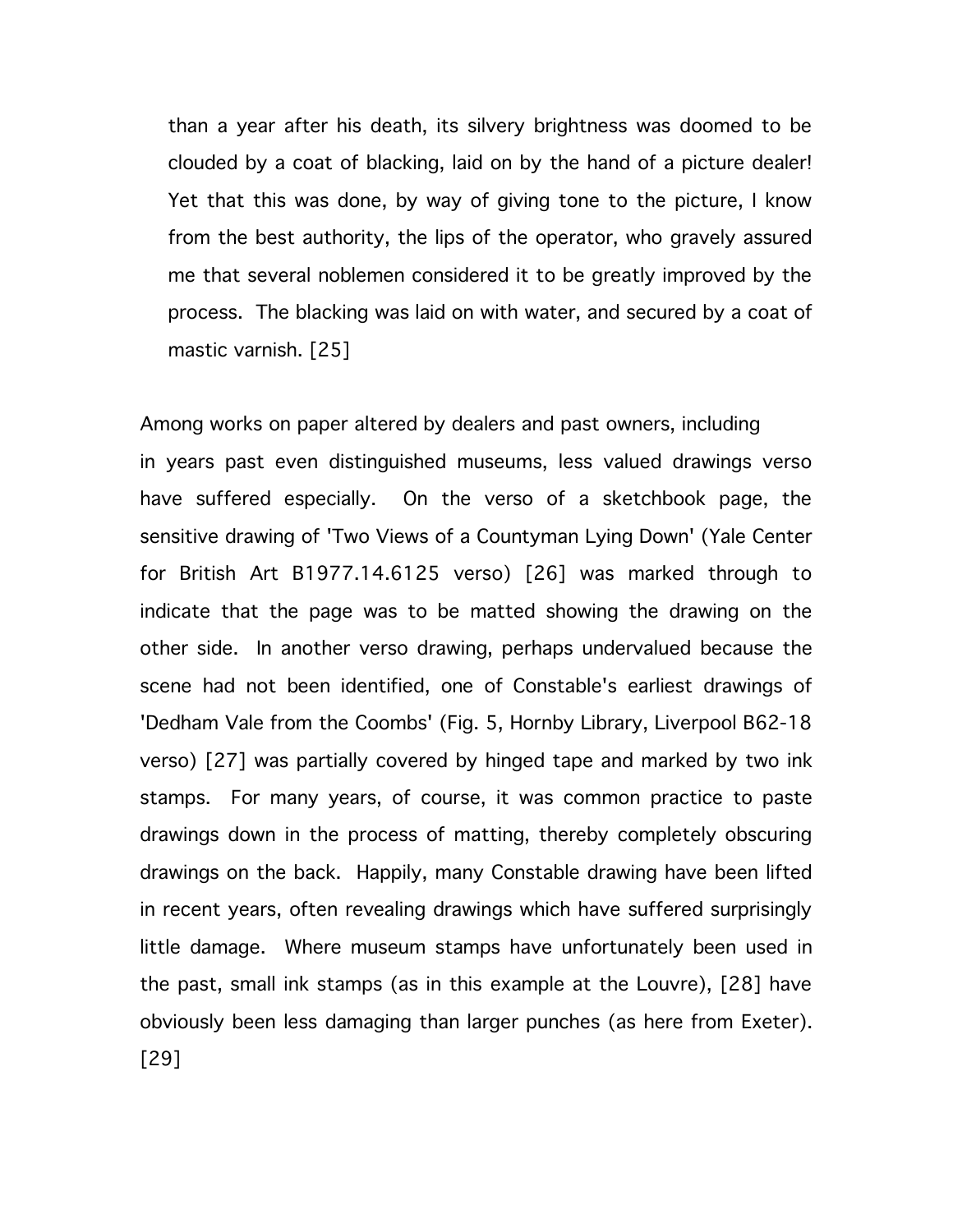> than a year after his death, its silvery brightness was doomed to be clouded by a coat of blacking, laid on by the hand of a picture dealer! Yet that this was done, by way of giving tone to the picture, I know from the best authority, the lips of the operator, who gravely assured me that several noblemen considered it to be greatly improved by the process. The blacking was laid on with water, and secured by a coat of mastic varnish. [25]

Among works on paper altered by dealers and past owners, including in years past even distinguished museums, less valued drawings verso have suffered especially. On the verso of a sketchbook page, the sensitive drawing of 'Two Views of a Countyman Lying Down' (Yale Center for British Art B1977.14.6125 verso) [26] was marked through to indicate that the page was to be matted showing the drawing on the other side. In another verso drawing, perhaps undervalued because the scene had not been identified, one of Constable's earliest drawings of 'Dedham Vale from the Coombs' (Fig. 5, Hornby Library, Liverpool B62-18 verso) [27] was partially covered by hinged tape and marked by two ink stamps. For many years, of course, it was common practice to paste drawings down in the process of matting, thereby completely obscuring drawings on the back. Happily, many Constable drawing have been lifted in recent years, often revealing drawings which have suffered surprisingly little damage. Where museum stamps have unfortunately been used in the past, small ink stamps (as in this example at the Louvre), [28] have obviously been less damaging than larger punches (as here from Exeter). [29]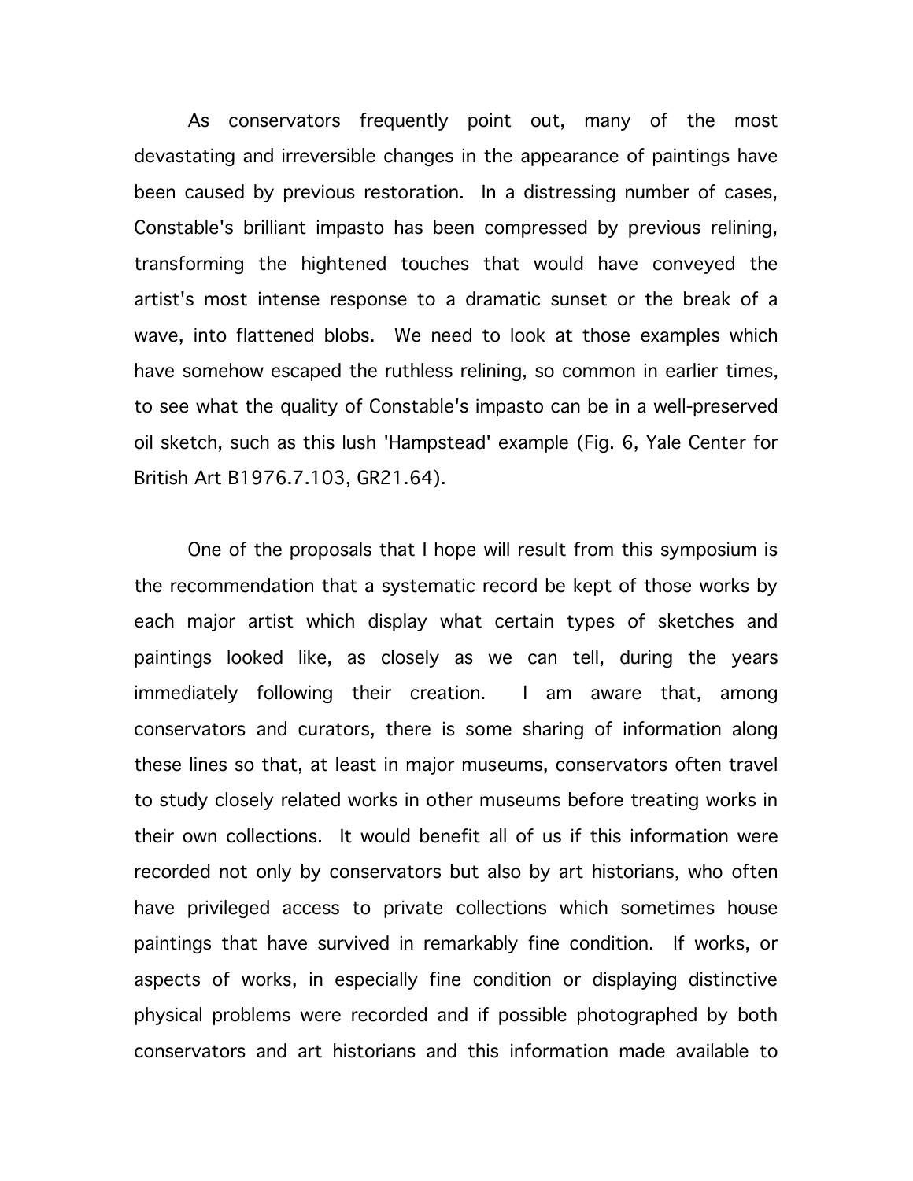As conservators frequently point out, many of the most devastating and irreversible changes in the appearance of paintings have been caused by previous restoration. In a distressing number of cases, Constable's brilliant impasto has been compressed by previous relining, transforming the hightened touches that would have conveyed the artist's most intense response to a dramatic sunset or the break of a wave, into flattened blobs. We need to look at those examples which have somehow escaped the ruthless relining, so common in earlier times, to see what the quality of Constable's impasto can be in a well-preserved oil sketch, such as this lush 'Hampstead' example (Fig. 6, Yale Center for British Art B1976.7.103, GR21.64).

One of the proposals that I hope will result from this symposium is the recommendation that a systematic record be kept of those works by each major artist which display what certain types of sketches and paintings looked like, as closely as we can tell, during the years immediately following their creation. I am aware that, among conservators and curators, there is some sharing of information along these lines so that, at least in major museums, conservators often travel to study closely related works in other museums before treating works in their own collections. It would benefit all of us if this information were recorded not only by conservators but also by art historians, who often have privileged access to private collections which sometimes house paintings that have survived in remarkably fine condition. If works, or aspects of works, in especially fine condition or displaying distinctive physical problems were recorded and if possible photographed by both conservators and art historians and this information made available to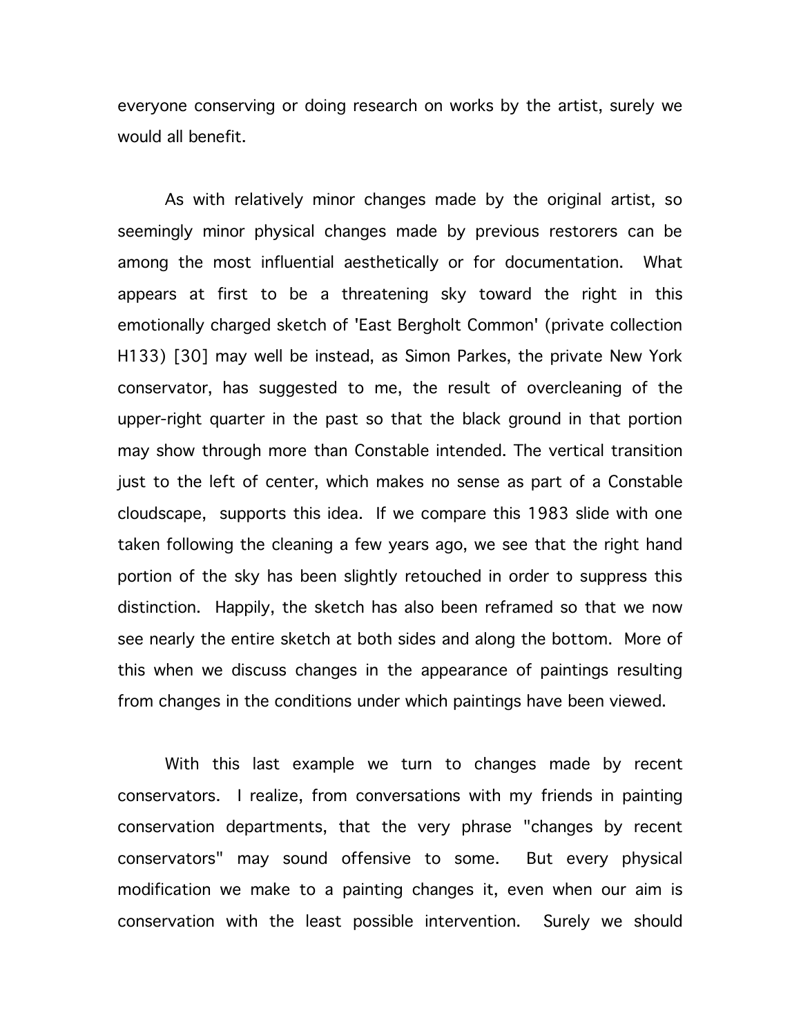everyone conserving or doing research on works by the artist, surely we would all benefit.

As with relatively minor changes made by the original artist, so seemingly minor physical changes made by previous restorers can be among the most influential aesthetically or for documentation. What appears at first to be a threatening sky toward the right in this emotionally charged sketch of 'East Bergholt Common' (private collection H133) [30] may well be instead, as Simon Parkes, the private New York conservator, has suggested to me, the result of overcleaning of the upper-right quarter in the past so that the black ground in that portion may show through more than Constable intended. The vertical transition just to the left of center, which makes no sense as part of a Constable cloudscape, supports this idea. If we compare this 1983 slide with one taken following the cleaning a few years ago, we see that the right hand portion of the sky has been slightly retouched in order to suppress this distinction. Happily, the sketch has also been reframed so that we now see nearly the entire sketch at both sides and along the bottom. More of this when we discuss changes in the appearance of paintings resulting from changes in the conditions under which paintings have been viewed.

With this last example we turn to changes made by recent conservators. I realize, from conversations with my friends in painting conservation departments, that the very phrase "changes by recent conservators" may sound offensive to some. But every physical modification we make to a painting changes it, even when our aim is conservation with the least possible intervention. Surely we should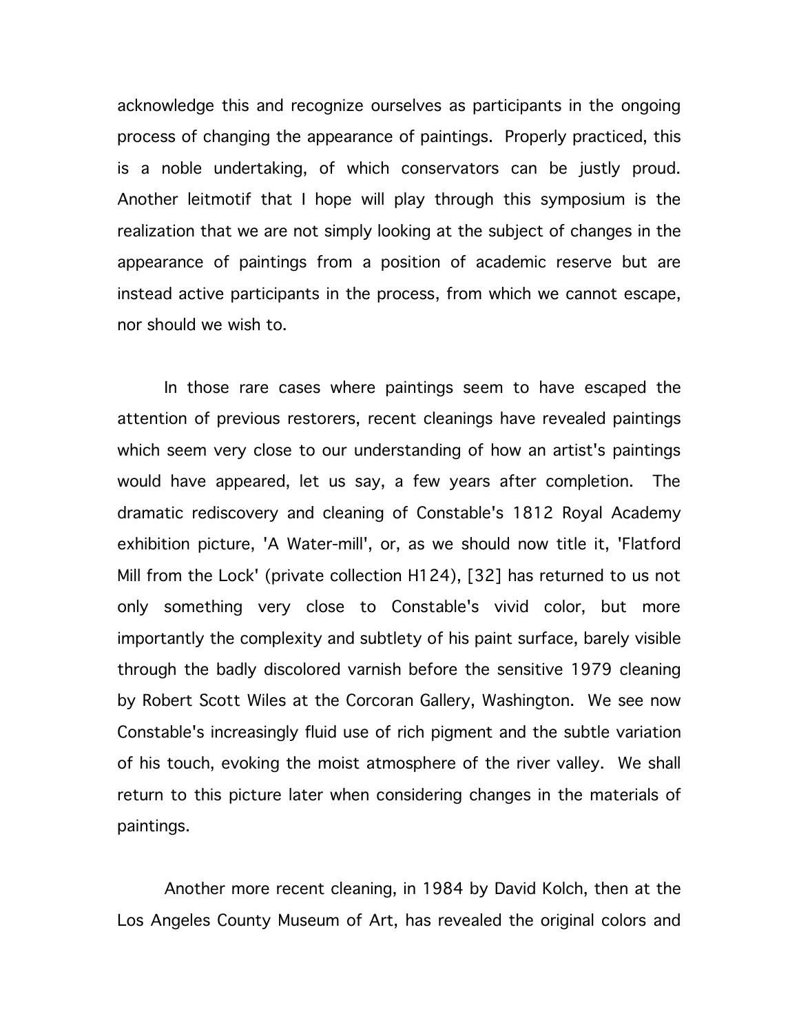acknowledge this and recognize ourselves as participants in the ongoing process of changing the appearance of paintings. Properly practiced, this is a noble undertaking, of which conservators can be justly proud. Another leitmotif that I hope will play through this symposium is the realization that we are not simply looking at the subject of changes in the appearance of paintings from a position of academic reserve but are instead active participants in the process, from which we cannot escape, nor should we wish to.

In those rare cases where paintings seem to have escaped the attention of previous restorers, recent cleanings have revealed paintings which seem very close to our understanding of how an artist's paintings would have appeared, let us say, a few years after completion. The dramatic rediscovery and cleaning of Constable's 1812 Royal Academy exhibition picture, 'A Water-mill', or, as we should now title it, 'Flatford Mill from the Lock' (private collection H124), [32] has returned to us not only something very close to Constable's vivid color, but more importantly the complexity and subtlety of his paint surface, barely visible through the badly discolored varnish before the sensitive 1979 cleaning by Robert Scott Wiles at the Corcoran Gallery, Washington. We see now Constable's increasingly fluid use of rich pigment and the subtle variation of his touch, evoking the moist atmosphere of the river valley. We shall return to this picture later when considering changes in the materials of paintings.

Another more recent cleaning, in 1984 by David Kolch, then at the Los Angeles County Museum of Art, has revealed the original colors and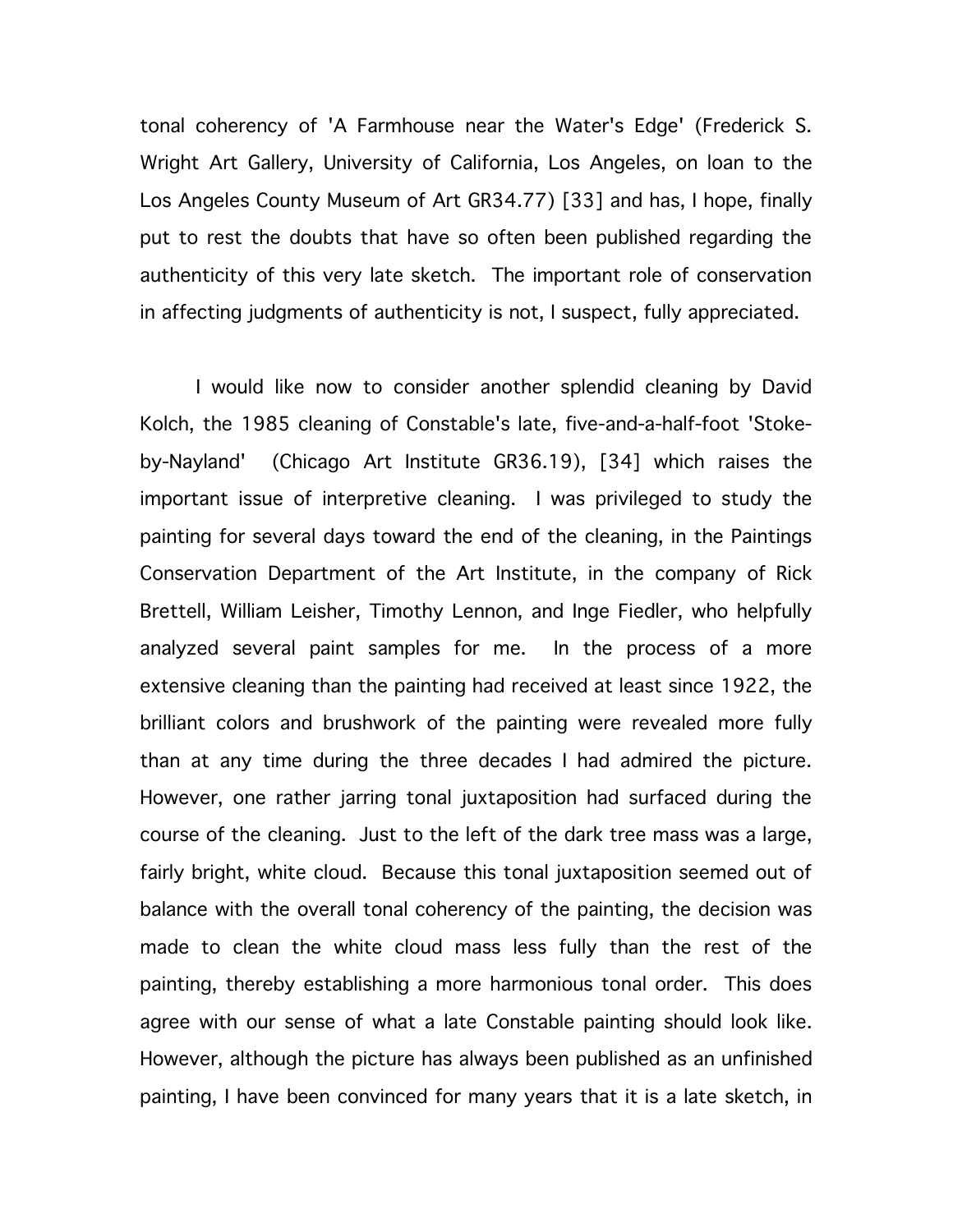tonal coherency of 'A Farmhouse near the Water's Edge' (Frederick S. Wright Art Gallery, University of California, Los Angeles, on loan to the Los Angeles County Museum of Art GR34.77) [33] and has, I hope, finally put to rest the doubts that have so often been published regarding the authenticity of this very late sketch. The important role of conservation in affecting judgments of authenticity is not, I suspect, fully appreciated.

I would like now to consider another splendid cleaning by David Kolch, the 1985 cleaning of Constable's late, five-and-a-half-foot 'Stoke-by-Nayland' (Chicago Art Institute GR36.19), [34] which raises the important issue of interpretive cleaning. I was privileged to study the painting for several days toward the end of the cleaning, in the Paintings Conservation Department of the Art Institute, in the company of Rick Brettell, William Leisher, Timothy Lennon, and Inge Fiedler, who helpfully analyzed several paint samples for me. In the process of a more extensive cleaning than the painting had received at least since 1922, the brilliant colors and brushwork of the painting were revealed more fully than at any time during the three decades I had admired the picture. However, one rather jarring tonal juxtaposition had surfaced during the course of the cleaning. Just to the left of the dark tree mass was a large, fairly bright, white cloud. Because this tonal juxtaposition seemed out of balance with the overall tonal coherency of the painting, the decision was made to clean the white cloud mass less fully than the rest of the painting, thereby establishing a more harmonious tonal order. This does agree with our sense of what a late Constable painting should look like. However, although the picture has always been published as an unfinished painting, I have been convinced for many years that it is a late sketch, in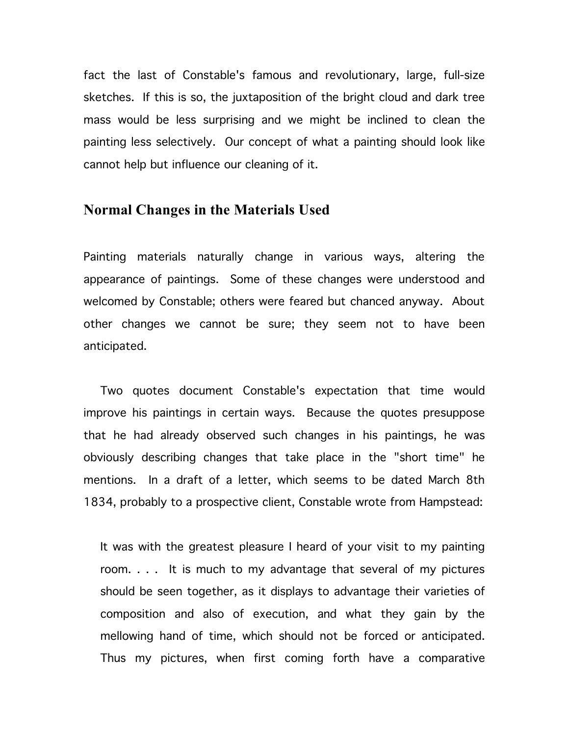fact the last of Constable's famous and revolutionary, large, full-size sketches. If this is so, the juxtaposition of the bright cloud and dark tree mass would be less surprising and we might be inclined to clean the painting less selectively. Our concept of what a painting should look like cannot help but influence our cleaning of it.

## Normal Changes in the Materials Used

Painting materials naturally change in various ways, altering the appearance of paintings. Some of these changes were understood and welcomed by Constable; others were feared but chanced anyway. About other changes we cannot be sure; they seem not to have been anticipated.

Two quotes document Constable's expectation that time would improve his paintings in certain ways. Because the quotes presuppose that he had already observed such changes in his paintings, he was obviously describing changes that take place in the "short time" he mentions. In a draft of a letter, which seems to be dated March 8th 1834, probably to a prospective client, Constable wrote from Hampstead:

> It was with the greatest pleasure I heard of your visit to my painting room. . . . It is much to my advantage that several of my pictures should be seen together, as it displays to advantage their varieties of composition and also of execution, and what they gain by the mellowing hand of time, which should not be forced or anticipated. Thus my pictures, when first coming forth have a comparative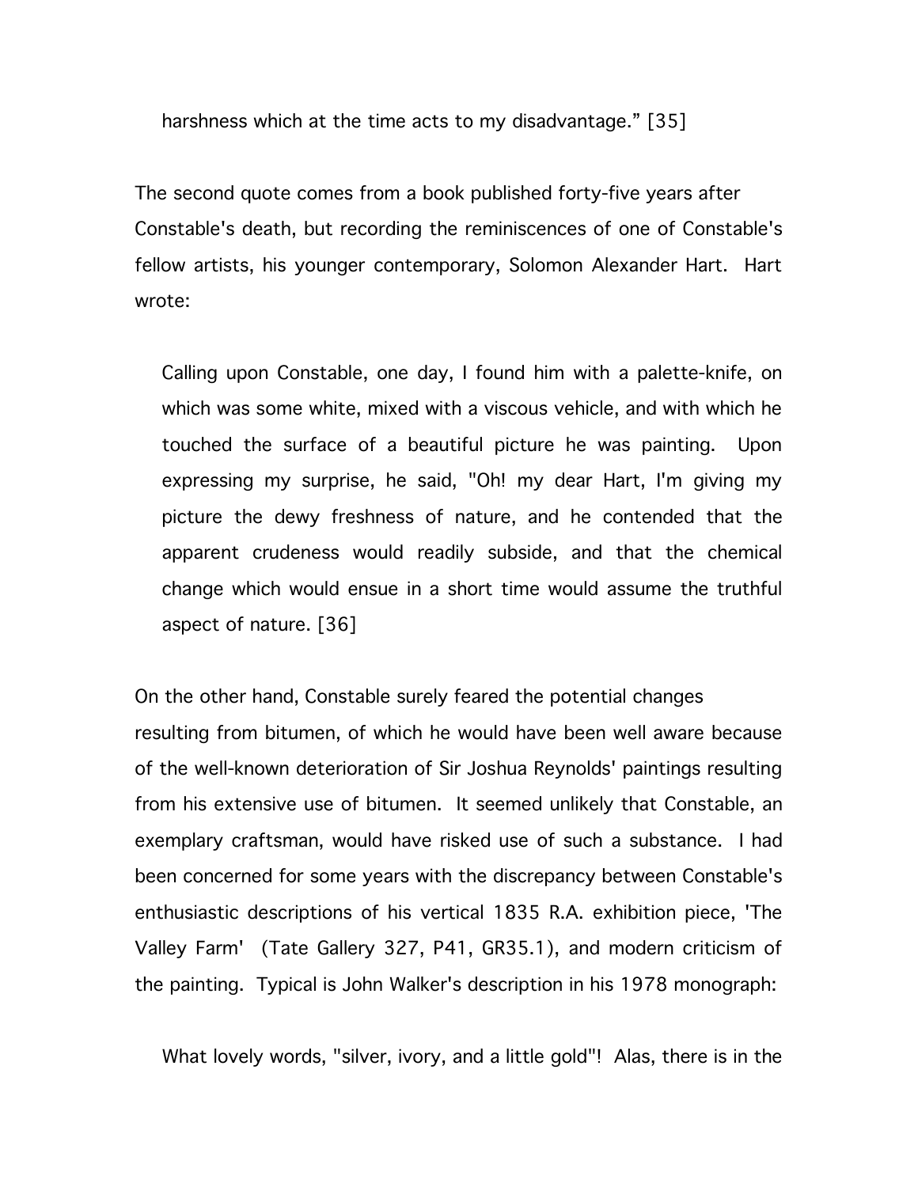> harshness which at the time acts to my disadvantage.” [35]

The second quote comes from a book published forty-five years after Constable's death, but recording the reminiscences of one of Constable's fellow artists, his younger contemporary, Solomon Alexander Hart. Hart wrote:

> Calling upon Constable, one day, I found him with a palette-knife, on which was some white, mixed with a viscous vehicle, and with which he touched the surface of a beautiful picture he was painting. Upon expressing my surprise, he said, "Oh! my dear Hart, I'm giving my picture the dewy freshness of nature, and he contended that the apparent crudeness would readily subside, and that the chemical change which would ensue in a short time would assume the truthful aspect of nature. [36]

On the other hand, Constable surely feared the potential changes resulting from bitumen, of which he would have been well aware because of the well-known deterioration of Sir Joshua Reynolds' paintings resulting from his extensive use of bitumen. It seemed unlikely that Constable, an exemplary craftsman, would have risked use of such a substance. I had been concerned for some years with the discrepancy between Constable's enthusiastic descriptions of his vertical 1835 R.A. exhibition piece, 'The Valley Farm' (Tate Gallery 327, P41, GR35.1), and modern criticism of the painting. Typical is John Walker's description in his 1978 monograph:

> What lovely words, "silver, ivory, and a little gold"! Alas, there is in the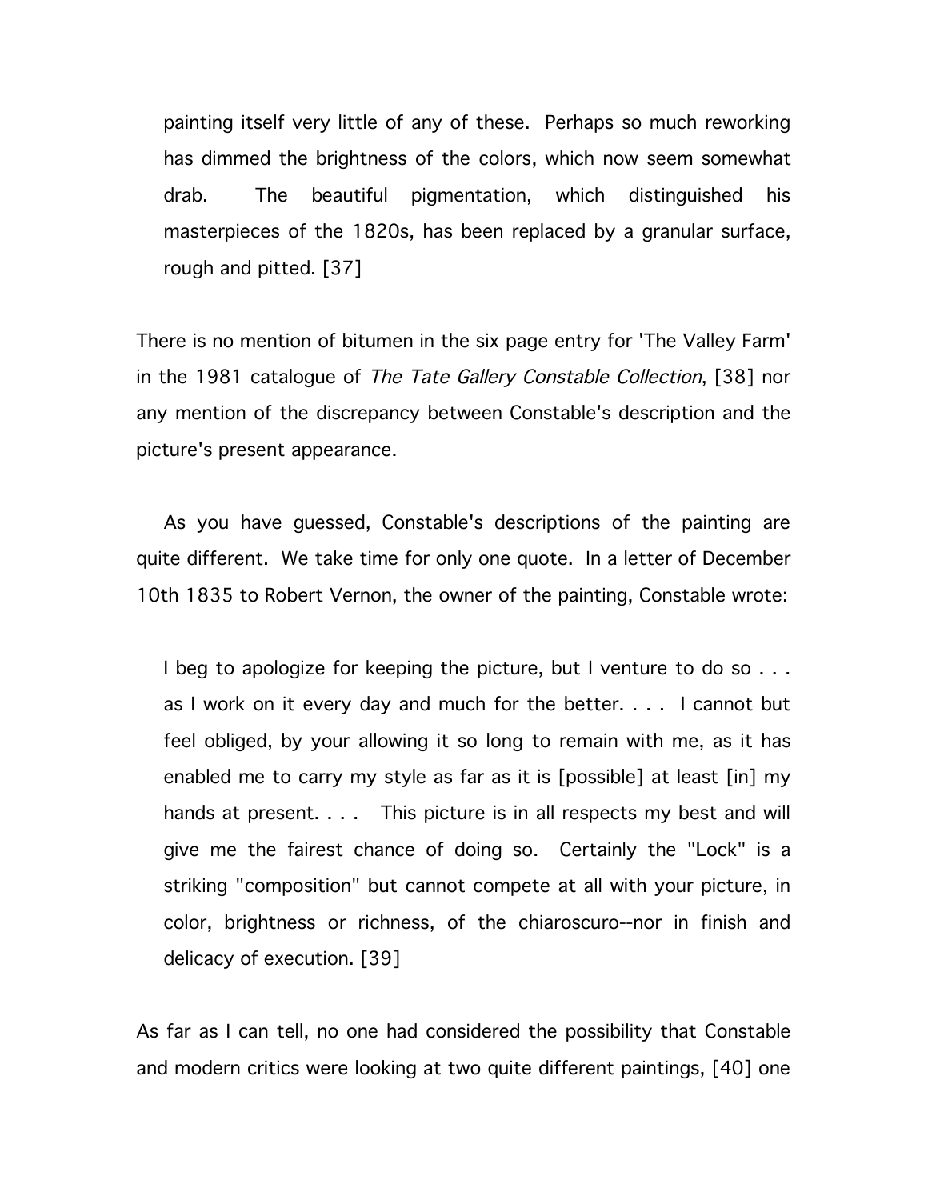> painting itself very little of any of these. Perhaps so much reworking has dimmed the brightness of the colors, which now seem somewhat drab. The beautiful pigmentation, which distinguished his masterpieces of the 1820s, has been replaced by a granular surface, rough and pitted. [37]

There is no mention of bitumen in the six page entry for 'The Valley Farm' in the 1981 catalogue of *The Tate Gallery Constable Collection*, [38] nor any mention of the discrepancy between Constable's description and the picture's present appearance.

As you have guessed, Constable's descriptions of the painting are quite different. We take time for only one quote. In a letter of December 10th 1835 to Robert Vernon, the owner of the painting, Constable wrote:

> I beg to apologize for keeping the picture, but I venture to do so . . . as I work on it every day and much for the better. . . . I cannot but feel obliged, by your allowing it so long to remain with me, as it has enabled me to carry my style as far as it is [possible] at least [in] my hands at present. . . . This picture is in all respects my best and will give me the fairest chance of doing so. Certainly the "Lock" is a striking "composition" but cannot compete at all with your picture, in color, brightness or richness, of the chiaroscuro--nor in finish and delicacy of execution. [39]

As far as I can tell, no one had considered the possibility that Constable and modern critics were looking at two quite different paintings, [40] one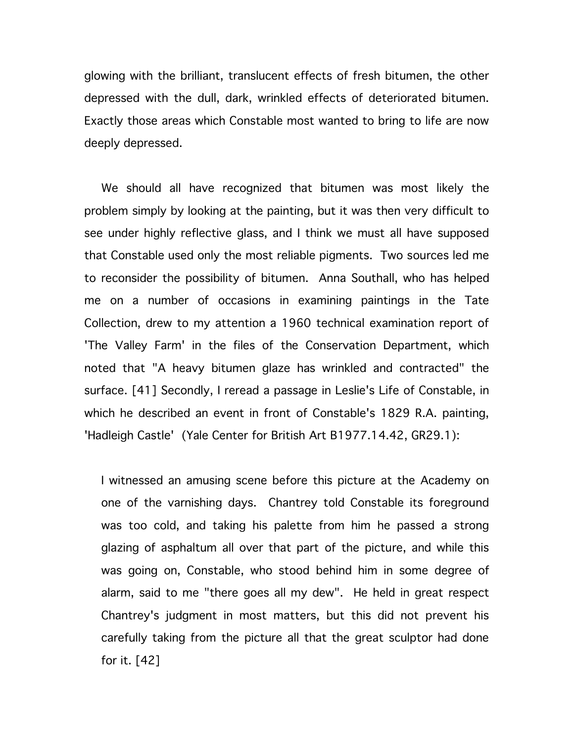glowing with the brilliant, translucent effects of fresh bitumen, the other depressed with the dull, dark, wrinkled effects of deteriorated bitumen. Exactly those areas which Constable most wanted to bring to life are now deeply depressed.

We should all have recognized that bitumen was most likely the problem simply by looking at the painting, but it was then very difficult to see under highly reflective glass, and I think we must all have supposed that Constable used only the most reliable pigments. Two sources led me to reconsider the possibility of bitumen. Anna Southall, who has helped me on a number of occasions in examining paintings in the Tate Collection, drew to my attention a 1960 technical examination report of 'The Valley Farm' in the files of the Conservation Department, which noted that "A heavy bitumen glaze has wrinkled and contracted" the surface. [41] Secondly, I reread a passage in Leslie's Life of Constable, in which he described an event in front of Constable's 1829 R.A. painting, 'Hadleigh Castle' (Yale Center for British Art B1977.14.42, GR29.1):

> I witnessed an amusing scene before this picture at the Academy on one of the varnishing days. Chantrey told Constable its foreground was too cold, and taking his palette from him he passed a strong glazing of asphaltum all over that part of the picture, and while this was going on, Constable, who stood behind him in some degree of alarm, said to me "there goes all my dew". He held in great respect Chantrey's judgment in most matters, but this did not prevent his carefully taking from the picture all that the great sculptor had done for it. [42]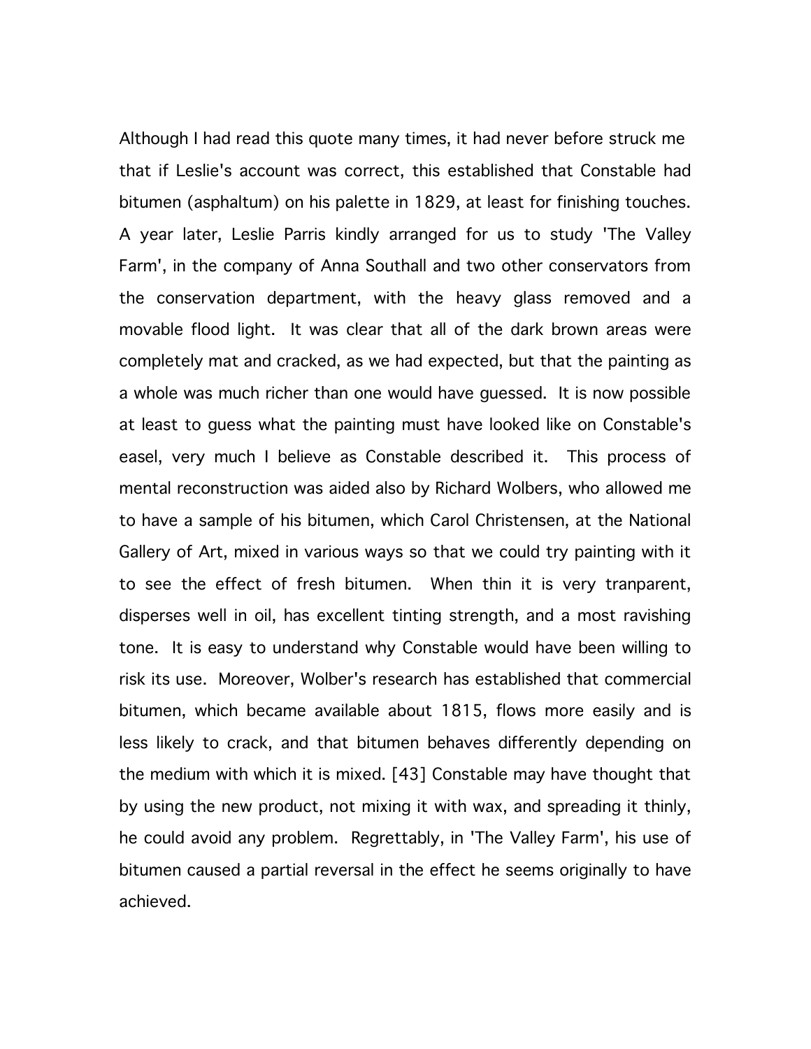Although I had read this quote many times, it had never before struck me that if Leslie's account was correct, this established that Constable had bitumen (asphaltum) on his palette in 1829, at least for finishing touches. A year later, Leslie Parris kindly arranged for us to study 'The Valley Farm', in the company of Anna Southall and two other conservators from the conservation department, with the heavy glass removed and a movable flood light. It was clear that all of the dark brown areas were completely mat and cracked, as we had expected, but that the painting as a whole was much richer than one would have guessed. It is now possible at least to guess what the painting must have looked like on Constable's easel, very much I believe as Constable described it. This process of mental reconstruction was aided also by Richard Wolbers, who allowed me to have a sample of his bitumen, which Carol Christensen, at the National Gallery of Art, mixed in various ways so that we could try painting with it to see the effect of fresh bitumen. When thin it is very tranparent, disperses well in oil, has excellent tinting strength, and a most ravishing tone. It is easy to understand why Constable would have been willing to risk its use. Moreover, Wolber's research has established that commercial bitumen, which became available about 1815, flows more easily and is less likely to crack, and that bitumen behaves differently depending on the medium with which it is mixed. [43] Constable may have thought that by using the new product, not mixing it with wax, and spreading it thinly, he could avoid any problem. Regrettably, in 'The Valley Farm', his use of bitumen caused a partial reversal in the effect he seems originally to have achieved.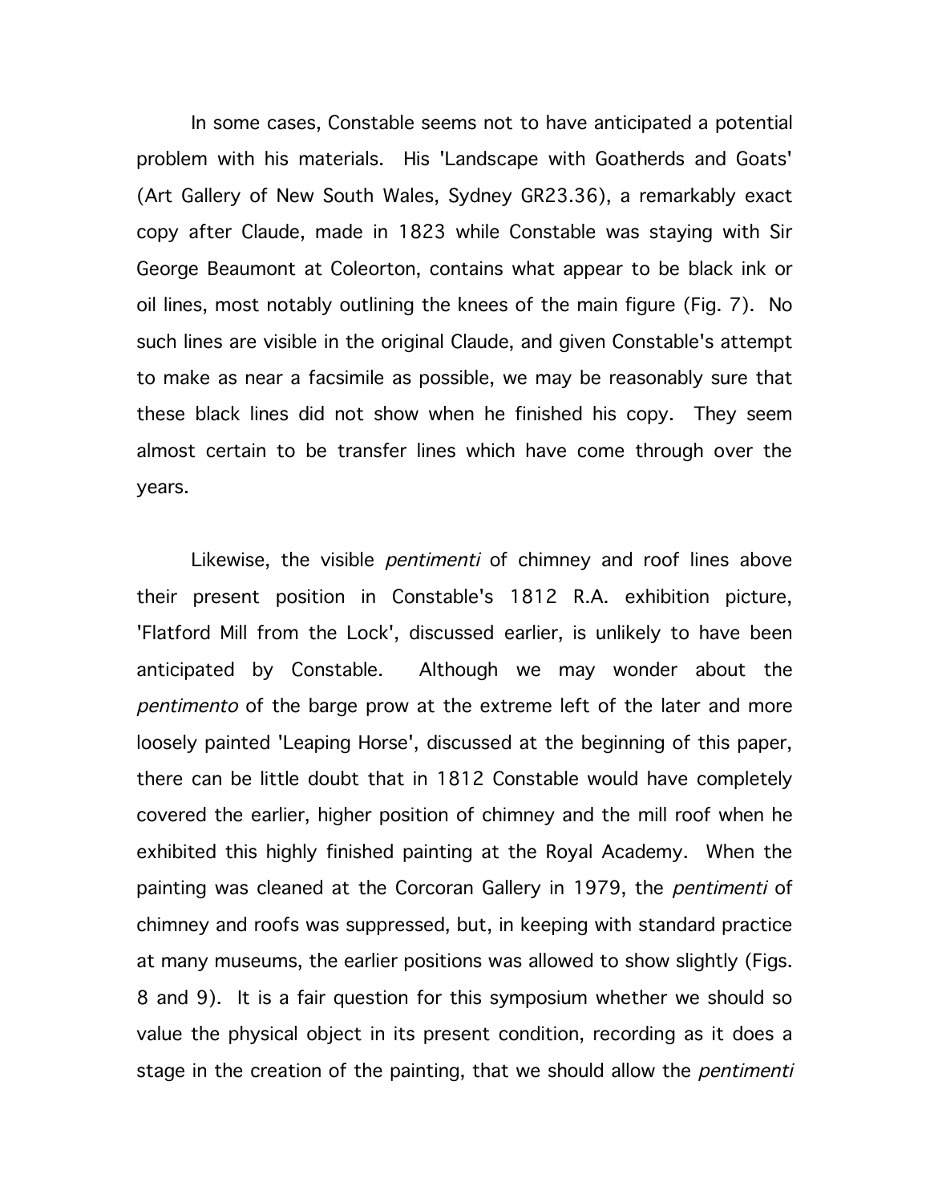In some cases, Constable seems not to have anticipated a potential problem with his materials. His 'Landscape with Goatherds and Goats' (Art Gallery of New South Wales, Sydney GR23.36), a remarkably exact copy after Claude, made in 1823 while Constable was staying with Sir George Beaumont at Coleorton, contains what appear to be black ink or oil lines, most notably outlining the knees of the main figure (Fig. 7). No such lines are visible in the original Claude, and given Constable's attempt to make as near a facsimile as possible, we may be reasonably sure that these black lines did not show when he finished his copy. They seem almost certain to be transfer lines which have come through over the years.

Likewise, the visible *pentimenti* of chimney and roof lines above their present position in Constable's 1812 R.A. exhibition picture, 'Flatford Mill from the Lock', discussed earlier, is unlikely to have been anticipated by Constable. Although we may wonder about the *pentimento* of the barge prow at the extreme left of the later and more loosely painted 'Leaping Horse', discussed at the beginning of this paper, there can be little doubt that in 1812 Constable would have completely covered the earlier, higher position of chimney and the mill roof when he exhibited this highly finished painting at the Royal Academy. When the painting was cleaned at the Corcoran Gallery in 1979, the *pentimenti* of chimney and roofs was suppressed, but, in keeping with standard practice at many museums, the earlier positions was allowed to show slightly (Figs. 8 and 9). It is a fair question for this symposium whether we should so value the physical object in its present condition, recording as it does a stage in the creation of the painting, that we should allow the *pentimenti*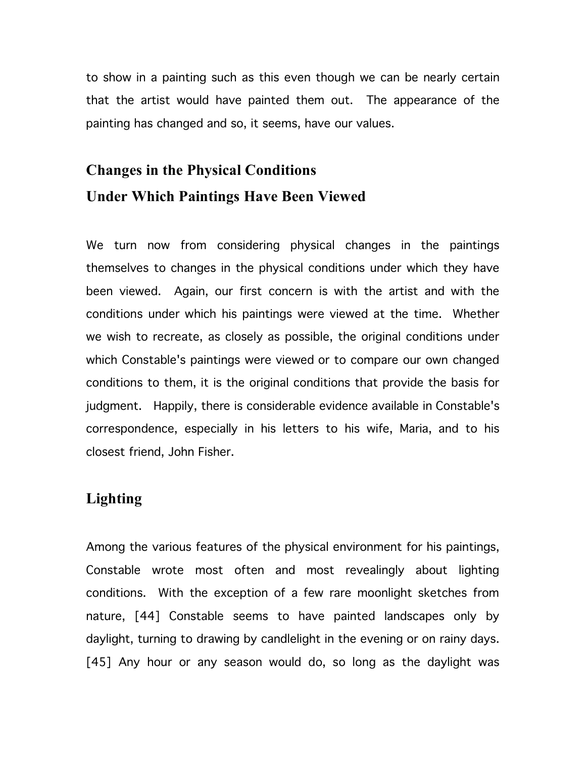to show in a painting such as this even though we can be nearly certain that the artist would have painted them out. The appearance of the painting has changed and so, it seems, have our values.

## Changes in the Physical Conditions Under Which Paintings Have Been Viewed

We turn now from considering physical changes in the paintings themselves to changes in the physical conditions under which they have been viewed. Again, our first concern is with the artist and with the conditions under which his paintings were viewed at the time. Whether we wish to recreate, as closely as possible, the original conditions under which Constable's paintings were viewed or to compare our own changed conditions to them, it is the original conditions that provide the basis for judgment. Happily, there is considerable evidence available in Constable's correspondence, especially in his letters to his wife, Maria, and to his closest friend, John Fisher.

### Lighting

Among the various features of the physical environment for his paintings, Constable wrote most often and most revealingly about lighting conditions. With the exception of a few rare moonlight sketches from nature, [44] Constable seems to have painted landscapes only by daylight, turning to drawing by candlelight in the evening or on rainy days. [45] Any hour or any season would do, so long as the daylight was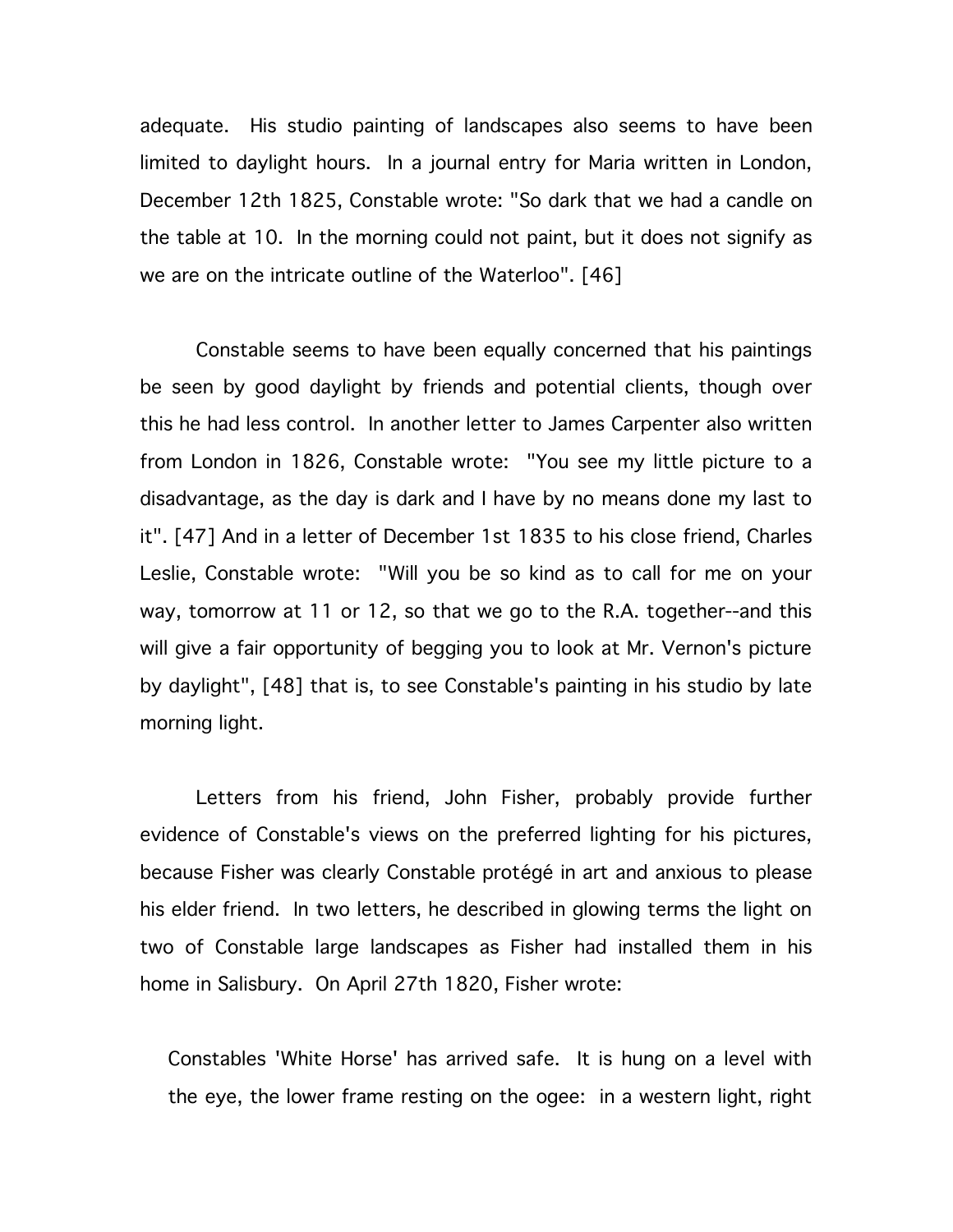adequate. His studio painting of landscapes also seems to have been limited to daylight hours. In a journal entry for Maria written in London, December 12th 1825, Constable wrote: "So dark that we had a candle on the table at 10. In the morning could not paint, but it does not signify as we are on the intricate outline of the Waterloo". [46]

Constable seems to have been equally concerned that his paintings be seen by good daylight by friends and potential clients, though over this he had less control. In another letter to James Carpenter also written from London in 1826, Constable wrote: "You see my little picture to a disadvantage, as the day is dark and I have by no means done my last to it". [47] And in a letter of December 1st 1835 to his close friend, Charles Leslie, Constable wrote: "Will you be so kind as to call for me on your way, tomorrow at 11 or 12, so that we go to the R.A. together--and this will give a fair opportunity of begging you to look at Mr. Vernon's picture by daylight", [48] that is, to see Constable's painting in his studio by late morning light.

Letters from his friend, John Fisher, probably provide further evidence of Constable's views on the preferred lighting for his pictures, because Fisher was clearly Constable protégé in art and anxious to please his elder friend. In two letters, he described in glowing terms the light on two of Constable large landscapes as Fisher had installed them in his home in Salisbury. On April 27th 1820, Fisher wrote:

> Constables 'White Horse' has arrived safe. It is hung on a level with the eye, the lower frame resting on the ogee: in a western light, right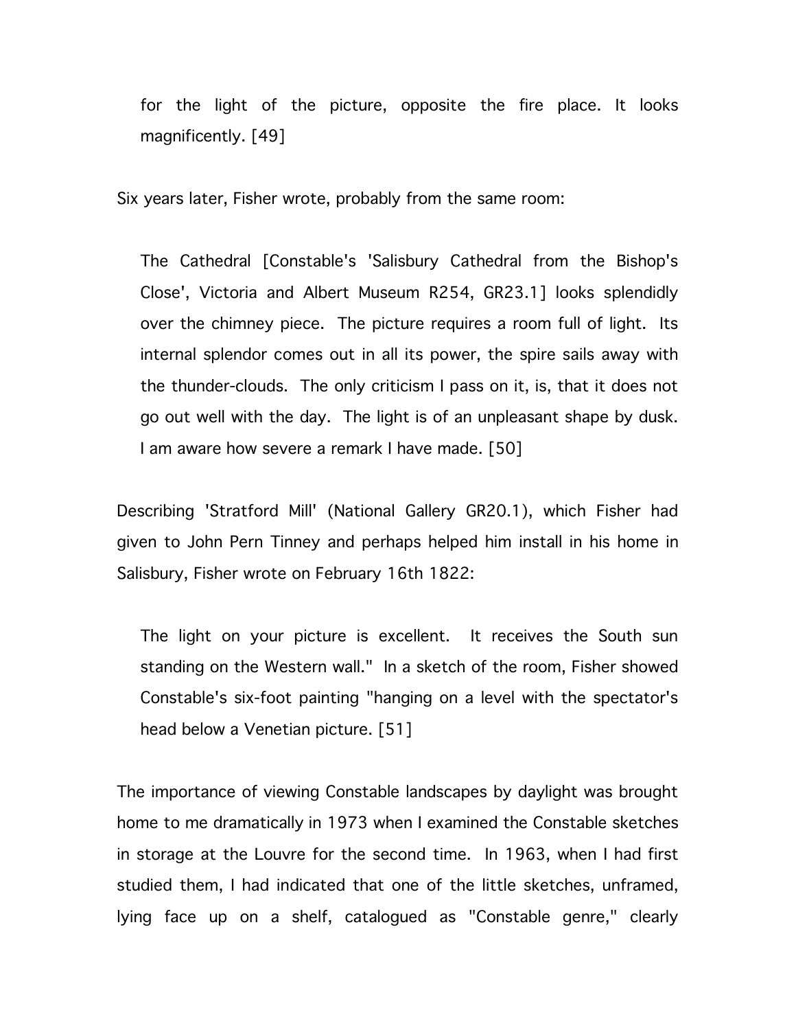for the light of the picture, opposite the fire place. It looks magnificently. [49]

Six years later, Fisher wrote, probably from the same room:

> The Cathedral [Constable's 'Salisbury Cathedral from the Bishop's Close', Victoria and Albert Museum R254, GR23.1] looks splendidly over the chimney piece. The picture requires a room full of light. Its internal splendor comes out in all its power, the spire sails away with the thunder-clouds. The only criticism I pass on it, is, that it does not go out well with the day. The light is of an unpleasant shape by dusk. I am aware how severe a remark I have made. [50]

Describing 'Stratford Mill' (National Gallery GR20.1), which Fisher had given to John Pern Tinney and perhaps helped him install in his home in Salisbury, Fisher wrote on February 16th 1822:

> The light on your picture is excellent. It receives the South sun standing on the Western wall." In a sketch of the room, Fisher showed Constable's six-foot painting "hanging on a level with the spectator's head below a Venetian picture. [51]

The importance of viewing Constable landscapes by daylight was brought home to me dramatically in 1973 when I examined the Constable sketches in storage at the Louvre for the second time. In 1963, when I had first studied them, I had indicated that one of the little sketches, unframed, lying face up on a shelf, catalogued as "Constable genre," clearly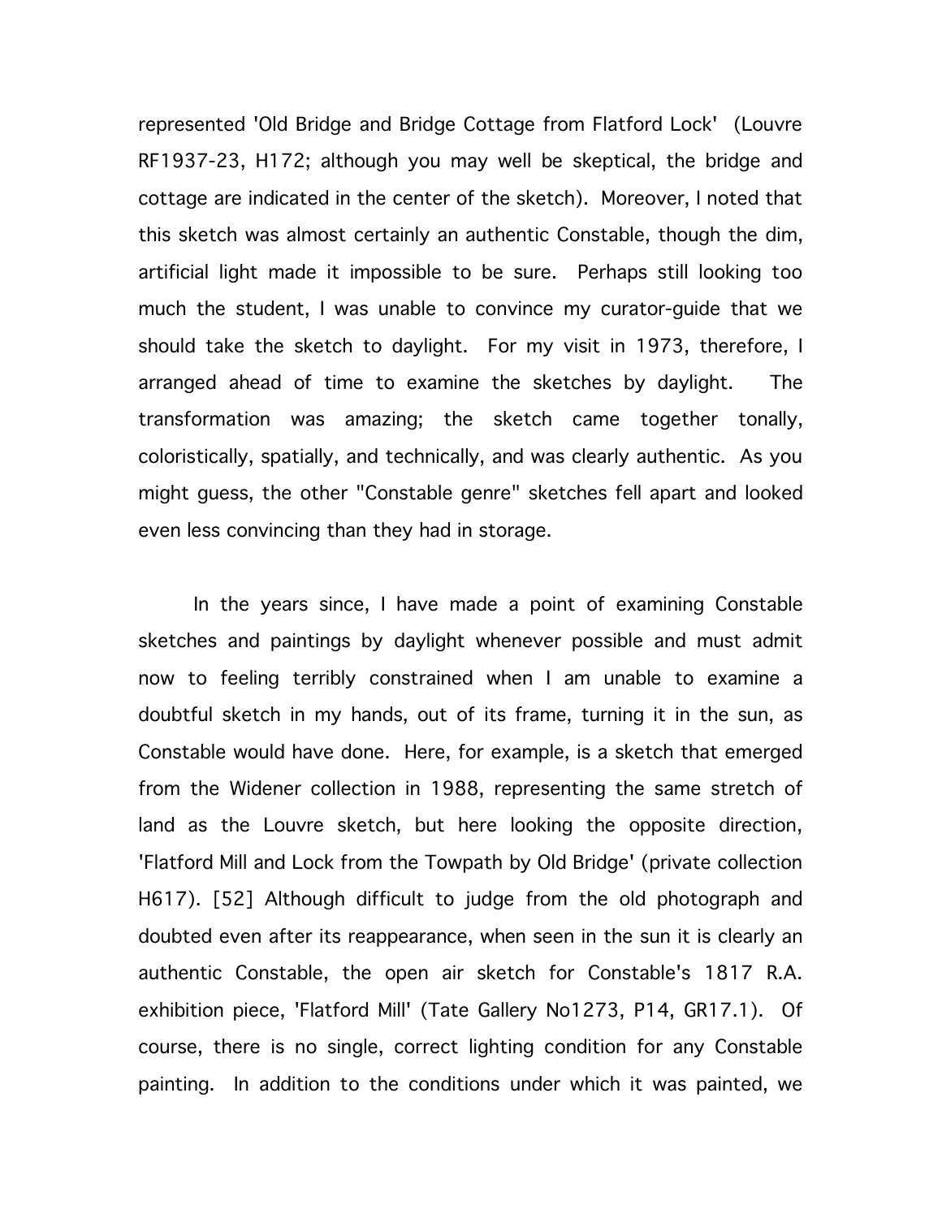represented 'Old Bridge and Bridge Cottage from Flatford Lock' (Louvre RF1937-23, H172; although you may well be skeptical, the bridge and cottage are indicated in the center of the sketch). Moreover, I noted that this sketch was almost certainly an authentic Constable, though the dim, artificial light made it impossible to be sure. Perhaps still looking too much the student, I was unable to convince my curator-guide that we should take the sketch to daylight. For my visit in 1973, therefore, I arranged ahead of time to examine the sketches by daylight. The transformation was amazing; the sketch came together tonally, coloristically, spatially, and technically, and was clearly authentic. As you might guess, the other "Constable genre" sketches fell apart and looked even less convincing than they had in storage.

In the years since, I have made a point of examining Constable sketches and paintings by daylight whenever possible and must admit now to feeling terribly constrained when I am unable to examine a doubtful sketch in my hands, out of its frame, turning it in the sun, as Constable would have done. Here, for example, is a sketch that emerged from the Widener collection in 1988, representing the same stretch of land as the Louvre sketch, but here looking the opposite direction, 'Flatford Mill and Lock from the Towpath by Old Bridge' (private collection H617). [52] Although difficult to judge from the old photograph and doubted even after its reappearance, when seen in the sun it is clearly an authentic Constable, the open air sketch for Constable's 1817 R.A. exhibition piece, 'Flatford Mill' (Tate Gallery No1273, P14, GR17.1). Of course, there is no single, correct lighting condition for any Constable painting. In addition to the conditions under which it was painted, we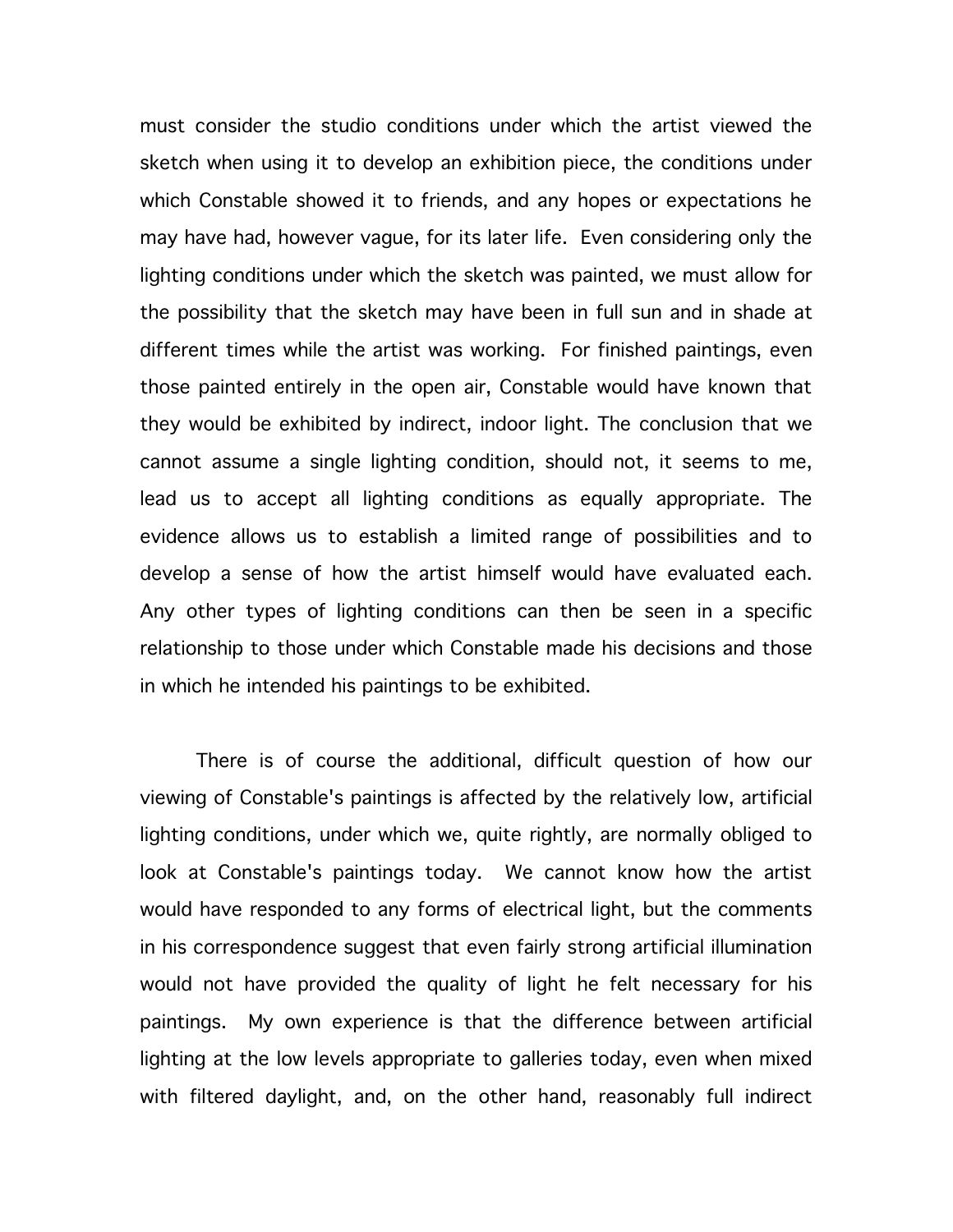must consider the studio conditions under which the artist viewed the sketch when using it to develop an exhibition piece, the conditions under which Constable showed it to friends, and any hopes or expectations he may have had, however vague, for its later life. Even considering only the lighting conditions under which the sketch was painted, we must allow for the possibility that the sketch may have been in full sun and in shade at different times while the artist was working. For finished paintings, even those painted entirely in the open air, Constable would have known that they would be exhibited by indirect, indoor light. The conclusion that we cannot assume a single lighting condition, should not, it seems to me, lead us to accept all lighting conditions as equally appropriate. The evidence allows us to establish a limited range of possibilities and to develop a sense of how the artist himself would have evaluated each. Any other types of lighting conditions can then be seen in a specific relationship to those under which Constable made his decisions and those in which he intended his paintings to be exhibited.

There is of course the additional, difficult question of how our viewing of Constable's paintings is affected by the relatively low, artificial lighting conditions, under which we, quite rightly, are normally obliged to look at Constable's paintings today. We cannot know how the artist would have responded to any forms of electrical light, but the comments in his correspondence suggest that even fairly strong artificial illumination would not have provided the quality of light he felt necessary for his paintings. My own experience is that the difference between artificial lighting at the low levels appropriate to galleries today, even when mixed with filtered daylight, and, on the other hand, reasonably full indirect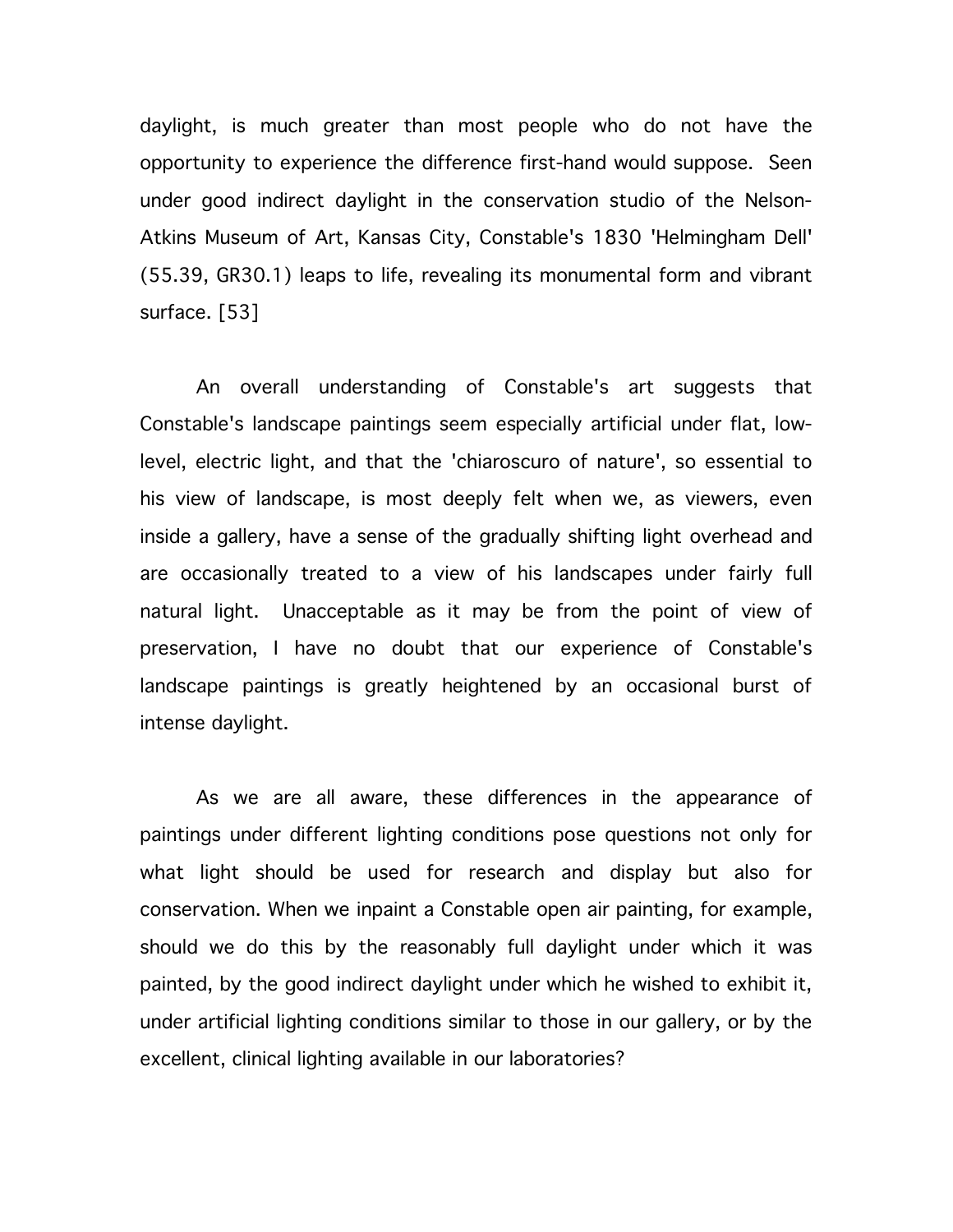daylight, is much greater than most people who do not have the opportunity to experience the difference first-hand would suppose. Seen under good indirect daylight in the conservation studio of the Nelson-Atkins Museum of Art, Kansas City, Constable's 1830 'Helmingham Dell' (55.39, GR30.1) leaps to life, revealing its monumental form and vibrant surface. [53]

An overall understanding of Constable's art suggests that Constable's landscape paintings seem especially artificial under flat, low-level, electric light, and that the 'chiaroscuro of nature', so essential to his view of landscape, is most deeply felt when we, as viewers, even inside a gallery, have a sense of the gradually shifting light overhead and are occasionally treated to a view of his landscapes under fairly full natural light. Unacceptable as it may be from the point of view of preservation, I have no doubt that our experience of Constable's landscape paintings is greatly heightened by an occasional burst of intense daylight.

As we are all aware, these differences in the appearance of paintings under different lighting conditions pose questions not only for what light should be used for research and display but also for conservation. When we inpaint a Constable open air painting, for example, should we do this by the reasonably full daylight under which it was painted, by the good indirect daylight under which he wished to exhibit it, under artificial lighting conditions similar to those in our gallery, or by the excellent, clinical lighting available in our laboratories?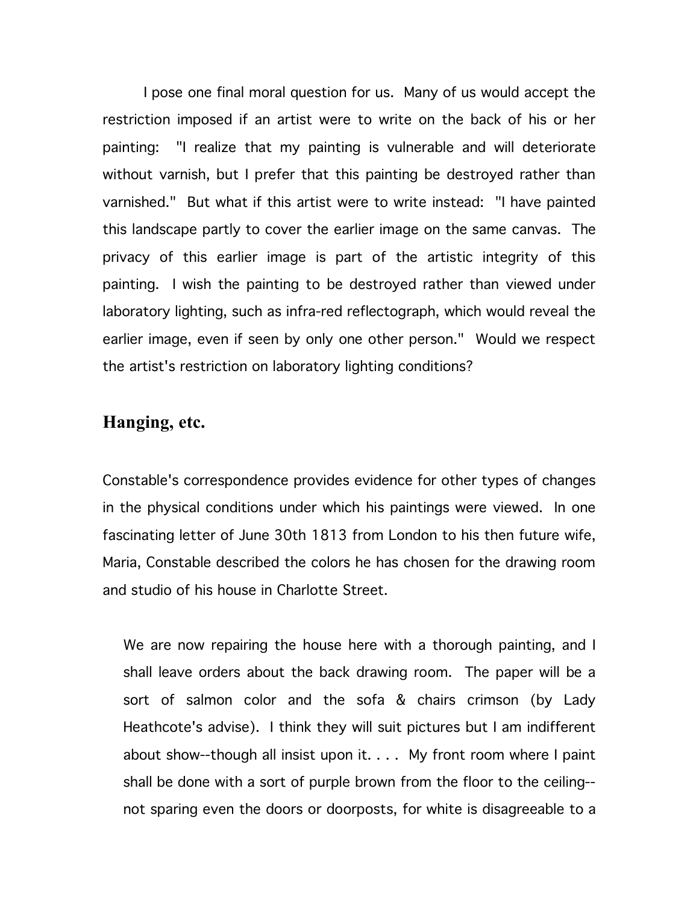I pose one final moral question for us. Many of us would accept the restriction imposed if an artist were to write on the back of his or her painting: "I realize that my painting is vulnerable and will deteriorate without varnish, but I prefer that this painting be destroyed rather than varnished." But what if this artist were to write instead: "I have painted this landscape partly to cover the earlier image on the same canvas. The privacy of this earlier image is part of the artistic integrity of this painting. I wish the painting to be destroyed rather than viewed under laboratory lighting, such as infra-red reflectograph, which would reveal the earlier image, even if seen by only one other person." Would we respect the artist's restriction on laboratory lighting conditions?

## Hanging, etc.

Constable's correspondence provides evidence for other types of changes in the physical conditions under which his paintings were viewed. In one fascinating letter of June 30th 1813 from London to his then future wife, Maria, Constable described the colors he has chosen for the drawing room and studio of his house in Charlotte Street.

> We are now repairing the house here with a thorough painting, and I shall leave orders about the back drawing room. The paper will be a sort of salmon color and the sofa & chairs crimson (by Lady Heathcote's advise). I think they will suit pictures but I am indifferent about show--though all insist upon it. . . . My front room where I paint shall be done with a sort of purple brown from the floor to the ceiling--not sparing even the doors or doorposts, for white is disagreeable to a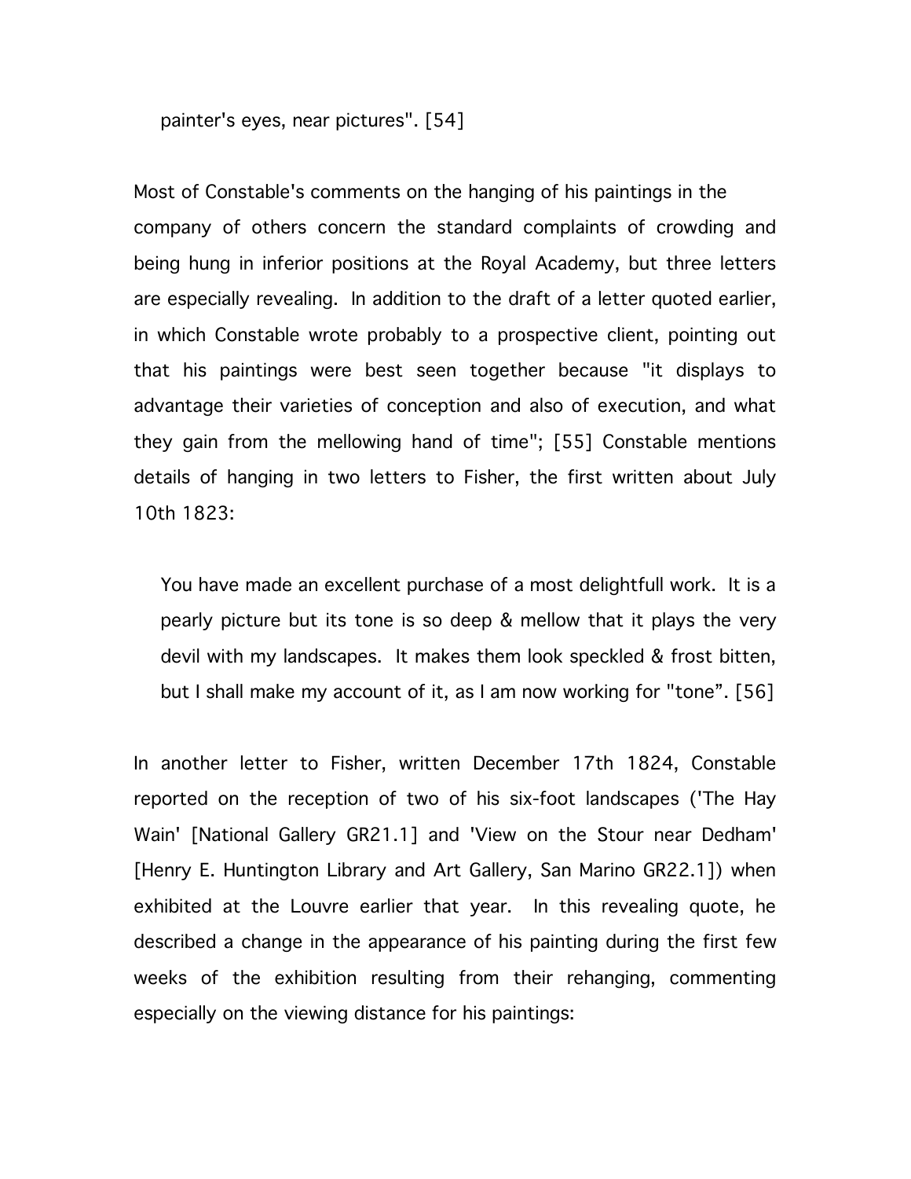> painter's eyes, near pictures". [54]

Most of Constable's comments on the hanging of his paintings in the company of others concern the standard complaints of crowding and being hung in inferior positions at the Royal Academy, but three letters are especially revealing. In addition to the draft of a letter quoted earlier, in which Constable wrote probably to a prospective client, pointing out that his paintings were best seen together because "it displays to advantage their varieties of conception and also of execution, and what they gain from the mellowing hand of time"; [55] Constable mentions details of hanging in two letters to Fisher, the first written about July 10th 1823:

> You have made an excellent purchase of a most delightfull work. It is a pearly picture but its tone is so deep & mellow that it plays the very devil with my landscapes. It makes them look speckled & frost bitten, but I shall make my account of it, as I am now working for "tone". [56]

In another letter to Fisher, written December 17th 1824, Constable reported on the reception of two of his six-foot landscapes ('The Hay Wain' [National Gallery GR21.1] and 'View on the Stour near Dedham' [Henry E. Huntington Library and Art Gallery, San Marino GR22.1]) when exhibited at the Louvre earlier that year. In this revealing quote, he described a change in the appearance of his painting during the first few weeks of the exhibition resulting from their rehanging, commenting especially on the viewing distance for his paintings: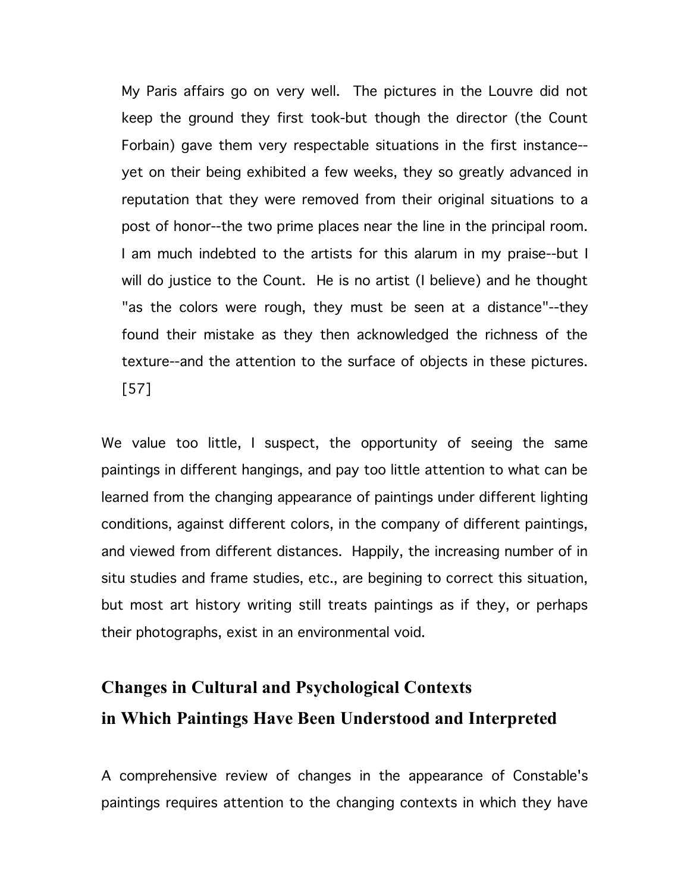> My Paris affairs go on very well. The pictures in the Louvre did not keep the ground they first took-but though the director (the Count Forbain) gave them very respectable situations in the first instance--yet on their being exhibited a few weeks, they so greatly advanced in reputation that they were removed from their original situations to a post of honor--the two prime places near the line in the principal room. I am much indebted to the artists for this alarum in my praise--but I will do justice to the Count. He is no artist (I believe) and he thought "as the colors were rough, they must be seen at a distance"--they found their mistake as they then acknowledged the richness of the texture--and the attention to the surface of objects in these pictures. [57]

We value too little, I suspect, the opportunity of seeing the same paintings in different hangings, and pay too little attention to what can be learned from the changing appearance of paintings under different lighting conditions, against different colors, in the company of different paintings, and viewed from different distances. Happily, the increasing number of in situ studies and frame studies, etc., are begining to correct this situation, but most art history writing still treats paintings as if they, or perhaps their photographs, exist in an environmental void.

## Changes in Cultural and Psychological Contexts in Which Paintings Have Been Understood and Interpreted

A comprehensive review of changes in the appearance of Constable's paintings requires attention to the changing contexts in which they have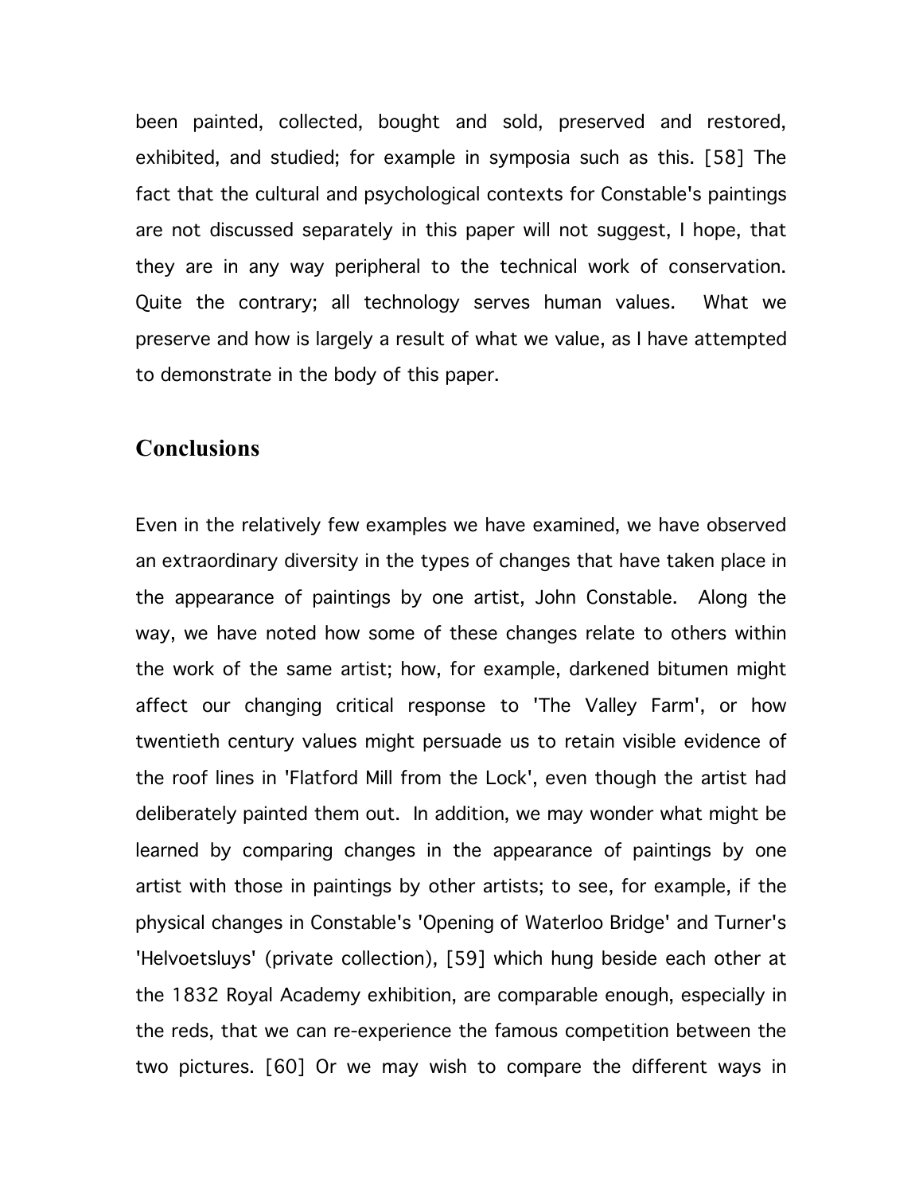been painted, collected, bought and sold, preserved and restored, exhibited, and studied; for example in symposia such as this. [58] The fact that the cultural and psychological contexts for Constable's paintings are not discussed separately in this paper will not suggest, I hope, that they are in any way peripheral to the technical work of conservation. Quite the contrary; all technology serves human values. What we preserve and how is largely a result of what we value, as I have attempted to demonstrate in the body of this paper.

## Conclusions

Even in the relatively few examples we have examined, we have observed an extraordinary diversity in the types of changes that have taken place in the appearance of paintings by one artist, John Constable. Along the way, we have noted how some of these changes relate to others within the work of the same artist; how, for example, darkened bitumen might affect our changing critical response to 'The Valley Farm', or how twentieth century values might persuade us to retain visible evidence of the roof lines in 'Flatford Mill from the Lock', even though the artist had deliberately painted them out. In addition, we may wonder what might be learned by comparing changes in the appearance of paintings by one artist with those in paintings by other artists; to see, for example, if the physical changes in Constable's 'Opening of Waterloo Bridge' and Turner's 'Helvoetsluys' (private collection), [59] which hung beside each other at the 1832 Royal Academy exhibition, are comparable enough, especially in the reds, that we can re-experience the famous competition between the two pictures. [60] Or we may wish to compare the different ways in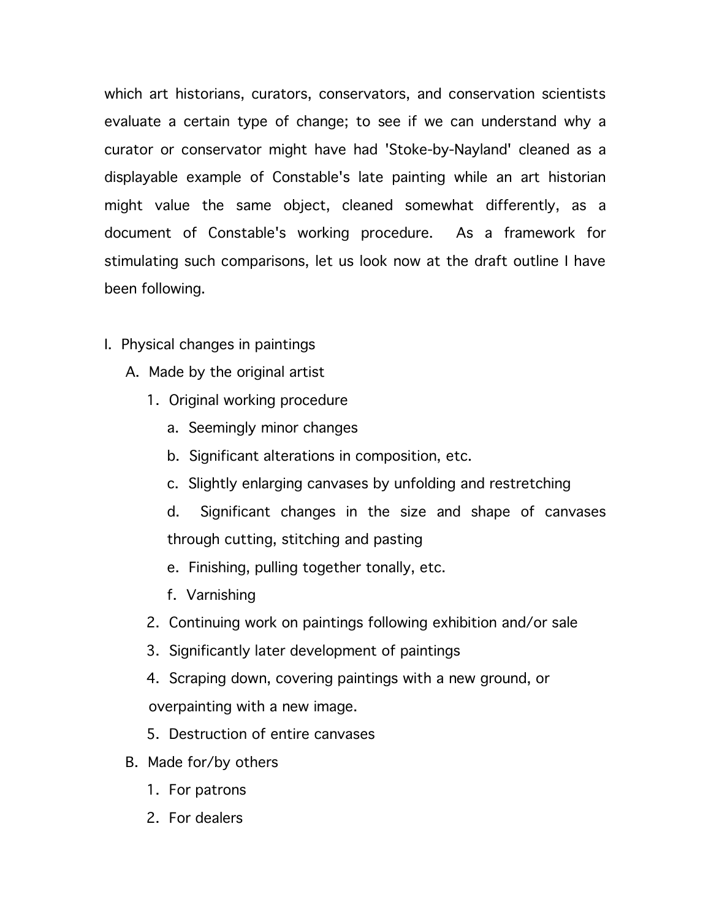which art historians, curators, conservators, and conservation scientists evaluate a certain type of change; to see if we can understand why a curator or conservator might have had 'Stoke-by-Nayland' cleaned as a displayable example of Constable's late painting while an art historian might value the same object, cleaned somewhat differently, as a document of Constable's working procedure. As a framework for stimulating such comparisons, let us look now at the draft outline I have been following.

I. Physical changes in paintings
  A. Made by the original artist
    1. Original working procedure
      a. Seemingly minor changes
      b. Significant alterations in composition, etc.
      c. Slightly enlarging canvases by unfolding and restretching
      d. Significant changes in the size and shape of canvases through cutting, stitching and pasting
      e. Finishing, pulling together tonally, etc.
      f. Varnishing
    2. Continuing work on paintings following exhibition and/or sale
    3. Significantly later development of paintings
    4. Scraping down, covering paintings with a new ground, or overpainting with a new image.
    5. Destruction of entire canvases
  B. Made for/by others
    1. For patrons
    2. For dealers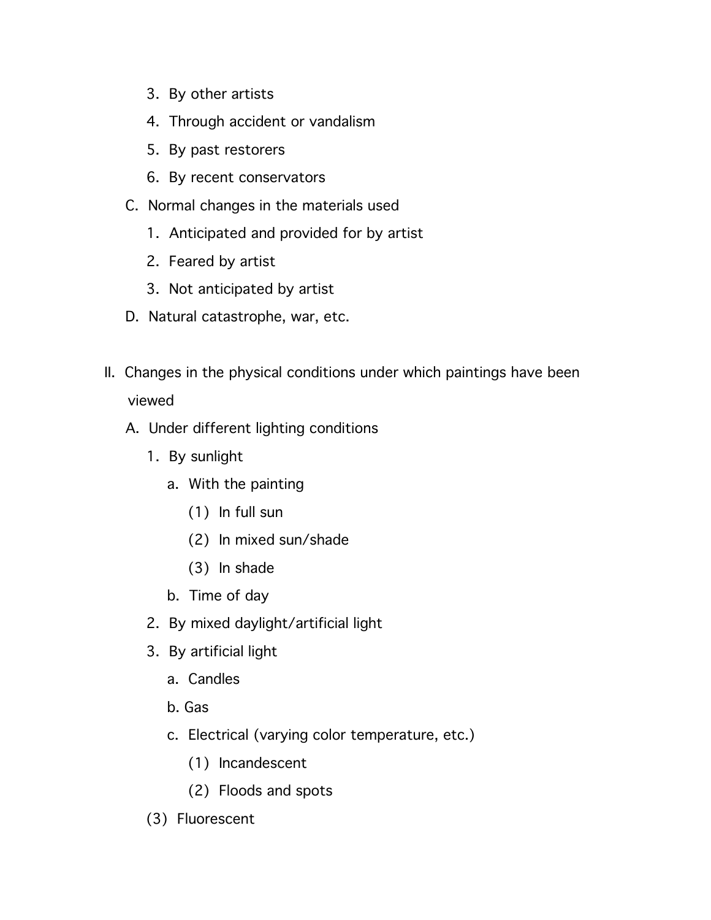3. By other artists
4. Through accident or vandalism
5. By past restorers
6. By recent conservators

C. Normal changes in the materials used

1. Anticipated and provided for by artist
2. Feared by artist
3. Not anticipated by artist

D. Natural catastrophe, war, etc.

II. Changes in the physical conditions under which paintings have been viewed

A. Under different lighting conditions

1. By sunlight
   a. With the painting
      (1) In full sun
      (2) In mixed sun/shade
      (3) In shade
   b. Time of day
2. By mixed daylight/artificial light
3. By artificial light
   a. Candles
   b. Gas
   c. Electrical (varying color temperature, etc.)
      (1) Incandescent
      (2) Floods and spots

(3) Fluorescent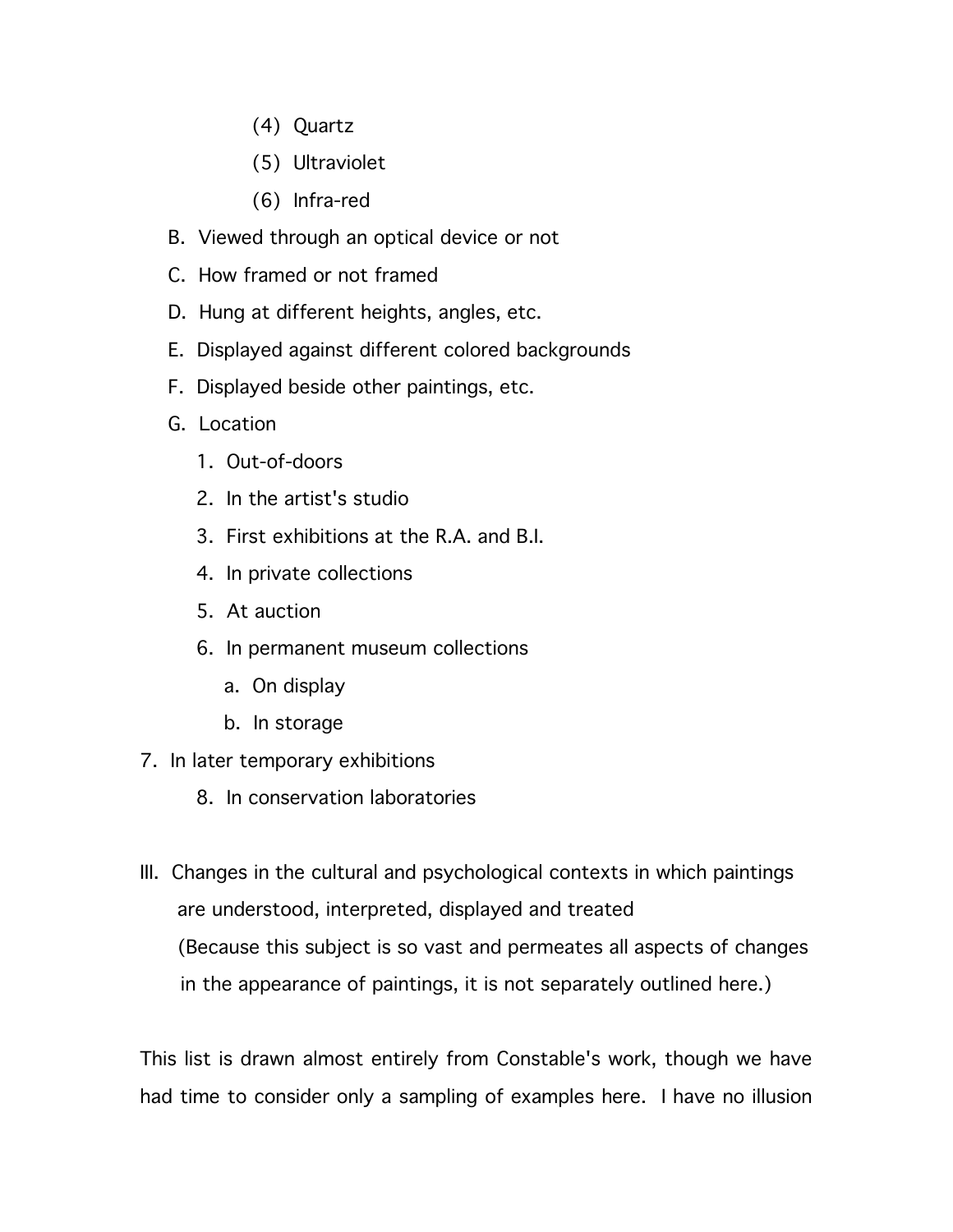(4) Quartz

            (5) Ultraviolet

            (6) Infra-red

   B. Viewed through an optical device or not

   C. How framed or not framed

   D. Hung at different heights, angles, etc.

   E. Displayed against different colored backgrounds

   F. Displayed beside other paintings, etc.

   G. Location

      1. Out-of-doors

      2. In the artist's studio

      3. First exhibitions at the R.A. and B.I.

      4. In private collections

      5. At auction

      6. In permanent museum collections

         a. On display

         b. In storage

7. In later temporary exhibitions

      8. In conservation laboratories

III. Changes in the cultural and psychological contexts in which paintings are understood, interpreted, displayed and treated
(Because this subject is so vast and permeates all aspects of changes in the appearance of paintings, it is not separately outlined here.)

This list is drawn almost entirely from Constable's work, though we have had time to consider only a sampling of examples here. I have no illusion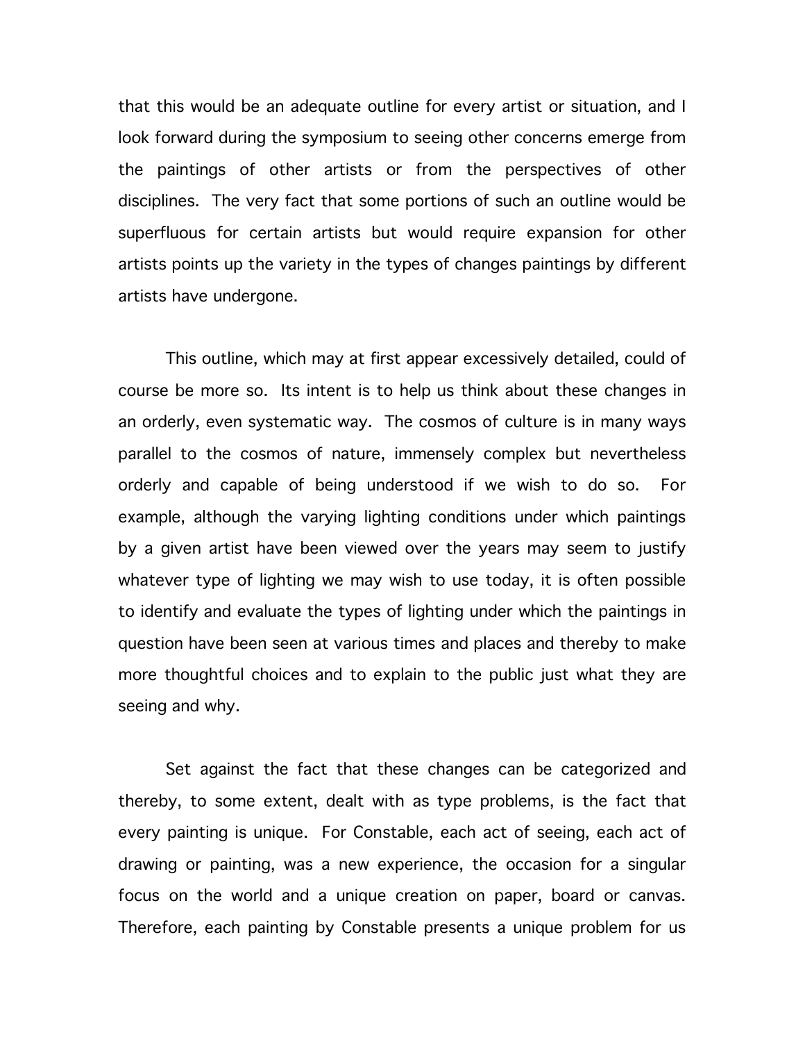that this would be an adequate outline for every artist or situation, and I look forward during the symposium to seeing other concerns emerge from the paintings of other artists or from the perspectives of other disciplines. The very fact that some portions of such an outline would be superfluous for certain artists but would require expansion for other artists points up the variety in the types of changes paintings by different artists have undergone.

This outline, which may at first appear excessively detailed, could of course be more so. Its intent is to help us think about these changes in an orderly, even systematic way. The cosmos of culture is in many ways parallel to the cosmos of nature, immensely complex but nevertheless orderly and capable of being understood if we wish to do so. For example, although the varying lighting conditions under which paintings by a given artist have been viewed over the years may seem to justify whatever type of lighting we may wish to use today, it is often possible to identify and evaluate the types of lighting under which the paintings in question have been seen at various times and places and thereby to make more thoughtful choices and to explain to the public just what they are seeing and why.

Set against the fact that these changes can be categorized and thereby, to some extent, dealt with as type problems, is the fact that every painting is unique. For Constable, each act of seeing, each act of drawing or painting, was a new experience, the occasion for a singular focus on the world and a unique creation on paper, board or canvas. Therefore, each painting by Constable presents a unique problem for us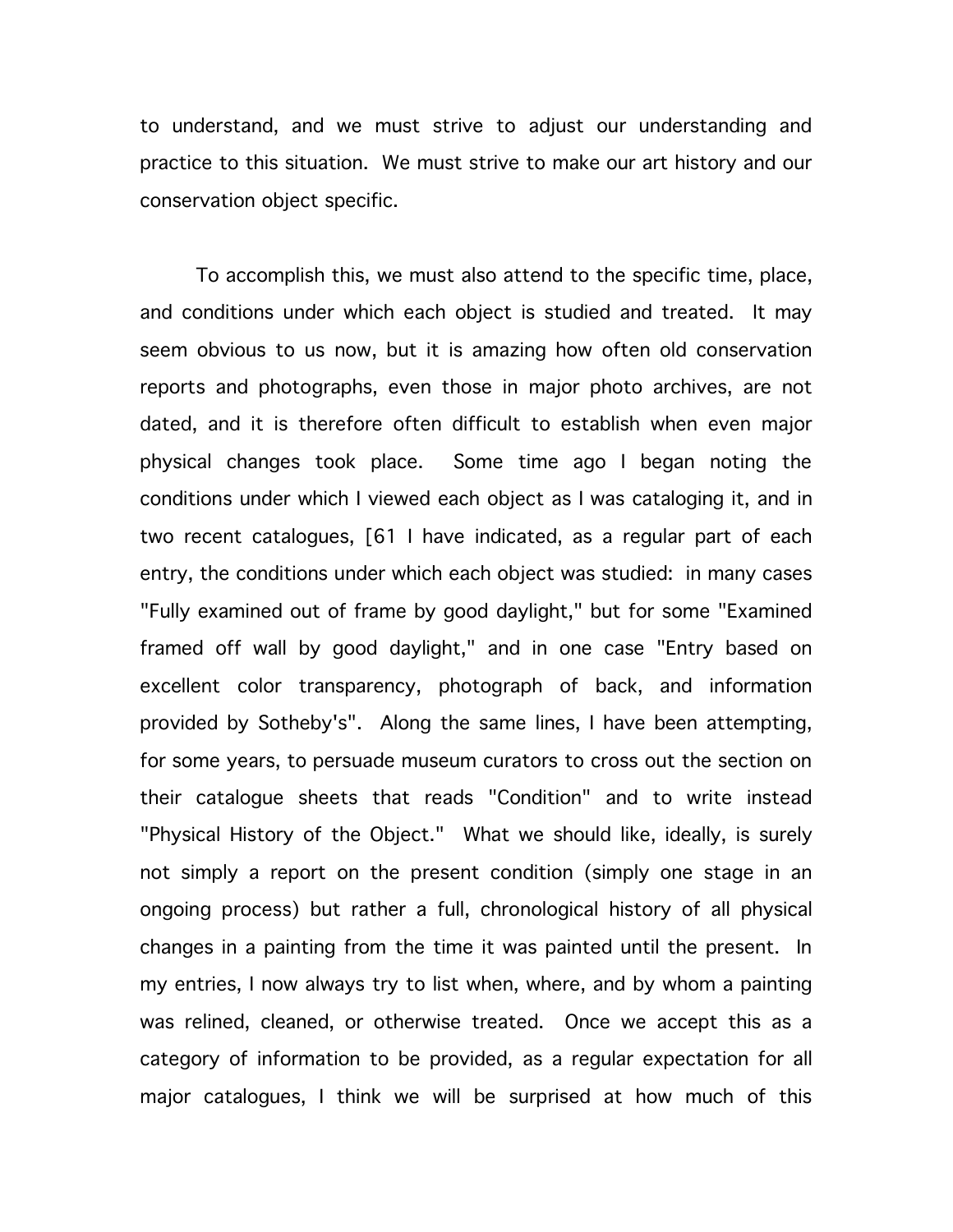to understand, and we must strive to adjust our understanding and practice to this situation. We must strive to make our art history and our conservation object specific.

To accomplish this, we must also attend to the specific time, place, and conditions under which each object is studied and treated. It may seem obvious to us now, but it is amazing how often old conservation reports and photographs, even those in major photo archives, are not dated, and it is therefore often difficult to establish when even major physical changes took place. Some time ago I began noting the conditions under which I viewed each object as I was cataloging it, and in two recent catalogues, [61 I have indicated, as a regular part of each entry, the conditions under which each object was studied: in many cases "Fully examined out of frame by good daylight," but for some "Examined framed off wall by good daylight," and in one case "Entry based on excellent color transparency, photograph of back, and information provided by Sotheby's". Along the same lines, I have been attempting, for some years, to persuade museum curators to cross out the section on their catalogue sheets that reads "Condition" and to write instead "Physical History of the Object." What we should like, ideally, is surely not simply a report on the present condition (simply one stage in an ongoing process) but rather a full, chronological history of all physical changes in a painting from the time it was painted until the present. In my entries, I now always try to list when, where, and by whom a painting was relined, cleaned, or otherwise treated. Once we accept this as a category of information to be provided, as a regular expectation for all major catalogues, I think we will be surprised at how much of this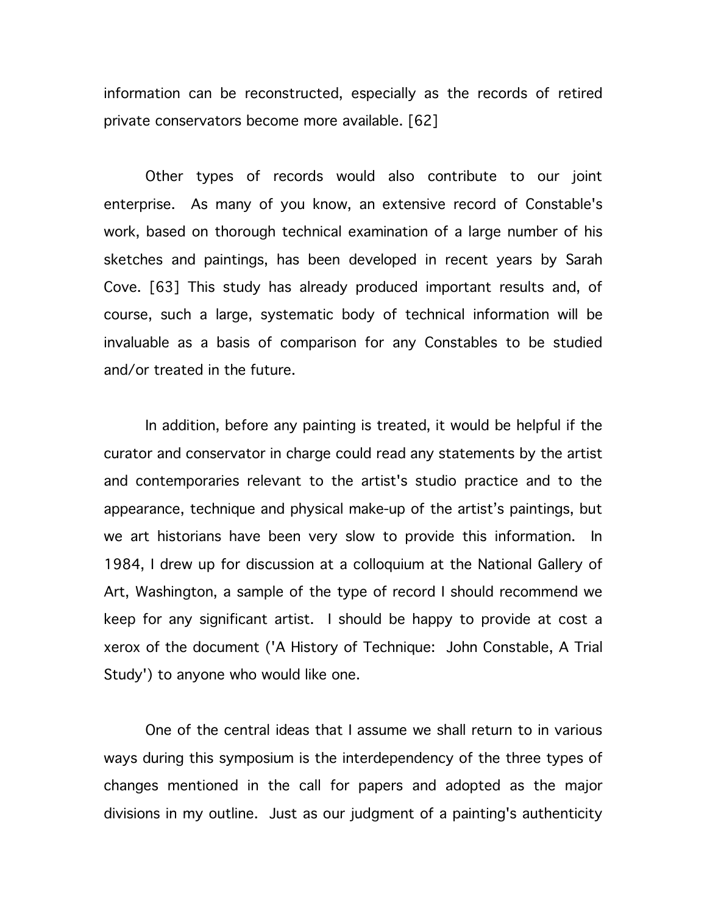information can be reconstructed, especially as the records of retired private conservators become more available. [62]

Other types of records would also contribute to our joint enterprise. As many of you know, an extensive record of Constable's work, based on thorough technical examination of a large number of his sketches and paintings, has been developed in recent years by Sarah Cove. [63] This study has already produced important results and, of course, such a large, systematic body of technical information will be invaluable as a basis of comparison for any Constables to be studied and/or treated in the future.

In addition, before any painting is treated, it would be helpful if the curator and conservator in charge could read any statements by the artist and contemporaries relevant to the artist's studio practice and to the appearance, technique and physical make-up of the artist's paintings, but we art historians have been very slow to provide this information. In 1984, I drew up for discussion at a colloquium at the National Gallery of Art, Washington, a sample of the type of record I should recommend we keep for any significant artist. I should be happy to provide at cost a xerox of the document ('A History of Technique: John Constable, A Trial Study') to anyone who would like one.

One of the central ideas that I assume we shall return to in various ways during this symposium is the interdependency of the three types of changes mentioned in the call for papers and adopted as the major divisions in my outline. Just as our judgment of a painting's authenticity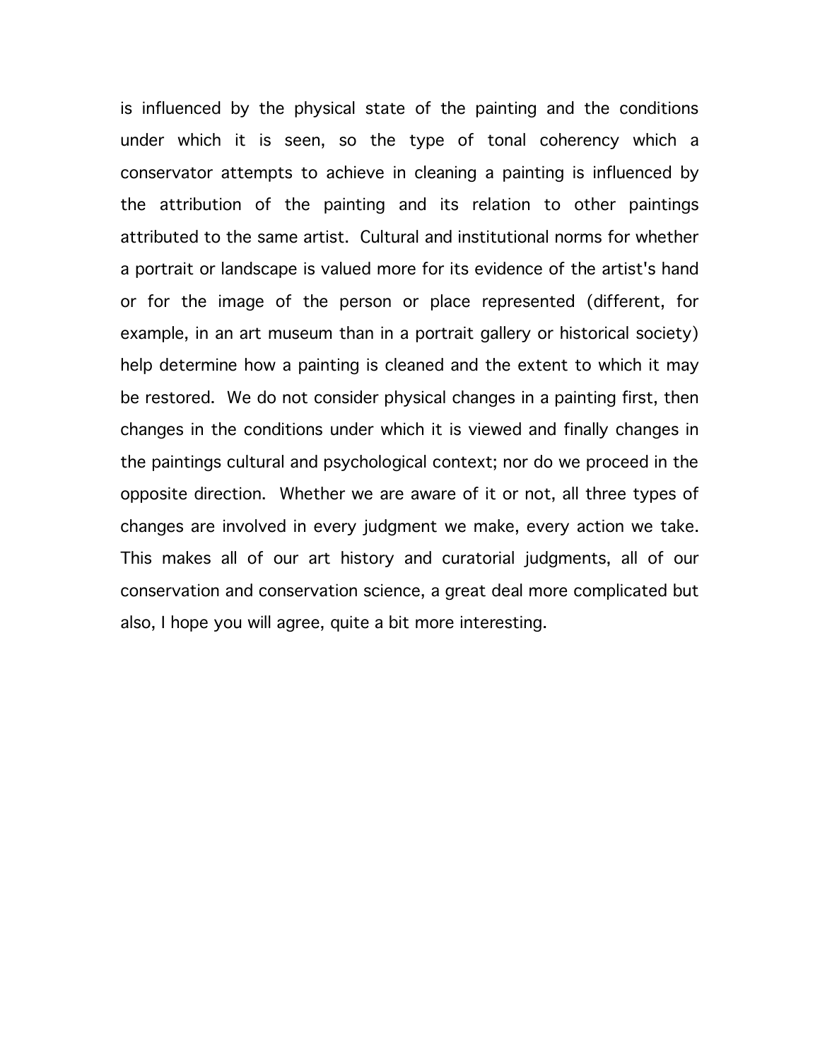is influenced by the physical state of the painting and the conditions under which it is seen, so the type of tonal coherency which a conservator attempts to achieve in cleaning a painting is influenced by the attribution of the painting and its relation to other paintings attributed to the same artist. Cultural and institutional norms for whether a portrait or landscape is valued more for its evidence of the artist's hand or for the image of the person or place represented (different, for example, in an art museum than in a portrait gallery or historical society) help determine how a painting is cleaned and the extent to which it may be restored. We do not consider physical changes in a painting first, then changes in the conditions under which it is viewed and finally changes in the paintings cultural and psychological context; nor do we proceed in the opposite direction. Whether we are aware of it or not, all three types of changes are involved in every judgment we make, every action we take. This makes all of our art history and curatorial judgments, all of our conservation and conservation science, a great deal more complicated but also, I hope you will agree, quite a bit more interesting.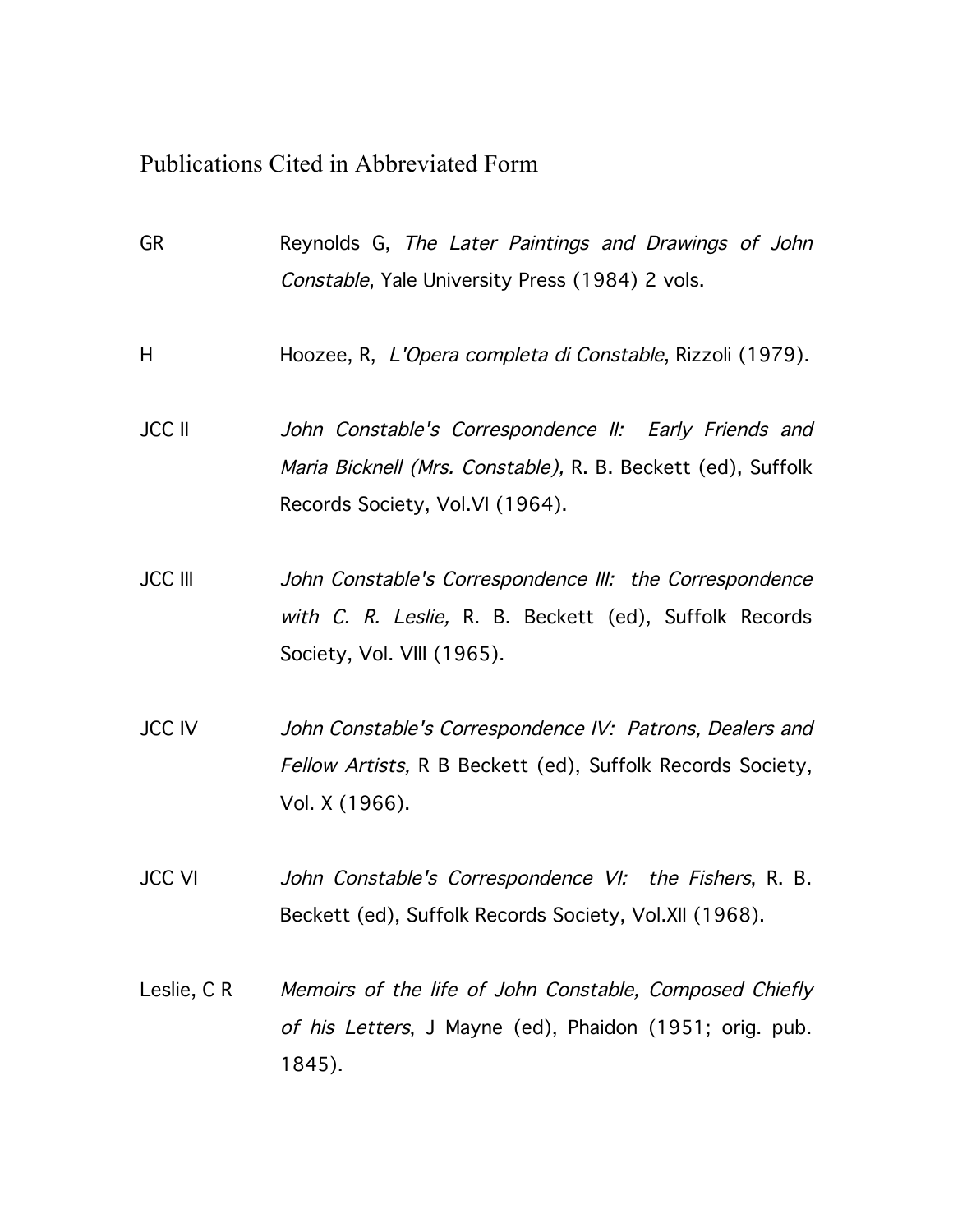# Publications Cited in Abbreviated Form

| | |
|---|---|
| GR | Reynolds G, *The Later Paintings and Drawings of John Constable*, Yale University Press (1984) 2 vols. |
| H | Hoozee, R, *L'Opera completa di Constable*, Rizzoli (1979). |
| JCC II | *John Constable's Correspondence II: Early Friends and Maria Bicknell (Mrs. Constable),* R. B. Beckett (ed), Suffolk Records Society, Vol.VI (1964). |
| JCC III | *John Constable's Correspondence III: the Correspondence with C. R. Leslie,* R. B. Beckett (ed), Suffolk Records Society, Vol. VIII (1965). |
| JCC IV | *John Constable's Correspondence IV: Patrons, Dealers and Fellow Artists,* R B Beckett (ed), Suffolk Records Society, Vol. X (1966). |
| JCC VI | *John Constable's Correspondence VI: the Fishers*, R. B. Beckett (ed), Suffolk Records Society, Vol.XII (1968). |
| Leslie, C R | *Memoirs of the life of John Constable, Composed Chiefly of his Letters*, J Mayne (ed), Phaidon (1951; orig. pub. 1845). |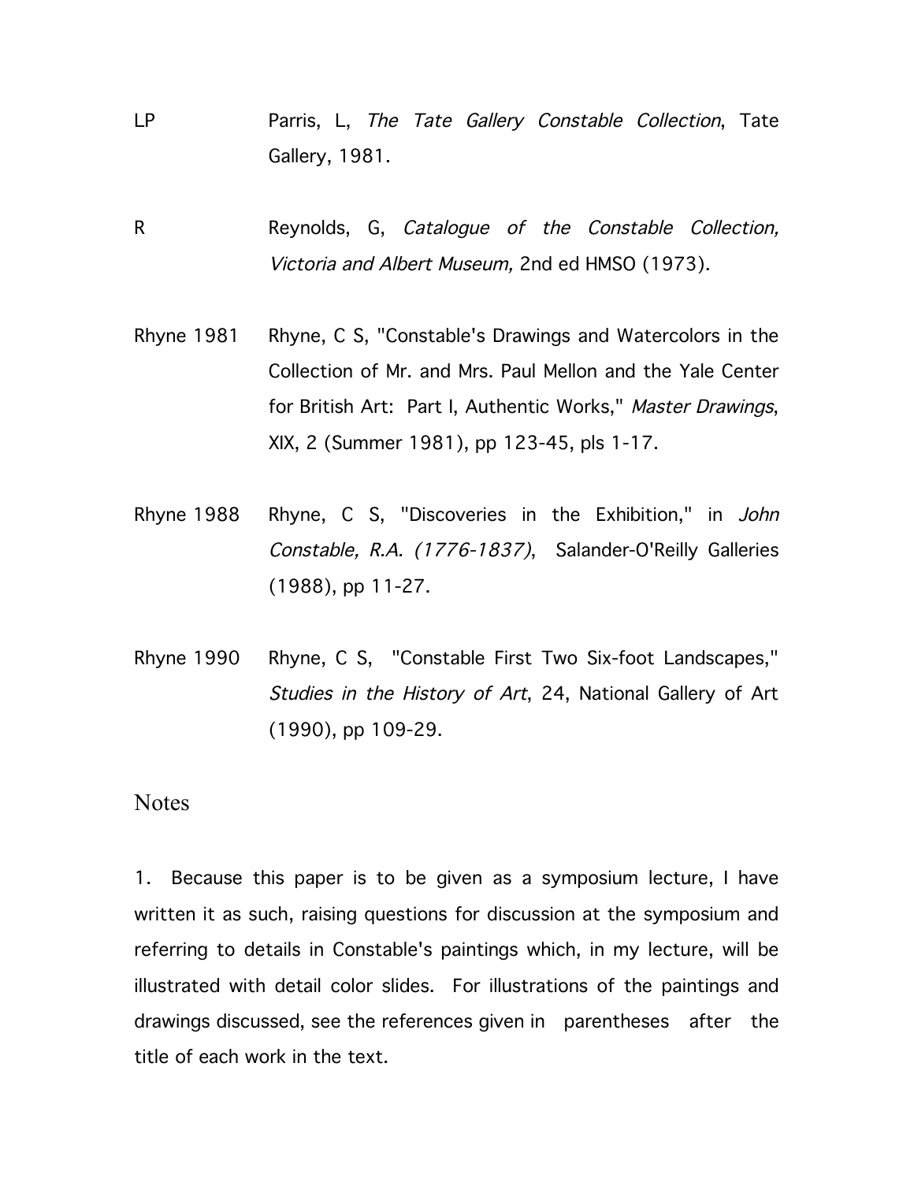LP Parris, L, *The Tate Gallery Constable Collection*, Tate Gallery, 1981.

R Reynolds, G, *Catalogue of the Constable Collection, Victoria and Albert Museum,* 2nd ed HMSO (1973).

Rhyne 1981 Rhyne, C S, "Constable's Drawings and Watercolors in the Collection of Mr. and Mrs. Paul Mellon and the Yale Center for British Art: Part I, Authentic Works," *Master Drawings*, XIX, 2 (Summer 1981), pp 123-45, pls 1-17.

Rhyne 1988 Rhyne, C S, "Discoveries in the Exhibition," in *John Constable, R.A. (1776-1837)*, Salander-O'Reilly Galleries (1988), pp 11-27.

Rhyne 1990 Rhyne, C S, "Constable First Two Six-foot Landscapes," *Studies in the History of Art*, 24, National Gallery of Art (1990), pp 109-29.

## Notes

1. Because this paper is to be given as a symposium lecture, I have written it as such, raising questions for discussion at the symposium and referring to details in Constable's paintings which, in my lecture, will be illustrated with detail color slides. For illustrations of the paintings and drawings discussed, see the references given in parentheses after the title of each work in the text.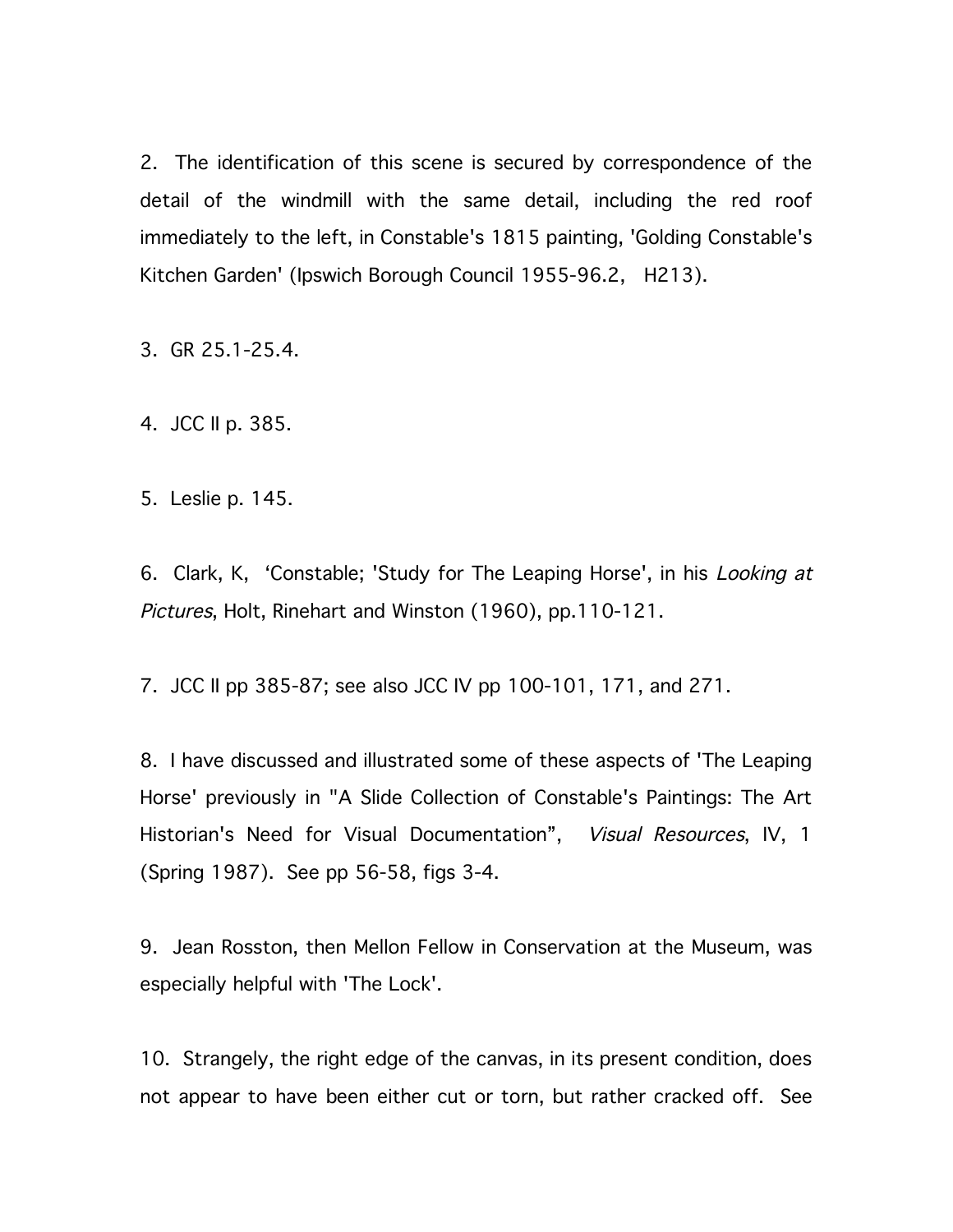2. The identification of this scene is secured by correspondence of the detail of the windmill with the same detail, including the red roof immediately to the left, in Constable's 1815 painting, 'Golding Constable's Kitchen Garden' (Ipswich Borough Council 1955-96.2, H213).

3. GR 25.1-25.4.

4. JCC II p. 385.

5. Leslie p. 145.

6. Clark, K, 'Constable; 'Study for The Leaping Horse', in his *Looking at Pictures*, Holt, Rinehart and Winston (1960), pp.110-121.

7. JCC II pp 385-87; see also JCC IV pp 100-101, 171, and 271.

8. I have discussed and illustrated some of these aspects of 'The Leaping Horse' previously in "A Slide Collection of Constable's Paintings: The Art Historian's Need for Visual Documentation", *Visual Resources*, IV, 1 (Spring 1987). See pp 56-58, figs 3-4.

9. Jean Rosston, then Mellon Fellow in Conservation at the Museum, was especially helpful with 'The Lock'.

10. Strangely, the right edge of the canvas, in its present condition, does not appear to have been either cut or torn, but rather cracked off. See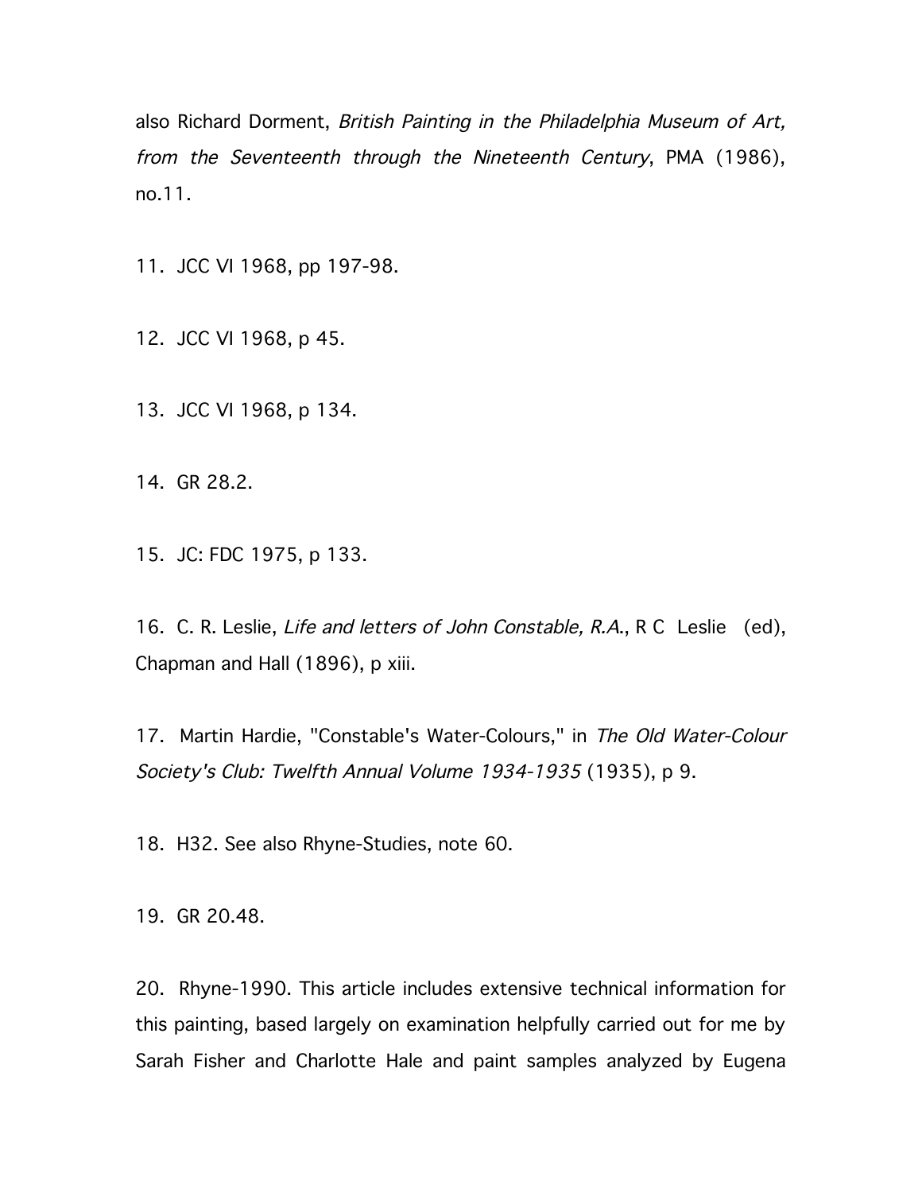also Richard Dorment, *British Painting in the Philadelphia Museum of Art, from the Seventeenth through the Nineteenth Century*, PMA (1986), no.11.

11. JCC VI 1968, pp 197-98.

12. JCC VI 1968, p 45.

13. JCC VI 1968, p 134.

14. GR 28.2.

15. JC: FDC 1975, p 133.

16. C. R. Leslie, *Life and letters of John Constable, R.A.*, R C Leslie (ed), Chapman and Hall (1896), p xiii.

17. Martin Hardie, "Constable's Water-Colours," in *The Old Water-Colour Society's Club: Twelfth Annual Volume 1934-1935* (1935), p 9.

18. H32. See also Rhyne-Studies, note 60.

19. GR 20.48.

20. Rhyne-1990. This article includes extensive technical information for this painting, based largely on examination helpfully carried out for me by Sarah Fisher and Charlotte Hale and paint samples analyzed by Eugena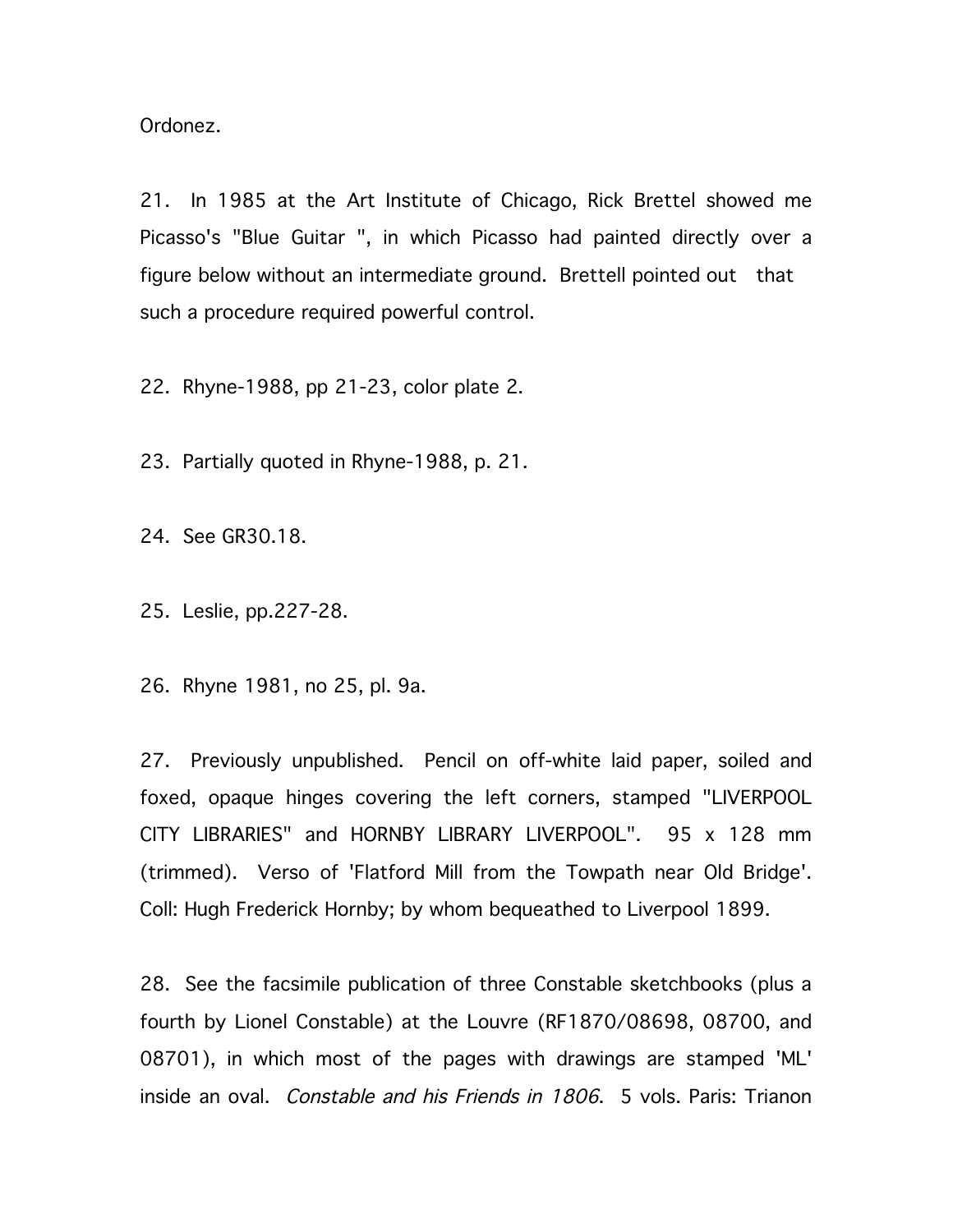Ordonez.

21. In 1985 at the Art Institute of Chicago, Rick Brettel showed me Picasso's "Blue Guitar ", in which Picasso had painted directly over a figure below without an intermediate ground. Brettell pointed out that such a procedure required powerful control.

22. Rhyne-1988, pp 21-23, color plate 2.

23. Partially quoted in Rhyne-1988, p. 21.

24. See GR30.18.

25. Leslie, pp.227-28.

26. Rhyne 1981, no 25, pl. 9a.

27. Previously unpublished. Pencil on off-white laid paper, soiled and foxed, opaque hinges covering the left corners, stamped "LIVERPOOL CITY LIBRARIES" and HORNBY LIBRARY LIVERPOOL". 95 x 128 mm (trimmed). Verso of 'Flatford Mill from the Towpath near Old Bridge'. Coll: Hugh Frederick Hornby; by whom bequeathed to Liverpool 1899.

28. See the facsimile publication of three Constable sketchbooks (plus a fourth by Lionel Constable) at the Louvre (RF1870/08698, 08700, and 08701), in which most of the pages with drawings are stamped 'ML' inside an oval. *Constable and his Friends in 1806*. 5 vols. Paris: Trianon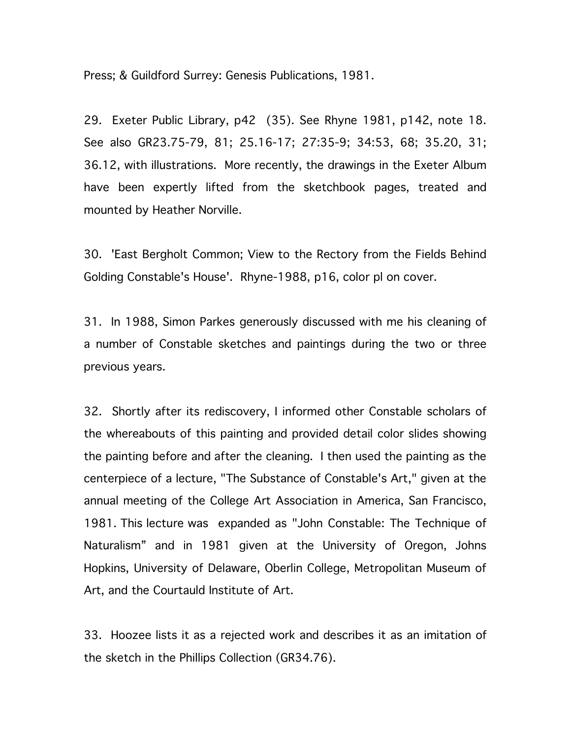Press; & Guildford Surrey: Genesis Publications, 1981.

29. Exeter Public Library, p42 (35). See Rhyne 1981, p142, note 18. See also GR23.75-79, 81; 25.16-17; 27:35-9; 34:53, 68; 35.20, 31; 36.12, with illustrations. More recently, the drawings in the Exeter Album have been expertly lifted from the sketchbook pages, treated and mounted by Heather Norville.

30. 'East Bergholt Common; View to the Rectory from the Fields Behind Golding Constable's House'. Rhyne-1988, p16, color pl on cover.

31. In 1988, Simon Parkes generously discussed with me his cleaning of a number of Constable sketches and paintings during the two or three previous years.

32. Shortly after its rediscovery, I informed other Constable scholars of the whereabouts of this painting and provided detail color slides showing the painting before and after the cleaning. I then used the painting as the centerpiece of a lecture, "The Substance of Constable's Art," given at the annual meeting of the College Art Association in America, San Francisco, 1981. This lecture was expanded as "John Constable: The Technique of Naturalism" and in 1981 given at the University of Oregon, Johns Hopkins, University of Delaware, Oberlin College, Metropolitan Museum of Art, and the Courtauld Institute of Art.

33. Hoozee lists it as a rejected work and describes it as an imitation of the sketch in the Phillips Collection (GR34.76).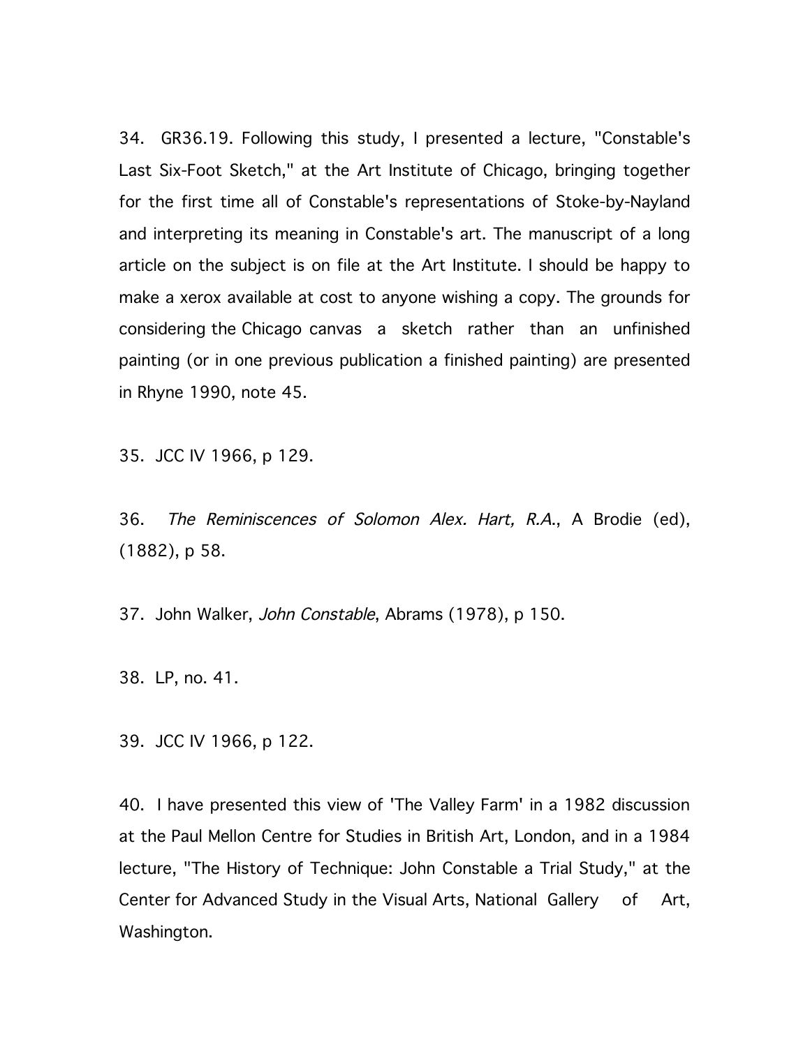34. GR36.19. Following this study, I presented a lecture, "Constable's Last Six-Foot Sketch," at the Art Institute of Chicago, bringing together for the first time all of Constable's representations of Stoke-by-Nayland and interpreting its meaning in Constable's art. The manuscript of a long article on the subject is on file at the Art Institute. I should be happy to make a xerox available at cost to anyone wishing a copy. The grounds for considering the Chicago canvas a sketch rather than an unfinished painting (or in one previous publication a finished painting) are presented in Rhyne 1990, note 45.

35. JCC IV 1966, p 129.

36. *The Reminiscences of Solomon Alex. Hart, R.A.*, A Brodie (ed), (1882), p 58.

37. John Walker, *John Constable*, Abrams (1978), p 150.

38. LP, no. 41.

39. JCC IV 1966, p 122.

40. I have presented this view of 'The Valley Farm' in a 1982 discussion at the Paul Mellon Centre for Studies in British Art, London, and in a 1984 lecture, "The History of Technique: John Constable a Trial Study," at the Center for Advanced Study in the Visual Arts, National Gallery of Art, Washington.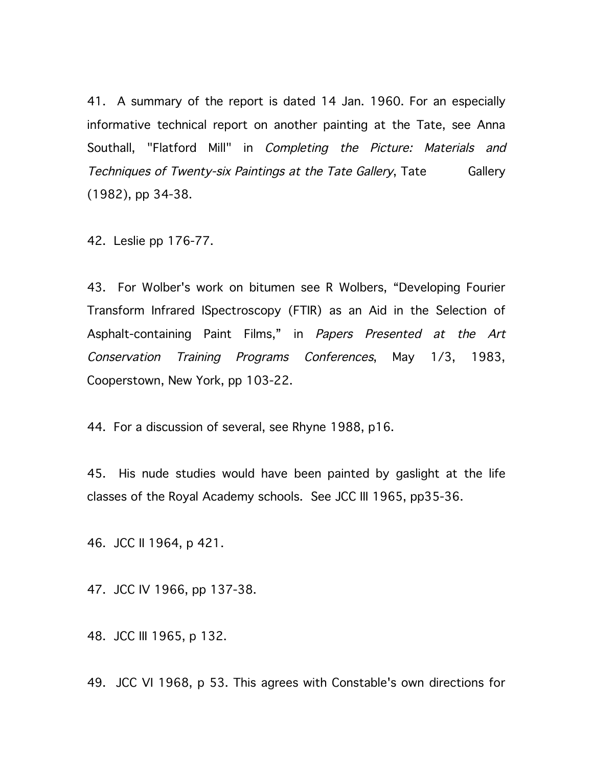41. A summary of the report is dated 14 Jan. 1960. For an especially informative technical report on another painting at the Tate, see Anna Southall, "Flatford Mill" in *Completing the Picture: Materials and Techniques of Twenty-six Paintings at the Tate Gallery*, Tate Gallery (1982), pp 34-38.

42. Leslie pp 176-77.

43. For Wolber's work on bitumen see R Wolbers, "Developing Fourier Transform Infrared ISpectroscopy (FTIR) as an Aid in the Selection of Asphalt-containing Paint Films," in *Papers Presented at the Art Conservation Training Programs Conferences*, May 1/3, 1983, Cooperstown, New York, pp 103-22.

44. For a discussion of several, see Rhyne 1988, p16.

45. His nude studies would have been painted by gaslight at the life classes of the Royal Academy schools. See JCC III 1965, pp35-36.

46. JCC II 1964, p 421.

47. JCC IV 1966, pp 137-38.

48. JCC III 1965, p 132.

49. JCC VI 1968, p 53. This agrees with Constable's own directions for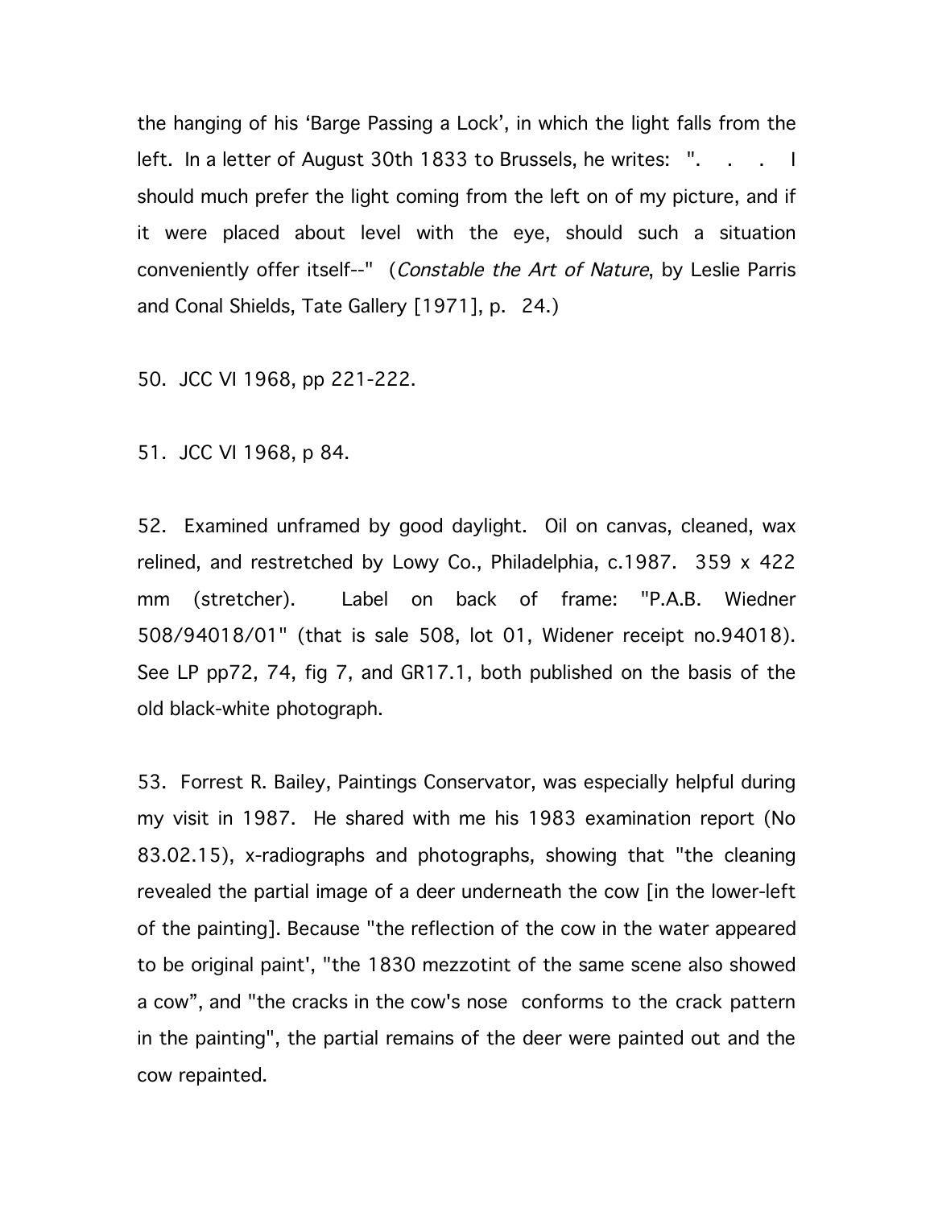the hanging of his 'Barge Passing a Lock', in which the light falls from the left. In a letter of August 30th 1833 to Brussels, he writes: ". . . I should much prefer the light coming from the left on of my picture, and if it were placed about level with the eye, should such a situation conveniently offer itself--" (*Constable the Art of Nature*, by Leslie Parris and Conal Shields, Tate Gallery [1971], p. 24.)

50. JCC VI 1968, pp 221-222.

51. JCC VI 1968, p 84.

52. Examined unframed by good daylight. Oil on canvas, cleaned, wax relined, and restretched by Lowy Co., Philadelphia, c.1987. 359 x 422 mm (stretcher). Label on back of frame: "P.A.B. Wiedner 508/94018/01" (that is sale 508, lot 01, Widener receipt no.94018). See LP pp72, 74, fig 7, and GR17.1, both published on the basis of the old black-white photograph.

53. Forrest R. Bailey, Paintings Conservator, was especially helpful during my visit in 1987. He shared with me his 1983 examination report (No 83.02.15), x-radiographs and photographs, showing that "the cleaning revealed the partial image of a deer underneath the cow [in the lower-left of the painting]. Because "the reflection of the cow in the water appeared to be original paint', "the 1830 mezzotint of the same scene also showed a cow", and "the cracks in the cow's nose conforms to the crack pattern in the painting", the partial remains of the deer were painted out and the cow repainted.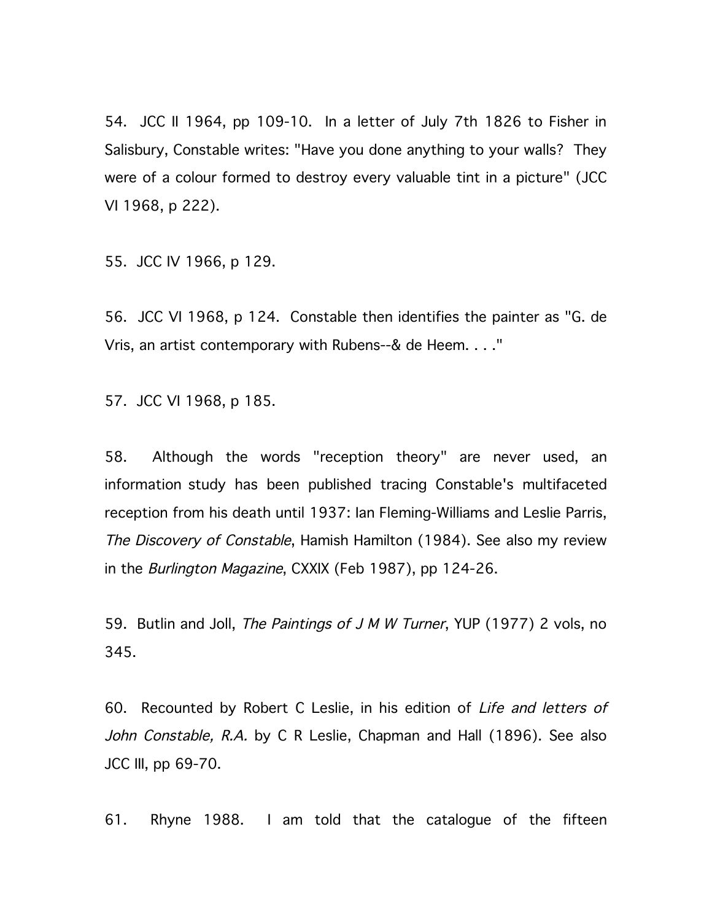54. JCC II 1964, pp 109-10. In a letter of July 7th 1826 to Fisher in Salisbury, Constable writes: "Have you done anything to your walls? They were of a colour formed to destroy every valuable tint in a picture" (JCC VI 1968, p 222).

55. JCC IV 1966, p 129.

56. JCC VI 1968, p 124. Constable then identifies the painter as "G. de Vris, an artist contemporary with Rubens--& de Heem. . . ."

57. JCC VI 1968, p 185.

58. Although the words "reception theory" are never used, an information study has been published tracing Constable's multifaceted reception from his death until 1937: Ian Fleming-Williams and Leslie Parris, *The Discovery of Constable*, Hamish Hamilton (1984). See also my review in the *Burlington Magazine*, CXXIX (Feb 1987), pp 124-26.

59. Butlin and Joll, *The Paintings of J M W Turner*, YUP (1977) 2 vols, no 345.

60. Recounted by Robert C Leslie, in his edition of *Life and letters of John Constable, R.A.* by C R Leslie, Chapman and Hall (1896). See also JCC III, pp 69-70.

61. Rhyne 1988. I am told that the catalogue of the fifteen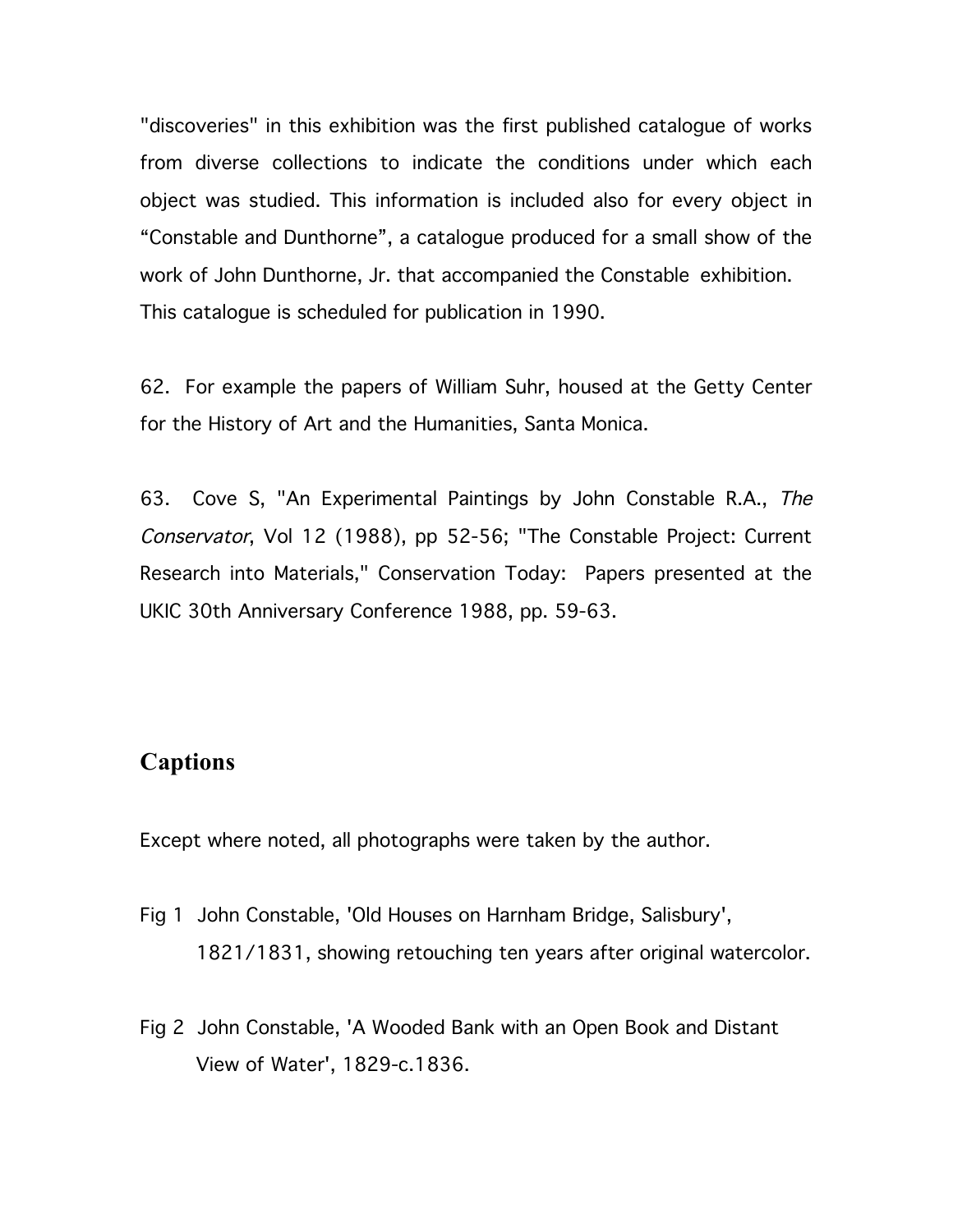"discoveries" in this exhibition was the first published catalogue of works from diverse collections to indicate the conditions under which each object was studied. This information is included also for every object in "Constable and Dunthorne", a catalogue produced for a small show of the work of John Dunthorne, Jr. that accompanied the Constable exhibition. This catalogue is scheduled for publication in 1990.

62. For example the papers of William Suhr, housed at the Getty Center for the History of Art and the Humanities, Santa Monica.

63. Cove S, "An Experimental Paintings by John Constable R.A., *The Conservator*, Vol 12 (1988), pp 52-56; "The Constable Project: Current Research into Materials," Conservation Today: Papers presented at the UKIC 30th Anniversary Conference 1988, pp. 59-63.

## Captions

Except where noted, all photographs were taken by the author.

Fig 1 John Constable, 'Old Houses on Harnham Bridge, Salisbury', 1821/1831, showing retouching ten years after original watercolor.

Fig 2 John Constable, 'A Wooded Bank with an Open Book and Distant View of Water', 1829-c.1836.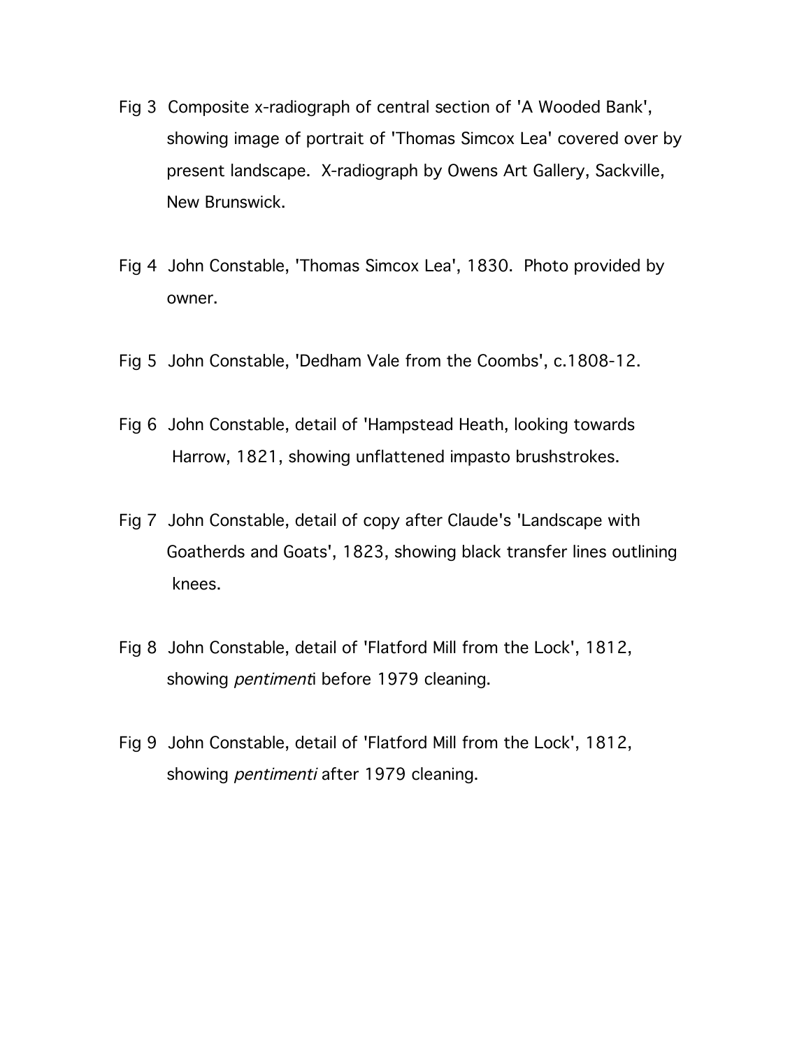Fig 3 Composite x-radiograph of central section of 'A Wooded Bank', showing image of portrait of 'Thomas Simcox Lea' covered over by present landscape. X-radiograph by Owens Art Gallery, Sackville, New Brunswick.

Fig 4 John Constable, 'Thomas Simcox Lea', 1830. Photo provided by owner.

Fig 5 John Constable, 'Dedham Vale from the Coombs', c.1808-12.

Fig 6 John Constable, detail of 'Hampstead Heath, looking towards Harrow, 1821, showing unflattened impasto brushstrokes.

Fig 7 John Constable, detail of copy after Claude's 'Landscape with Goatherds and Goats', 1823, showing black transfer lines outlining knees.

Fig 8 John Constable, detail of 'Flatford Mill from the Lock', 1812, showing *pentiment*i before 1979 cleaning.

Fig 9 John Constable, detail of 'Flatford Mill from the Lock', 1812, showing *pentimenti* after 1979 cleaning.